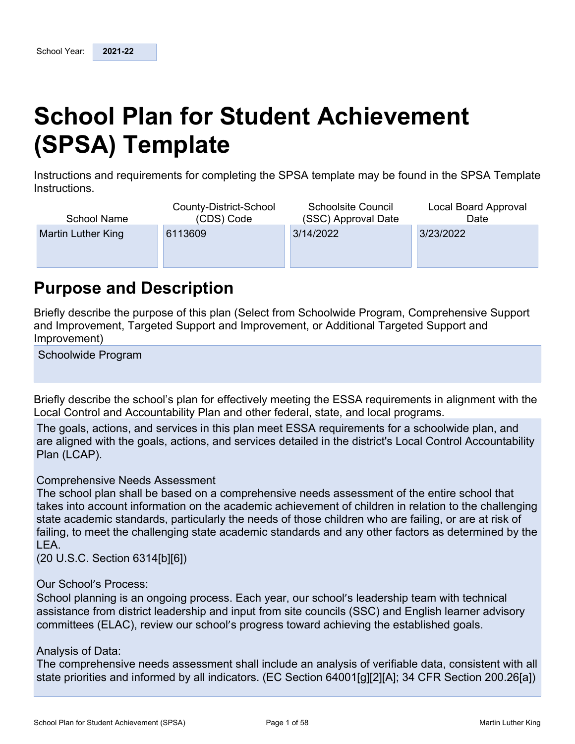| School Year: | 2021-22 |
|---|---|

# School Plan for Student Achievement (SPSA) Template

Instructions and requirements for completing the SPSA template may be found in the SPSA Template Instructions.

| School Name | County-District-School (CDS) Code | Schoolsite Council (SSC) Approval Date | Local Board Approval Date |
|---|---|---|---|
| Martin Luther King | 6113609 | 3/14/2022 | 3/23/2022 |

## Purpose and Description

Briefly describe the purpose of this plan (Select from Schoolwide Program, Comprehensive Support and Improvement, Targeted Support and Improvement, or Additional Targeted Support and Improvement)

Schoolwide Program

Briefly describe the school's plan for effectively meeting the ESSA requirements in alignment with the Local Control and Accountability Plan and other federal, state, and local programs.

The goals, actions, and services in this plan meet ESSA requirements for a schoolwide plan, and are aligned with the goals, actions, and services detailed in the district's Local Control Accountability Plan (LCAP).

Comprehensive Needs Assessment
The school plan shall be based on a comprehensive needs assessment of the entire school that takes into account information on the academic achievement of children in relation to the challenging state academic standards, particularly the needs of those children who are failing, or are at risk of failing, to meet the challenging state academic standards and any other factors as determined by the LEA.
(20 U.S.C. Section 6314[b][6])

Our School's Process:
School planning is an ongoing process. Each year, our school's leadership team with technical assistance from district leadership and input from site councils (SSC) and English learner advisory committees (ELAC), review our school's progress toward achieving the established goals.

Analysis of Data:
The comprehensive needs assessment shall include an analysis of verifiable data, consistent with all state priorities and informed by all indicators. (EC Section 64001[g][2][A]; 34 CFR Section 200.26[a])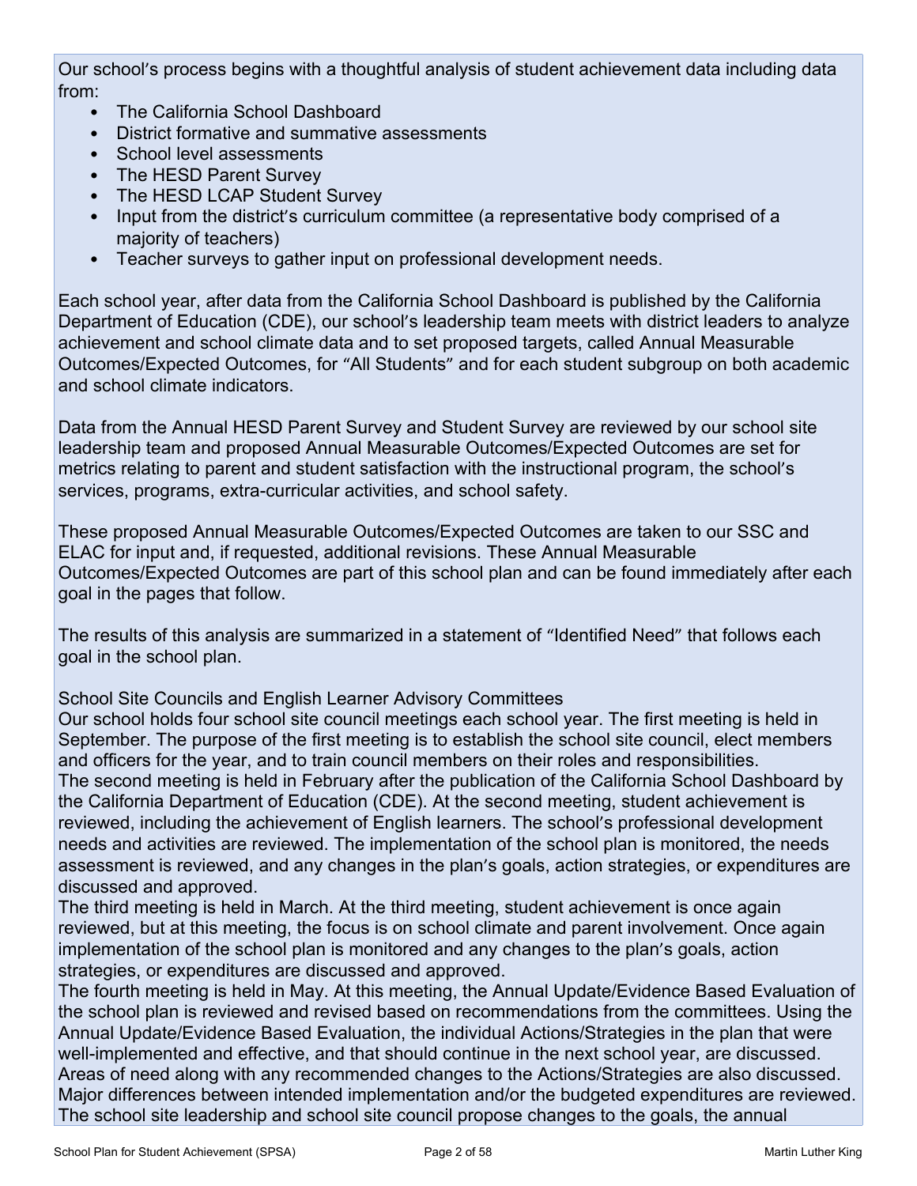Our school's process begins with a thoughtful analysis of student achievement data including data from:

- The California School Dashboard
- District formative and summative assessments
- School level assessments
- The HESD Parent Survey
- The HESD LCAP Student Survey
- Input from the district's curriculum committee (a representative body comprised of a majority of teachers)
- Teacher surveys to gather input on professional development needs.

Each school year, after data from the California School Dashboard is published by the California Department of Education (CDE), our school's leadership team meets with district leaders to analyze achievement and school climate data and to set proposed targets, called Annual Measurable Outcomes/Expected Outcomes, for "All Students" and for each student subgroup on both academic and school climate indicators.

Data from the Annual HESD Parent Survey and Student Survey are reviewed by our school site leadership team and proposed Annual Measurable Outcomes/Expected Outcomes are set for metrics relating to parent and student satisfaction with the instructional program, the school's services, programs, extra-curricular activities, and school safety.

These proposed Annual Measurable Outcomes/Expected Outcomes are taken to our SSC and ELAC for input and, if requested, additional revisions. These Annual Measurable Outcomes/Expected Outcomes are part of this school plan and can be found immediately after each goal in the pages that follow.

The results of this analysis are summarized in a statement of "Identified Need" that follows each goal in the school plan.

School Site Councils and English Learner Advisory Committees

Our school holds four school site council meetings each school year. The first meeting is held in September. The purpose of the first meeting is to establish the school site council, elect members and officers for the year, and to train council members on their roles and responsibilities.

The second meeting is held in February after the publication of the California School Dashboard by the California Department of Education (CDE). At the second meeting, student achievement is reviewed, including the achievement of English learners. The school's professional development needs and activities are reviewed. The implementation of the school plan is monitored, the needs assessment is reviewed, and any changes in the plan's goals, action strategies, or expenditures are discussed and approved.

The third meeting is held in March. At the third meeting, student achievement is once again reviewed, but at this meeting, the focus is on school climate and parent involvement. Once again implementation of the school plan is monitored and any changes to the plan's goals, action strategies, or expenditures are discussed and approved.

The fourth meeting is held in May. At this meeting, the Annual Update/Evidence Based Evaluation of the school plan is reviewed and revised based on recommendations from the committees. Using the Annual Update/Evidence Based Evaluation, the individual Actions/Strategies in the plan that were well-implemented and effective, and that should continue in the next school year, are discussed. Areas of need along with any recommended changes to the Actions/Strategies are also discussed. Major differences between intended implementation and/or the budgeted expenditures are reviewed. The school site leadership and school site council propose changes to the goals, the annual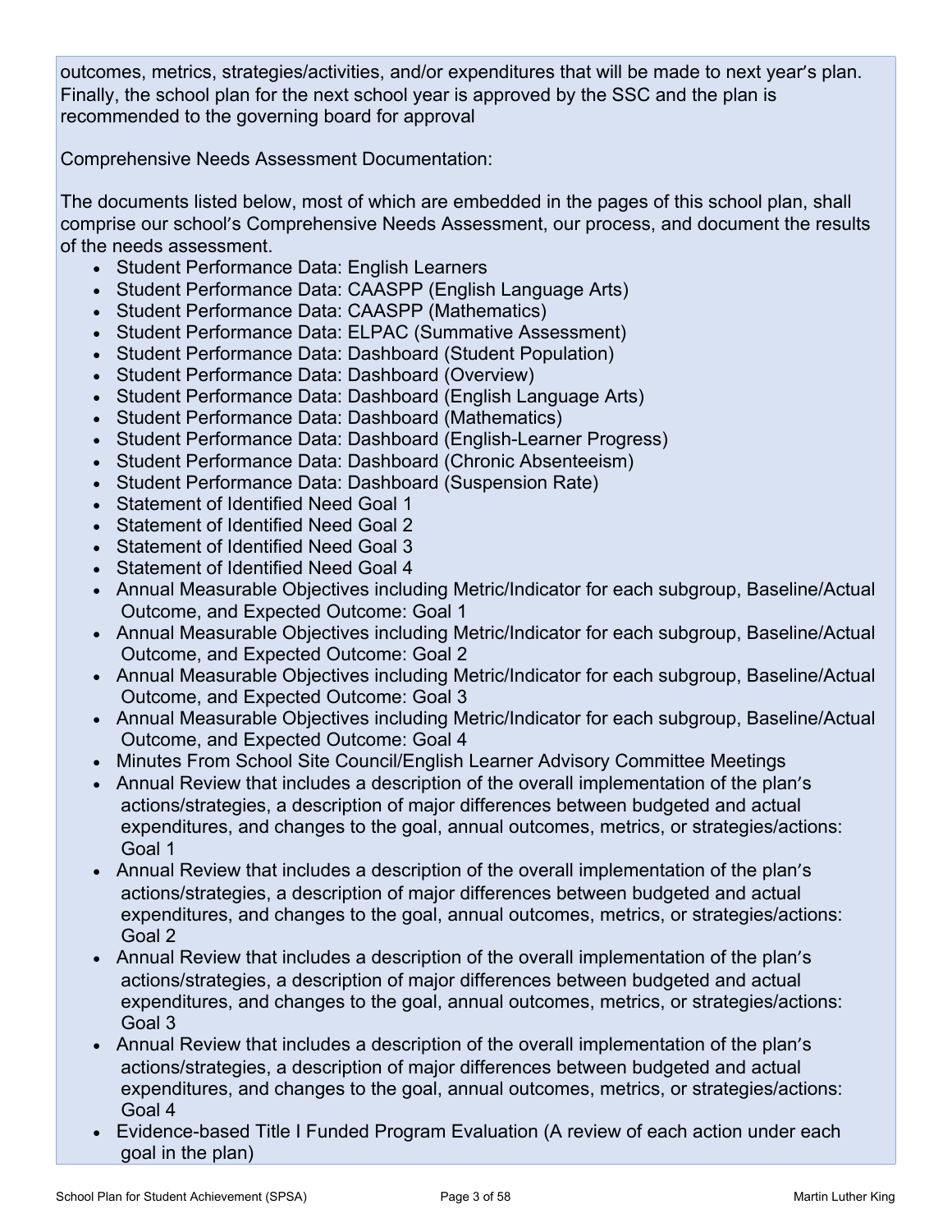outcomes, metrics, strategies/activities, and/or expenditures that will be made to next year's plan. Finally, the school plan for the next school year is approved by the SSC and the plan is recommended to the governing board for approval

Comprehensive Needs Assessment Documentation:

The documents listed below, most of which are embedded in the pages of this school plan, shall comprise our school's Comprehensive Needs Assessment, our process, and document the results of the needs assessment.

- Student Performance Data: English Learners
- Student Performance Data: CAASPP (English Language Arts)
- Student Performance Data: CAASPP (Mathematics)
- Student Performance Data: ELPAC (Summative Assessment)
- Student Performance Data: Dashboard (Student Population)
- Student Performance Data: Dashboard (Overview)
- Student Performance Data: Dashboard (English Language Arts)
- Student Performance Data: Dashboard (Mathematics)
- Student Performance Data: Dashboard (English-Learner Progress)
- Student Performance Data: Dashboard (Chronic Absenteeism)
- Student Performance Data: Dashboard (Suspension Rate)
- Statement of Identified Need Goal 1
- Statement of Identified Need Goal 2
- Statement of Identified Need Goal 3
- Statement of Identified Need Goal 4
- Annual Measurable Objectives including Metric/Indicator for each subgroup, Baseline/Actual Outcome, and Expected Outcome: Goal 1
- Annual Measurable Objectives including Metric/Indicator for each subgroup, Baseline/Actual Outcome, and Expected Outcome: Goal 2
- Annual Measurable Objectives including Metric/Indicator for each subgroup, Baseline/Actual Outcome, and Expected Outcome: Goal 3
- Annual Measurable Objectives including Metric/Indicator for each subgroup, Baseline/Actual Outcome, and Expected Outcome: Goal 4
- Minutes From School Site Council/English Learner Advisory Committee Meetings
- Annual Review that includes a description of the overall implementation of the plan's actions/strategies, a description of major differences between budgeted and actual expenditures, and changes to the goal, annual outcomes, metrics, or strategies/actions: Goal 1
- Annual Review that includes a description of the overall implementation of the plan's actions/strategies, a description of major differences between budgeted and actual expenditures, and changes to the goal, annual outcomes, metrics, or strategies/actions: Goal 2
- Annual Review that includes a description of the overall implementation of the plan's actions/strategies, a description of major differences between budgeted and actual expenditures, and changes to the goal, annual outcomes, metrics, or strategies/actions: Goal 3
- Annual Review that includes a description of the overall implementation of the plan's actions/strategies, a description of major differences between budgeted and actual expenditures, and changes to the goal, annual outcomes, metrics, or strategies/actions: Goal 4
- Evidence-based Title I Funded Program Evaluation (A review of each action under each goal in the plan)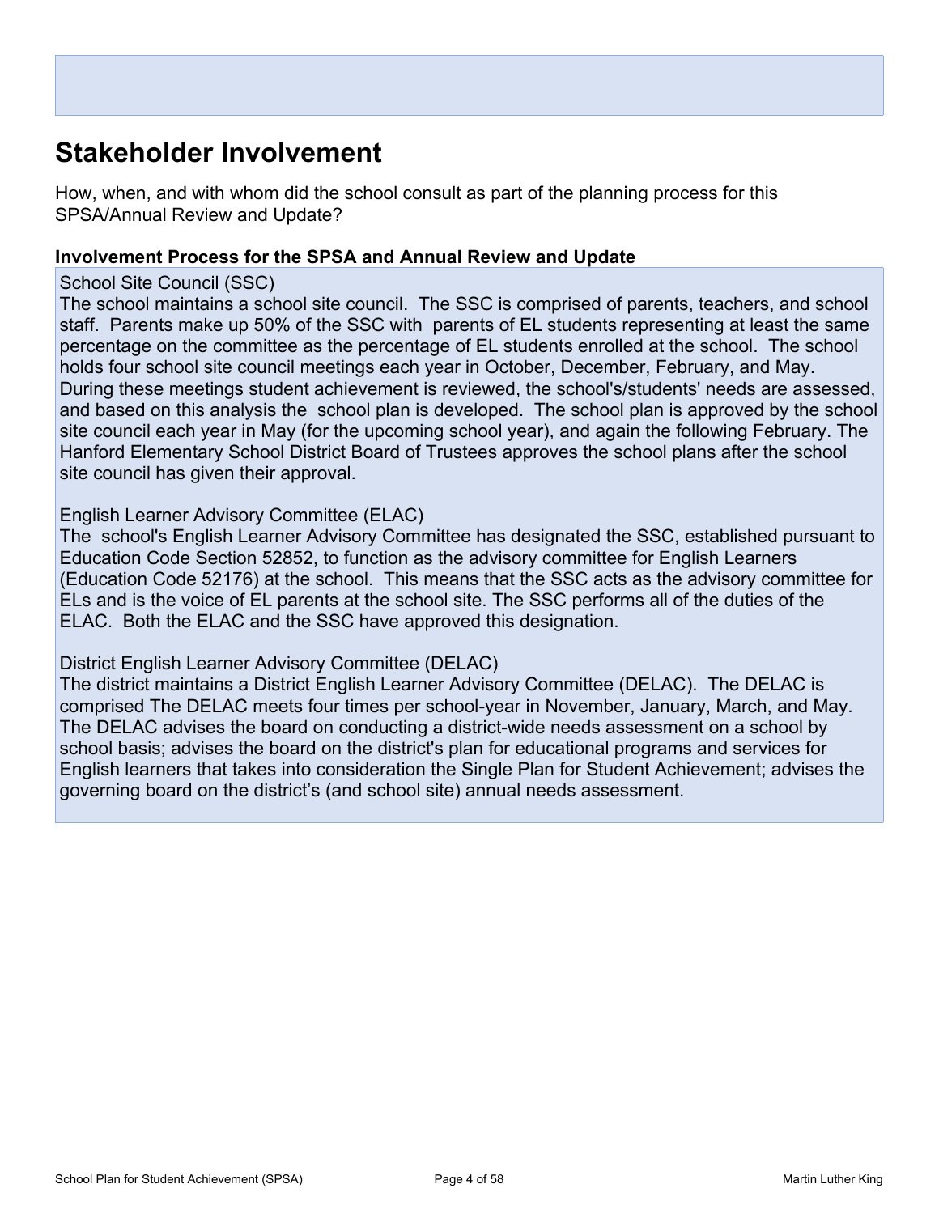## Stakeholder Involvement

How, when, and with whom did the school consult as part of the planning process for this SPSA/Annual Review and Update?

### Involvement Process for the SPSA and Annual Review and Update

School Site Council (SSC)
The school maintains a school site council. The SSC is comprised of parents, teachers, and school staff. Parents make up 50% of the SSC with parents of EL students representing at least the same percentage on the committee as the percentage of EL students enrolled at the school. The school holds four school site council meetings each year in October, December, February, and May. During these meetings student achievement is reviewed, the school's/students' needs are assessed, and based on this analysis the school plan is developed. The school plan is approved by the school site council each year in May (for the upcoming school year), and again the following February. The Hanford Elementary School District Board of Trustees approves the school plans after the school site council has given their approval.

English Learner Advisory Committee (ELAC)
The school's English Learner Advisory Committee has designated the SSC, established pursuant to Education Code Section 52852, to function as the advisory committee for English Learners (Education Code 52176) at the school. This means that the SSC acts as the advisory committee for ELs and is the voice of EL parents at the school site. The SSC performs all of the duties of the ELAC. Both the ELAC and the SSC have approved this designation.

District English Learner Advisory Committee (DELAC)
The district maintains a District English Learner Advisory Committee (DELAC). The DELAC is comprised The DELAC meets four times per school-year in November, January, March, and May. The DELAC advises the board on conducting a district-wide needs assessment on a school by school basis; advises the board on the district's plan for educational programs and services for English learners that takes into consideration the Single Plan for Student Achievement; advises the governing board on the district's (and school site) annual needs assessment.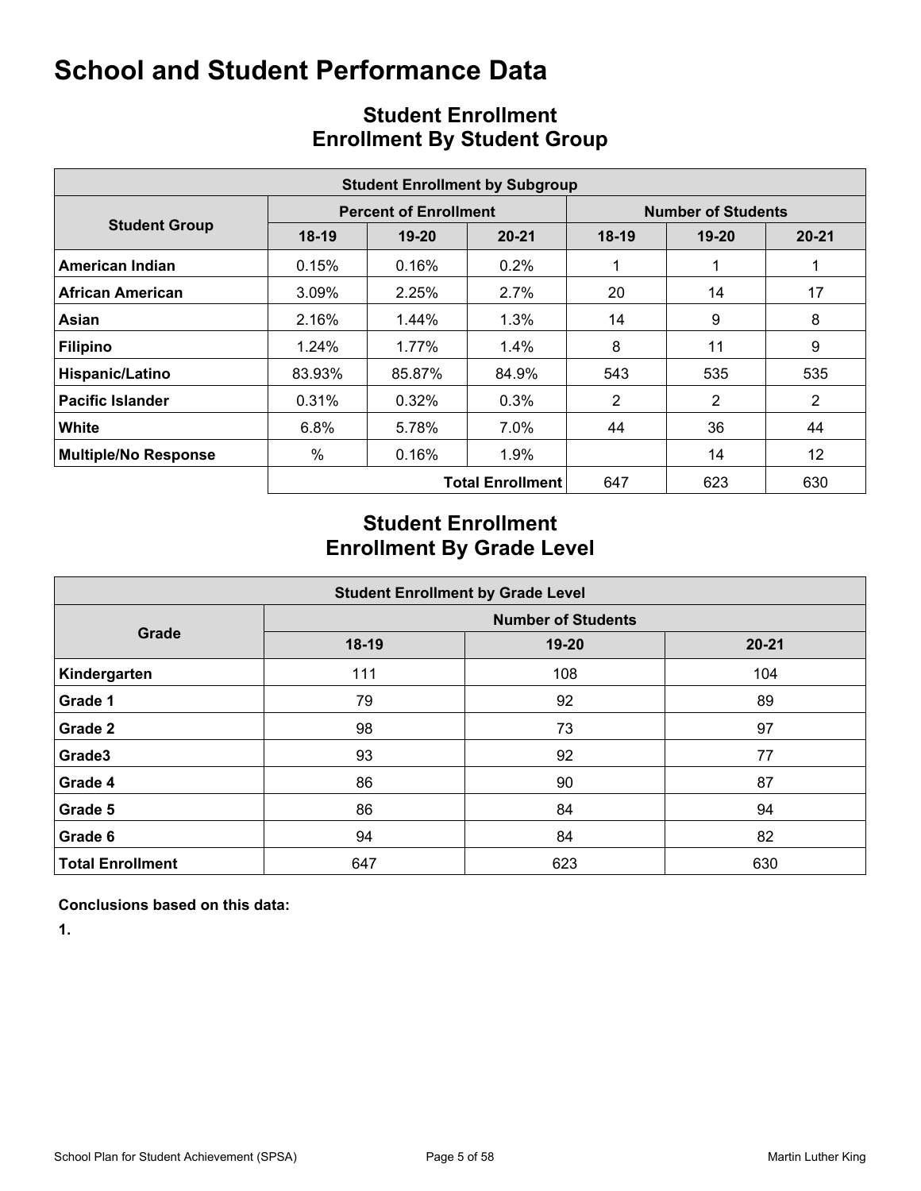# School and Student Performance Data

## Student Enrollment
## Enrollment By Student Group

| Student Enrollment by Subgroup | | | | | | |
|---|---|---|---|---|---|---|
| **Student Group** | **Percent of Enrollment** | | | **Number of Students** | | |
| | **18-19** | **19-20** | **20-21** | **18-19** | **19-20** | **20-21** |
| **American Indian** | 0.15% | 0.16% | 0.2% | 1 | 1 | 1 |
| **African American** | 3.09% | 2.25% | 2.7% | 20 | 14 | 17 |
| **Asian** | 2.16% | 1.44% | 1.3% | 14 | 9 | 8 |
| **Filipino** | 1.24% | 1.77% | 1.4% | 8 | 11 | 9 |
| **Hispanic/Latino** | 83.93% | 85.87% | 84.9% | 543 | 535 | 535 |
| **Pacific Islander** | 0.31% | 0.32% | 0.3% | 2 | 2 | 2 |
| **White** | 6.8% | 5.78% | 7.0% | 44 | 36 | 44 |
| **Multiple/No Response** | % | 0.16% | 1.9% | | 14 | 12 |
| | | | **Total Enrollment** | 647 | 623 | 630 |

## Student Enrollment
## Enrollment By Grade Level

| Student Enrollment by Grade Level | | | |
|---|---|---|---|
| **Grade** | **Number of Students** | | |
| | **18-19** | **19-20** | **20-21** |
| **Kindergarten** | 111 | 108 | 104 |
| **Grade 1** | 79 | 92 | 89 |
| **Grade 2** | 98 | 73 | 97 |
| **Grade3** | 93 | 92 | 77 |
| **Grade 4** | 86 | 90 | 87 |
| **Grade 5** | 86 | 84 | 94 |
| **Grade 6** | 94 | 84 | 82 |
| **Total Enrollment** | 647 | 623 | 630 |

**Conclusions based on this data:**

**1.**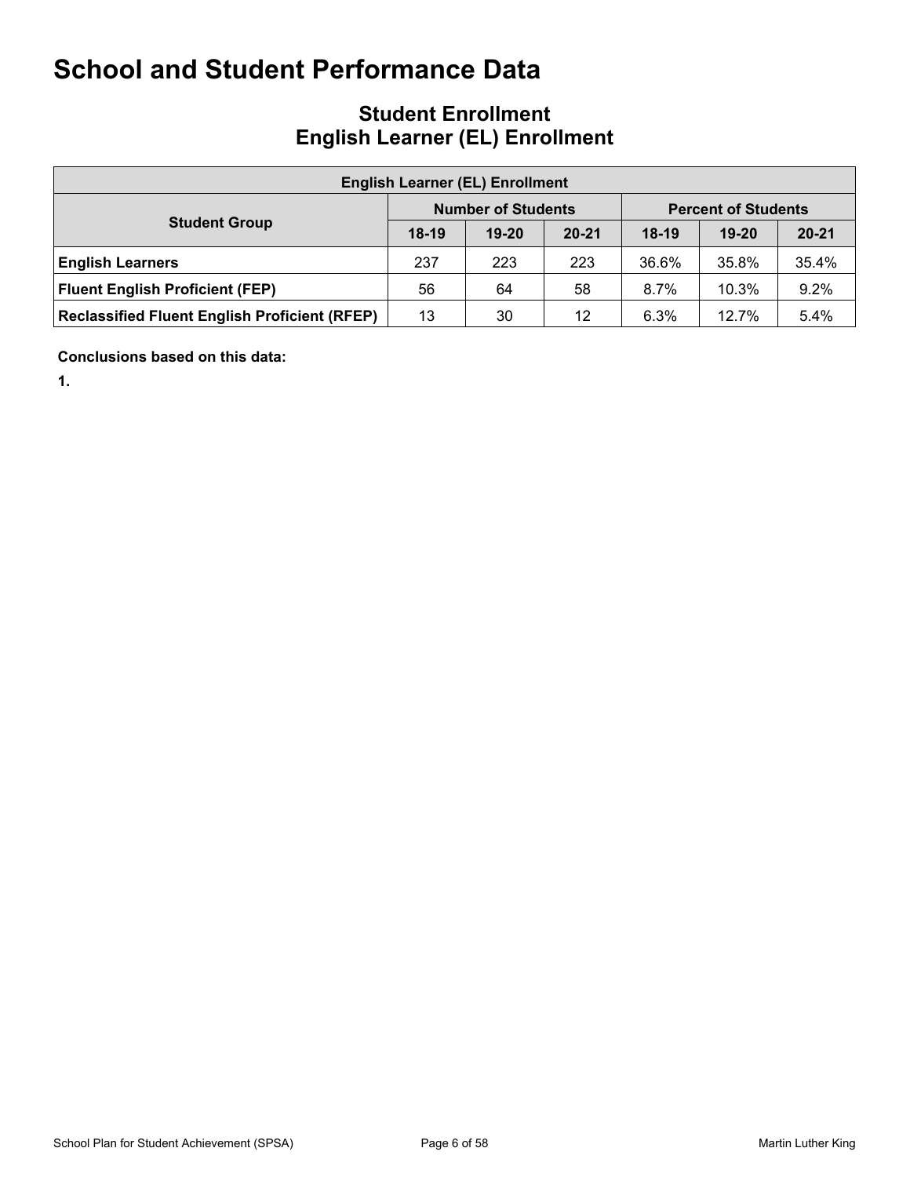# School and Student Performance Data

## Student Enrollment
## English Learner (EL) Enrollment

| English Learner (EL) Enrollment | | | | | | |
|---|---|---|---|---|---|---|
| **Student Group** | **Number of Students** | | | **Percent of Students** | | |
| | **18-19** | **19-20** | **20-21** | **18-19** | **19-20** | **20-21** |
| **English Learners** | 237 | 223 | 223 | 36.6% | 35.8% | 35.4% |
| **Fluent English Proficient (FEP)** | 56 | 64 | 58 | 8.7% | 10.3% | 9.2% |
| **Reclassified Fluent English Proficient (RFEP)** | 13 | 30 | 12 | 6.3% | 12.7% | 5.4% |

**Conclusions based on this data:**

**1.**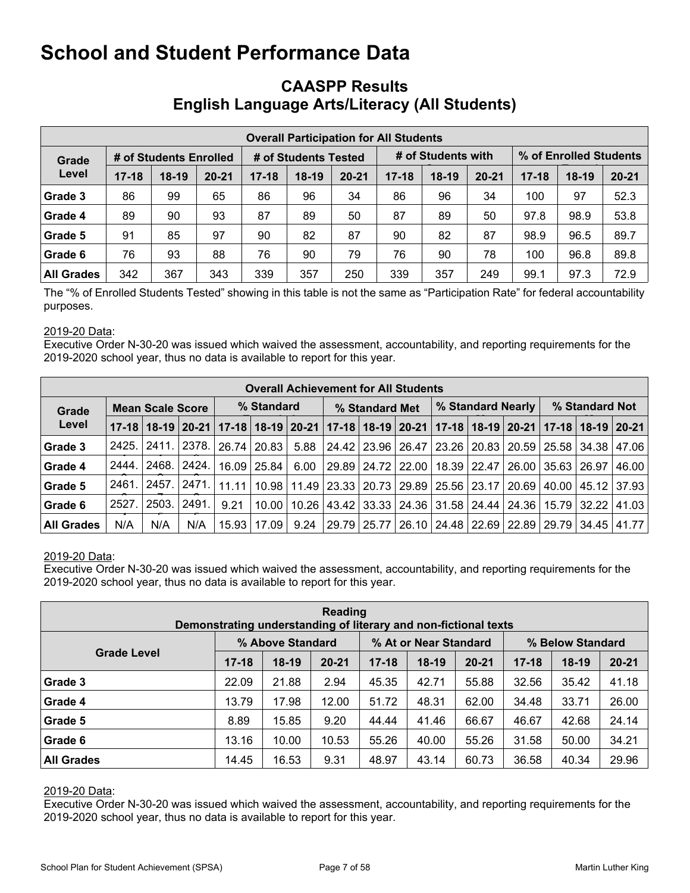# School and Student Performance Data

## CAASPP Results
## English Language Arts/Literacy (All Students)

| Overall Participation for All Students | | | | | | | | | | | | |
|---|---|---|---|---|---|---|---|---|---|---|---|---|
| Grade Level | # of Students Enrolled | | | # of Students Tested | | | # of Students with | | | % of Enrolled Students | | |
| | 17-18 | 18-19 | 20-21 | 17-18 | 18-19 | 20-21 | 17-18 | 18-19 | 20-21 | 17-18 | 18-19 | 20-21 |
| Grade 3 | 86 | 99 | 65 | 86 | 96 | 34 | 86 | 96 | 34 | 100 | 97 | 52.3 |
| Grade 4 | 89 | 90 | 93 | 87 | 89 | 50 | 87 | 89 | 50 | 97.8 | 98.9 | 53.8 |
| Grade 5 | 91 | 85 | 97 | 90 | 82 | 87 | 90 | 82 | 87 | 98.9 | 96.5 | 89.7 |
| Grade 6 | 76 | 93 | 88 | 76 | 90 | 79 | 76 | 90 | 78 | 100 | 96.8 | 89.8 |
| All Grades | 342 | 367 | 343 | 339 | 357 | 250 | 339 | 357 | 249 | 99.1 | 97.3 | 72.9 |

The "% of Enrolled Students Tested" showing in this table is not the same as "Participation Rate" for federal accountability purposes.

2019-20 Data:
Executive Order N-30-20 was issued which waived the assessment, accountability, and reporting requirements for the 2019-2020 school year, thus no data is available to report for this year.

| Overall Achievement for All Students | | | | | | | | | | | | | | | |
|---|---|---|---|---|---|---|---|---|---|---|---|---|---|---|---|
| Grade Level | Mean Scale Score | | | % Standard | | | % Standard Met | | | % Standard Nearly | | | % Standard Not | | |
| | 17-18 | 18-19 | 20-21 | 17-18 | 18-19 | 20-21 | 17-18 | 18-19 | 20-21 | 17-18 | 18-19 | 20-21 | 17-18 | 18-19 | 20-21 |
| Grade 3 | 2425. | 2411. | 2378. | 26.74 | 20.83 | 5.88 | 24.42 | 23.96 | 26.47 | 23.26 | 20.83 | 20.59 | 25.58 | 34.38 | 47.06 |
| Grade 4 | 2444. | 2468. | 2424. | 16.09 | 25.84 | 6.00 | 29.89 | 24.72 | 22.00 | 18.39 | 22.47 | 26.00 | 35.63 | 26.97 | 46.00 |
| Grade 5 | 2461. | 2457. | 2471. | 11.11 | 10.98 | 11.49 | 23.33 | 20.73 | 29.89 | 25.56 | 23.17 | 20.69 | 40.00 | 45.12 | 37.93 |
| Grade 6 | 2527. | 2503. | 2491. | 9.21 | 10.00 | 10.26 | 43.42 | 33.33 | 24.36 | 31.58 | 24.44 | 24.36 | 15.79 | 32.22 | 41.03 |
| All Grades | N/A | N/A | N/A | 15.93 | 17.09 | 9.24 | 29.79 | 25.77 | 26.10 | 24.48 | 22.69 | 22.89 | 29.79 | 34.45 | 41.77 |

2019-20 Data:
Executive Order N-30-20 was issued which waived the assessment, accountability, and reporting requirements for the 2019-2020 school year, thus no data is available to report for this year.

| Reading<br>Demonstrating understanding of literary and non-fictional texts | | | | | | | | | |
|---|---|---|---|---|---|---|---|---|---|
| Grade Level | % Above Standard | | | % At or Near Standard | | | % Below Standard | | |
| | 17-18 | 18-19 | 20-21 | 17-18 | 18-19 | 20-21 | 17-18 | 18-19 | 20-21 |
| Grade 3 | 22.09 | 21.88 | 2.94 | 45.35 | 42.71 | 55.88 | 32.56 | 35.42 | 41.18 |
| Grade 4 | 13.79 | 17.98 | 12.00 | 51.72 | 48.31 | 62.00 | 34.48 | 33.71 | 26.00 |
| Grade 5 | 8.89 | 15.85 | 9.20 | 44.44 | 41.46 | 66.67 | 46.67 | 42.68 | 24.14 |
| Grade 6 | 13.16 | 10.00 | 10.53 | 55.26 | 40.00 | 55.26 | 31.58 | 50.00 | 34.21 |
| All Grades | 14.45 | 16.53 | 9.31 | 48.97 | 43.14 | 60.73 | 36.58 | 40.34 | 29.96 |

2019-20 Data:
Executive Order N-30-20 was issued which waived the assessment, accountability, and reporting requirements for the 2019-2020 school year, thus no data is available to report for this year.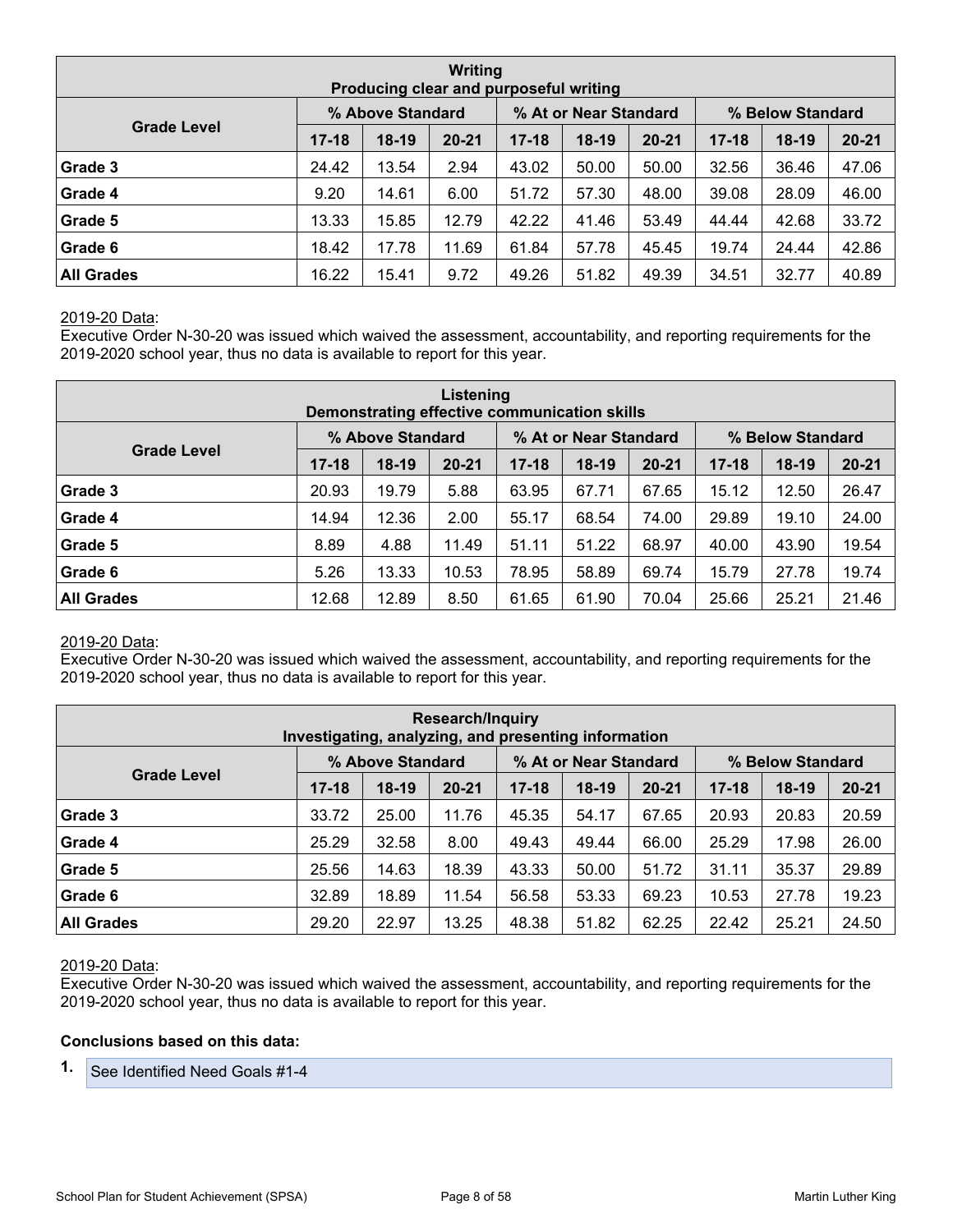| Writing<br>Producing clear and purposeful writing | | | | | | | | | |
|---|---|---|---|---|---|---|---|---|---|
| Grade Level | % Above Standard | | | % At or Near Standard | | | % Below Standard | | |
| | 17-18 | 18-19 | 20-21 | 17-18 | 18-19 | 20-21 | 17-18 | 18-19 | 20-21 |
| **Grade 3** | 24.42 | 13.54 | 2.94 | 43.02 | 50.00 | 50.00 | 32.56 | 36.46 | 47.06 |
| **Grade 4** | 9.20 | 14.61 | 6.00 | 51.72 | 57.30 | 48.00 | 39.08 | 28.09 | 46.00 |
| **Grade 5** | 13.33 | 15.85 | 12.79 | 42.22 | 41.46 | 53.49 | 44.44 | 42.68 | 33.72 |
| **Grade 6** | 18.42 | 17.78 | 11.69 | 61.84 | 57.78 | 45.45 | 19.74 | 24.44 | 42.86 |
| **All Grades** | 16.22 | 15.41 | 9.72 | 49.26 | 51.82 | 49.39 | 34.51 | 32.77 | 40.89 |

2019-20 Data:
Executive Order N-30-20 was issued which waived the assessment, accountability, and reporting requirements for the 2019-2020 school year, thus no data is available to report for this year.

| Listening<br>Demonstrating effective communication skills | | | | | | | | | |
|---|---|---|---|---|---|---|---|---|---|
| Grade Level | % Above Standard | | | % At or Near Standard | | | % Below Standard | | |
| | 17-18 | 18-19 | 20-21 | 17-18 | 18-19 | 20-21 | 17-18 | 18-19 | 20-21 |
| **Grade 3** | 20.93 | 19.79 | 5.88 | 63.95 | 67.71 | 67.65 | 15.12 | 12.50 | 26.47 |
| **Grade 4** | 14.94 | 12.36 | 2.00 | 55.17 | 68.54 | 74.00 | 29.89 | 19.10 | 24.00 |
| **Grade 5** | 8.89 | 4.88 | 11.49 | 51.11 | 51.22 | 68.97 | 40.00 | 43.90 | 19.54 |
| **Grade 6** | 5.26 | 13.33 | 10.53 | 78.95 | 58.89 | 69.74 | 15.79 | 27.78 | 19.74 |
| **All Grades** | 12.68 | 12.89 | 8.50 | 61.65 | 61.90 | 70.04 | 25.66 | 25.21 | 21.46 |

2019-20 Data:
Executive Order N-30-20 was issued which waived the assessment, accountability, and reporting requirements for the 2019-2020 school year, thus no data is available to report for this year.

| Research/Inquiry<br>Investigating, analyzing, and presenting information | | | | | | | | | |
|---|---|---|---|---|---|---|---|---|---|
| Grade Level | % Above Standard | | | % At or Near Standard | | | % Below Standard | | |
| | 17-18 | 18-19 | 20-21 | 17-18 | 18-19 | 20-21 | 17-18 | 18-19 | 20-21 |
| **Grade 3** | 33.72 | 25.00 | 11.76 | 45.35 | 54.17 | 67.65 | 20.93 | 20.83 | 20.59 |
| **Grade 4** | 25.29 | 32.58 | 8.00 | 49.43 | 49.44 | 66.00 | 25.29 | 17.98 | 26.00 |
| **Grade 5** | 25.56 | 14.63 | 18.39 | 43.33 | 50.00 | 51.72 | 31.11 | 35.37 | 29.89 |
| **Grade 6** | 32.89 | 18.89 | 11.54 | 56.58 | 53.33 | 69.23 | 10.53 | 27.78 | 19.23 |
| **All Grades** | 29.20 | 22.97 | 13.25 | 48.38 | 51.82 | 62.25 | 22.42 | 25.21 | 24.50 |

2019-20 Data:
Executive Order N-30-20 was issued which waived the assessment, accountability, and reporting requirements for the 2019-2020 school year, thus no data is available to report for this year.

**Conclusions based on this data:**

1. See Identified Need Goals #1-4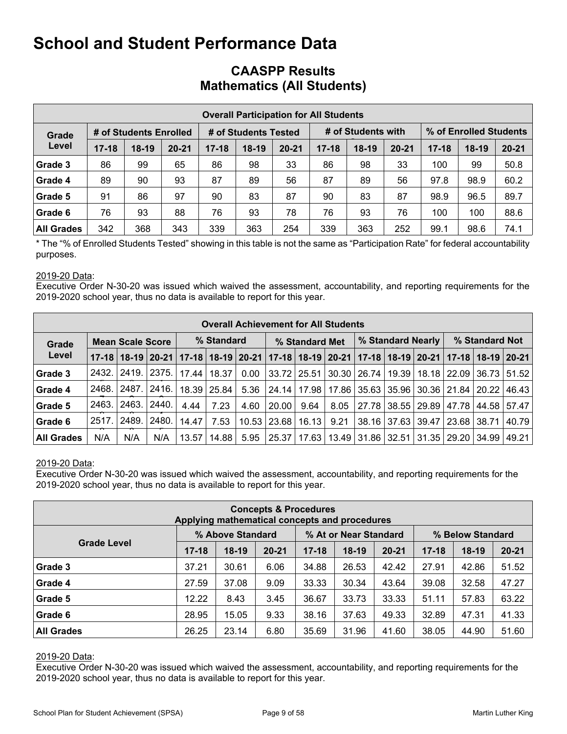# School and Student Performance Data

## CAASPP Results
## Mathematics (All Students)

| Overall Participation for All Students | | | | | | | | | | | | |
|---|---|---|---|---|---|---|---|---|---|---|---|---|
| Grade Level | # of Students Enrolled | | | # of Students Tested | | | # of Students with | | | % of Enrolled Students | | |
| | 17-18 | 18-19 | 20-21 | 17-18 | 18-19 | 20-21 | 17-18 | 18-19 | 20-21 | 17-18 | 18-19 | 20-21 |
| Grade 3 | 86 | 99 | 65 | 86 | 98 | 33 | 86 | 98 | 33 | 100 | 99 | 50.8 |
| Grade 4 | 89 | 90 | 93 | 87 | 89 | 56 | 87 | 89 | 56 | 97.8 | 98.9 | 60.2 |
| Grade 5 | 91 | 86 | 97 | 90 | 83 | 87 | 90 | 83 | 87 | 98.9 | 96.5 | 89.7 |
| Grade 6 | 76 | 93 | 88 | 76 | 93 | 78 | 76 | 93 | 76 | 100 | 100 | 88.6 |
| All Grades | 342 | 368 | 343 | 339 | 363 | 254 | 339 | 363 | 252 | 99.1 | 98.6 | 74.1 |

* The "% of Enrolled Students Tested" showing in this table is not the same as "Participation Rate" for federal accountability purposes.

2019-20 Data:
Executive Order N-30-20 was issued which waived the assessment, accountability, and reporting requirements for the 2019-2020 school year, thus no data is available to report for this year.

| Overall Achievement for All Students | | | | | | | | | | | | | | | |
|---|---|---|---|---|---|---|---|---|---|---|---|---|---|---|---|
| Grade Level | Mean Scale Score | | | % Standard | | | % Standard Met | | | % Standard Nearly | | | % Standard Not | | |
| | 17-18 | 18-19 | 20-21 | 17-18 | 18-19 | 20-21 | 17-18 | 18-19 | 20-21 | 17-18 | 18-19 | 20-21 | 17-18 | 18-19 | 20-21 |
| Grade 3 | 2432. | 2419. | 2375. | 17.44 | 18.37 | 0.00 | 33.72 | 25.51 | 30.30 | 26.74 | 19.39 | 18.18 | 22.09 | 36.73 | 51.52 |
| Grade 4 | 2468. | 2487. | 2416. | 18.39 | 25.84 | 5.36 | 24.14 | 17.98 | 17.86 | 35.63 | 35.96 | 30.36 | 21.84 | 20.22 | 46.43 |
| Grade 5 | 2463. | 2463. | 2440. | 4.44 | 7.23 | 4.60 | 20.00 | 9.64 | 8.05 | 27.78 | 38.55 | 29.89 | 47.78 | 44.58 | 57.47 |
| Grade 6 | 2517. | 2489. | 2480. | 14.47 | 7.53 | 10.53 | 23.68 | 16.13 | 9.21 | 38.16 | 37.63 | 39.47 | 23.68 | 38.71 | 40.79 |
| All Grades | N/A | N/A | N/A | 13.57 | 14.88 | 5.95 | 25.37 | 17.63 | 13.49 | 31.86 | 32.51 | 31.35 | 29.20 | 34.99 | 49.21 |

2019-20 Data:
Executive Order N-30-20 was issued which waived the assessment, accountability, and reporting requirements for the 2019-2020 school year, thus no data is available to report for this year.

| Concepts & Procedures<br>Applying mathematical concepts and procedures | | | | | | | | | |
|---|---|---|---|---|---|---|---|---|---|
| Grade Level | % Above Standard | | | % At or Near Standard | | | % Below Standard | | |
| | 17-18 | 18-19 | 20-21 | 17-18 | 18-19 | 20-21 | 17-18 | 18-19 | 20-21 |
| Grade 3 | 37.21 | 30.61 | 6.06 | 34.88 | 26.53 | 42.42 | 27.91 | 42.86 | 51.52 |
| Grade 4 | 27.59 | 37.08 | 9.09 | 33.33 | 30.34 | 43.64 | 39.08 | 32.58 | 47.27 |
| Grade 5 | 12.22 | 8.43 | 3.45 | 36.67 | 33.73 | 33.33 | 51.11 | 57.83 | 63.22 |
| Grade 6 | 28.95 | 15.05 | 9.33 | 38.16 | 37.63 | 49.33 | 32.89 | 47.31 | 41.33 |
| All Grades | 26.25 | 23.14 | 6.80 | 35.69 | 31.96 | 41.60 | 38.05 | 44.90 | 51.60 |

2019-20 Data:
Executive Order N-30-20 was issued which waived the assessment, accountability, and reporting requirements for the 2019-2020 school year, thus no data is available to report for this year.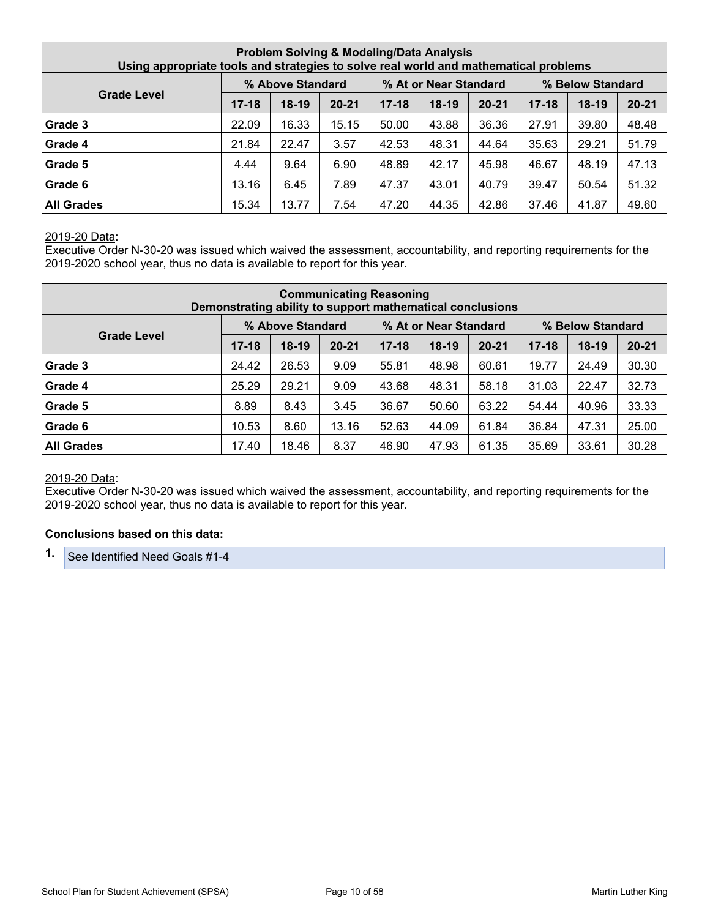| Problem Solving & Modeling/Data Analysis<br>Using appropriate tools and strategies to solve real world and mathematical problems | | | | | | | | | |
|---|---|---|---|---|---|---|---|---|---|
| Grade Level | % Above Standard | | | % At or Near Standard | | | % Below Standard | | |
| | 17-18 | 18-19 | 20-21 | 17-18 | 18-19 | 20-21 | 17-18 | 18-19 | 20-21 |
| Grade 3 | 22.09 | 16.33 | 15.15 | 50.00 | 43.88 | 36.36 | 27.91 | 39.80 | 48.48 |
| Grade 4 | 21.84 | 22.47 | 3.57 | 42.53 | 48.31 | 44.64 | 35.63 | 29.21 | 51.79 |
| Grade 5 | 4.44 | 9.64 | 6.90 | 48.89 | 42.17 | 45.98 | 46.67 | 48.19 | 47.13 |
| Grade 6 | 13.16 | 6.45 | 7.89 | 47.37 | 43.01 | 40.79 | 39.47 | 50.54 | 51.32 |
| All Grades | 15.34 | 13.77 | 7.54 | 47.20 | 44.35 | 42.86 | 37.46 | 41.87 | 49.60 |

2019-20 Data:
Executive Order N-30-20 was issued which waived the assessment, accountability, and reporting requirements for the 2019-2020 school year, thus no data is available to report for this year.

| Communicating Reasoning<br>Demonstrating ability to support mathematical conclusions | | | | | | | | | |
|---|---|---|---|---|---|---|---|---|---|
| Grade Level | % Above Standard | | | % At or Near Standard | | | % Below Standard | | |
| | 17-18 | 18-19 | 20-21 | 17-18 | 18-19 | 20-21 | 17-18 | 18-19 | 20-21 |
| Grade 3 | 24.42 | 26.53 | 9.09 | 55.81 | 48.98 | 60.61 | 19.77 | 24.49 | 30.30 |
| Grade 4 | 25.29 | 29.21 | 9.09 | 43.68 | 48.31 | 58.18 | 31.03 | 22.47 | 32.73 |
| Grade 5 | 8.89 | 8.43 | 3.45 | 36.67 | 50.60 | 63.22 | 54.44 | 40.96 | 33.33 |
| Grade 6 | 10.53 | 8.60 | 13.16 | 52.63 | 44.09 | 61.84 | 36.84 | 47.31 | 25.00 |
| All Grades | 17.40 | 18.46 | 8.37 | 46.90 | 47.93 | 61.35 | 35.69 | 33.61 | 30.28 |

2019-20 Data:
Executive Order N-30-20 was issued which waived the assessment, accountability, and reporting requirements for the 2019-2020 school year, thus no data is available to report for this year.

**Conclusions based on this data:**

1. See Identified Need Goals #1-4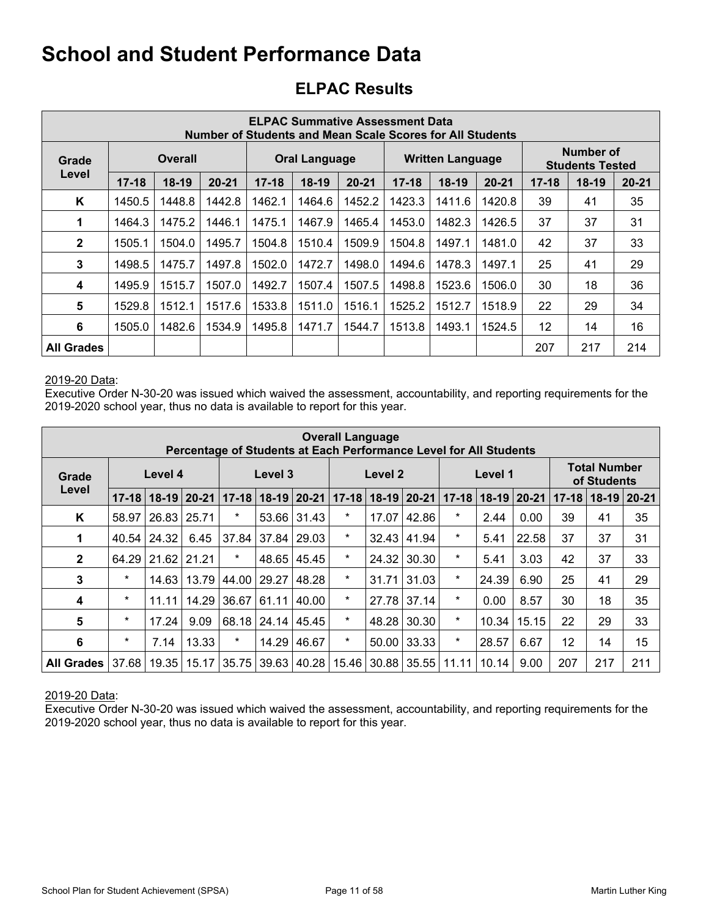# School and Student Performance Data

## ELPAC Results

| ELPAC Summative Assessment Data Number of Students and Mean Scale Scores for All Students | | | | | | | | | | | | |
|---|---|---|---|---|---|---|---|---|---|---|---|---|
| Grade Level | Overall | | | Oral Language | | | Written Language | | | Number of Students Tested | | |
| | 17-18 | 18-19 | 20-21 | 17-18 | 18-19 | 20-21 | 17-18 | 18-19 | 20-21 | 17-18 | 18-19 | 20-21 |
| K | 1450.5 | 1448.8 | 1442.8 | 1462.1 | 1464.6 | 1452.2 | 1423.3 | 1411.6 | 1420.8 | 39 | 41 | 35 |
| 1 | 1464.3 | 1475.2 | 1446.1 | 1475.1 | 1467.9 | 1465.4 | 1453.0 | 1482.3 | 1426.5 | 37 | 37 | 31 |
| 2 | 1505.1 | 1504.0 | 1495.7 | 1504.8 | 1510.4 | 1509.9 | 1504.8 | 1497.1 | 1481.0 | 42 | 37 | 33 |
| 3 | 1498.5 | 1475.7 | 1497.8 | 1502.0 | 1472.7 | 1498.0 | 1494.6 | 1478.3 | 1497.1 | 25 | 41 | 29 |
| 4 | 1495.9 | 1515.7 | 1507.0 | 1492.7 | 1507.4 | 1507.5 | 1498.8 | 1523.6 | 1506.0 | 30 | 18 | 36 |
| 5 | 1529.8 | 1512.1 | 1517.6 | 1533.8 | 1511.0 | 1516.1 | 1525.2 | 1512.7 | 1518.9 | 22 | 29 | 34 |
| 6 | 1505.0 | 1482.6 | 1534.9 | 1495.8 | 1471.7 | 1544.7 | 1513.8 | 1493.1 | 1524.5 | 12 | 14 | 16 |
| All Grades | | | | | | | | | | 207 | 217 | 214 |

2019-20 Data:
Executive Order N-30-20 was issued which waived the assessment, accountability, and reporting requirements for the 2019-2020 school year, thus no data is available to report for this year.

| Overall Language Percentage of Students at Each Performance Level for All Students | | | | | | | | | | | | | | | |
|---|---|---|---|---|---|---|---|---|---|---|---|---|---|---|---|
| Grade Level | Level 4 | | | Level 3 | | | Level 2 | | | Level 1 | | | Total Number of Students | | |
| | 17-18 | 18-19 | 20-21 | 17-18 | 18-19 | 20-21 | 17-18 | 18-19 | 20-21 | 17-18 | 18-19 | 20-21 | 17-18 | 18-19 | 20-21 |
| K | 58.97 | 26.83 | 25.71 | * | 53.66 | 31.43 | * | 17.07 | 42.86 | * | 2.44 | 0.00 | 39 | 41 | 35 |
| 1 | 40.54 | 24.32 | 6.45 | 37.84 | 37.84 | 29.03 | * | 32.43 | 41.94 | * | 5.41 | 22.58 | 37 | 37 | 31 |
| 2 | 64.29 | 21.62 | 21.21 | * | 48.65 | 45.45 | * | 24.32 | 30.30 | * | 5.41 | 3.03 | 42 | 37 | 33 |
| 3 | * | 14.63 | 13.79 | 44.00 | 29.27 | 48.28 | * | 31.71 | 31.03 | * | 24.39 | 6.90 | 25 | 41 | 29 |
| 4 | * | 11.11 | 14.29 | 36.67 | 61.11 | 40.00 | * | 27.78 | 37.14 | * | 0.00 | 8.57 | 30 | 18 | 35 |
| 5 | * | 17.24 | 9.09 | 68.18 | 24.14 | 45.45 | * | 48.28 | 30.30 | * | 10.34 | 15.15 | 22 | 29 | 33 |
| 6 | * | 7.14 | 13.33 | * | 14.29 | 46.67 | * | 50.00 | 33.33 | * | 28.57 | 6.67 | 12 | 14 | 15 |
| All Grades | 37.68 | 19.35 | 15.17 | 35.75 | 39.63 | 40.28 | 15.46 | 30.88 | 35.55 | 11.11 | 10.14 | 9.00 | 207 | 217 | 211 |

2019-20 Data:
Executive Order N-30-20 was issued which waived the assessment, accountability, and reporting requirements for the 2019-2020 school year, thus no data is available to report for this year.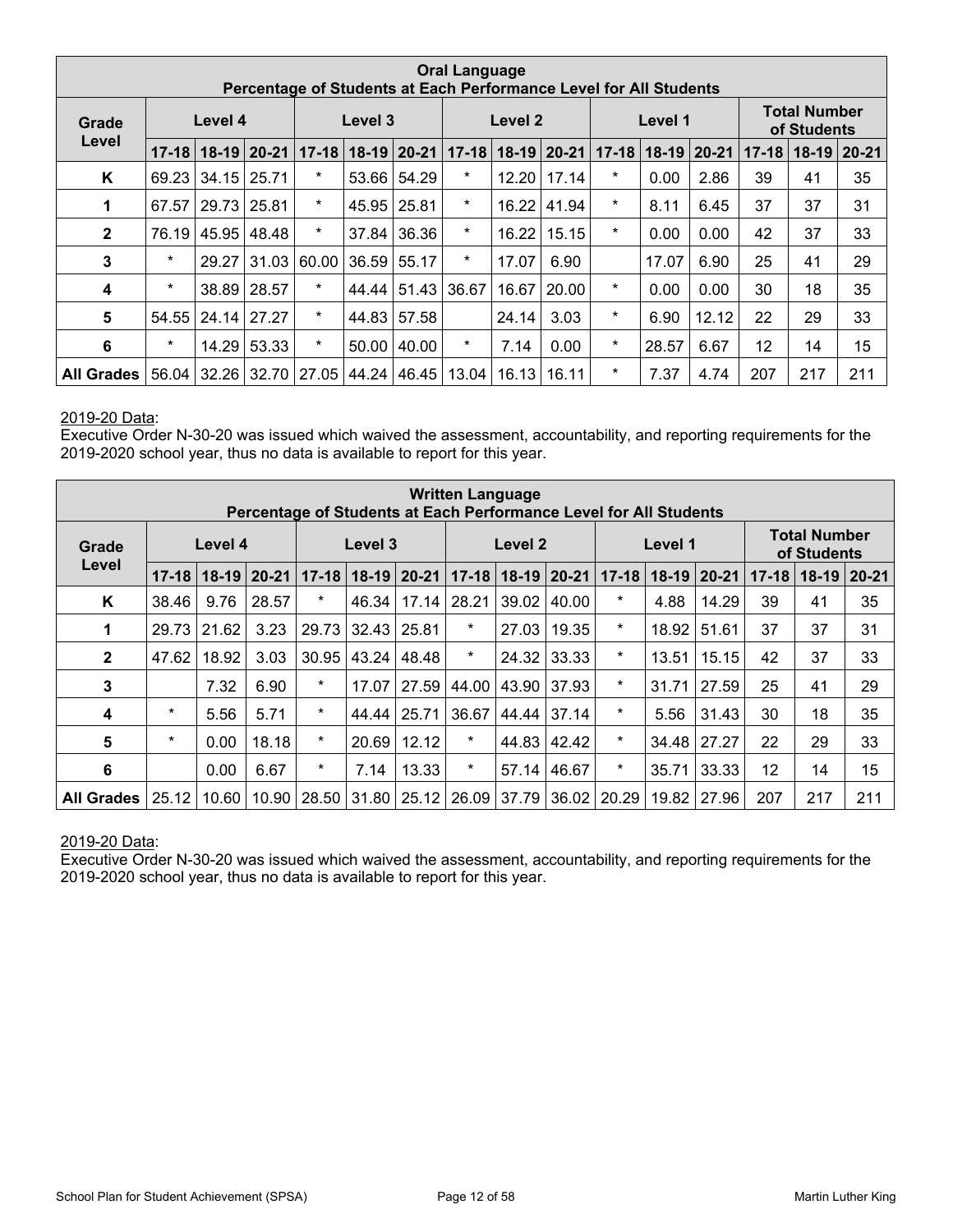| Oral Language<br>Percentage of Students at Each Performance Level for All Students | | | | | | | | | | | | | | | |
|---|---|---|---|---|---|---|---|---|---|---|---|---|---|---|---|
| Grade Level | Level 4 | | | Level 3 | | | Level 2 | | | Level 1 | | | Total Number of Students | | |
| | 17-18 | 18-19 | 20-21 | 17-18 | 18-19 | 20-21 | 17-18 | 18-19 | 20-21 | 17-18 | 18-19 | 20-21 | 17-18 | 18-19 | 20-21 |
| K | 69.23 | 34.15 | 25.71 | * | 53.66 | 54.29 | * | 12.20 | 17.14 | * | 0.00 | 2.86 | 39 | 41 | 35 |
| 1 | 67.57 | 29.73 | 25.81 | * | 45.95 | 25.81 | * | 16.22 | 41.94 | * | 8.11 | 6.45 | 37 | 37 | 31 |
| 2 | 76.19 | 45.95 | 48.48 | * | 37.84 | 36.36 | * | 16.22 | 15.15 | * | 0.00 | 0.00 | 42 | 37 | 33 |
| 3 | * | 29.27 | 31.03 | 60.00 | 36.59 | 55.17 | * | 17.07 | 6.90 | | 17.07 | 6.90 | 25 | 41 | 29 |
| 4 | * | 38.89 | 28.57 | * | 44.44 | 51.43 | 36.67 | 16.67 | 20.00 | * | 0.00 | 0.00 | 30 | 18 | 35 |
| 5 | 54.55 | 24.14 | 27.27 | * | 44.83 | 57.58 | | 24.14 | 3.03 | * | 6.90 | 12.12 | 22 | 29 | 33 |
| 6 | * | 14.29 | 53.33 | * | 50.00 | 40.00 | * | 7.14 | 0.00 | * | 28.57 | 6.67 | 12 | 14 | 15 |
| All Grades | 56.04 | 32.26 | 32.70 | 27.05 | 44.24 | 46.45 | 13.04 | 16.13 | 16.11 | * | 7.37 | 4.74 | 207 | 217 | 211 |

2019-20 Data:
Executive Order N-30-20 was issued which waived the assessment, accountability, and reporting requirements for the 2019-2020 school year, thus no data is available to report for this year.

| Written Language<br>Percentage of Students at Each Performance Level for All Students | | | | | | | | | | | | | | | |
|---|---|---|---|---|---|---|---|---|---|---|---|---|---|---|---|
| Grade Level | Level 4 | | | Level 3 | | | Level 2 | | | Level 1 | | | Total Number of Students | | |
| | 17-18 | 18-19 | 20-21 | 17-18 | 18-19 | 20-21 | 17-18 | 18-19 | 20-21 | 17-18 | 18-19 | 20-21 | 17-18 | 18-19 | 20-21 |
| K | 38.46 | 9.76 | 28.57 | * | 46.34 | 17.14 | 28.21 | 39.02 | 40.00 | * | 4.88 | 14.29 | 39 | 41 | 35 |
| 1 | 29.73 | 21.62 | 3.23 | 29.73 | 32.43 | 25.81 | * | 27.03 | 19.35 | * | 18.92 | 51.61 | 37 | 37 | 31 |
| 2 | 47.62 | 18.92 | 3.03 | 30.95 | 43.24 | 48.48 | * | 24.32 | 33.33 | * | 13.51 | 15.15 | 42 | 37 | 33 |
| 3 | | 7.32 | 6.90 | * | 17.07 | 27.59 | 44.00 | 43.90 | 37.93 | * | 31.71 | 27.59 | 25 | 41 | 29 |
| 4 | * | 5.56 | 5.71 | * | 44.44 | 25.71 | 36.67 | 44.44 | 37.14 | * | 5.56 | 31.43 | 30 | 18 | 35 |
| 5 | * | 0.00 | 18.18 | * | 20.69 | 12.12 | * | 44.83 | 42.42 | * | 34.48 | 27.27 | 22 | 29 | 33 |
| 6 | | 0.00 | 6.67 | * | 7.14 | 13.33 | * | 57.14 | 46.67 | * | 35.71 | 33.33 | 12 | 14 | 15 |
| All Grades | 25.12 | 10.60 | 10.90 | 28.50 | 31.80 | 25.12 | 26.09 | 37.79 | 36.02 | 20.29 | 19.82 | 27.96 | 207 | 217 | 211 |

2019-20 Data:
Executive Order N-30-20 was issued which waived the assessment, accountability, and reporting requirements for the 2019-2020 school year, thus no data is available to report for this year.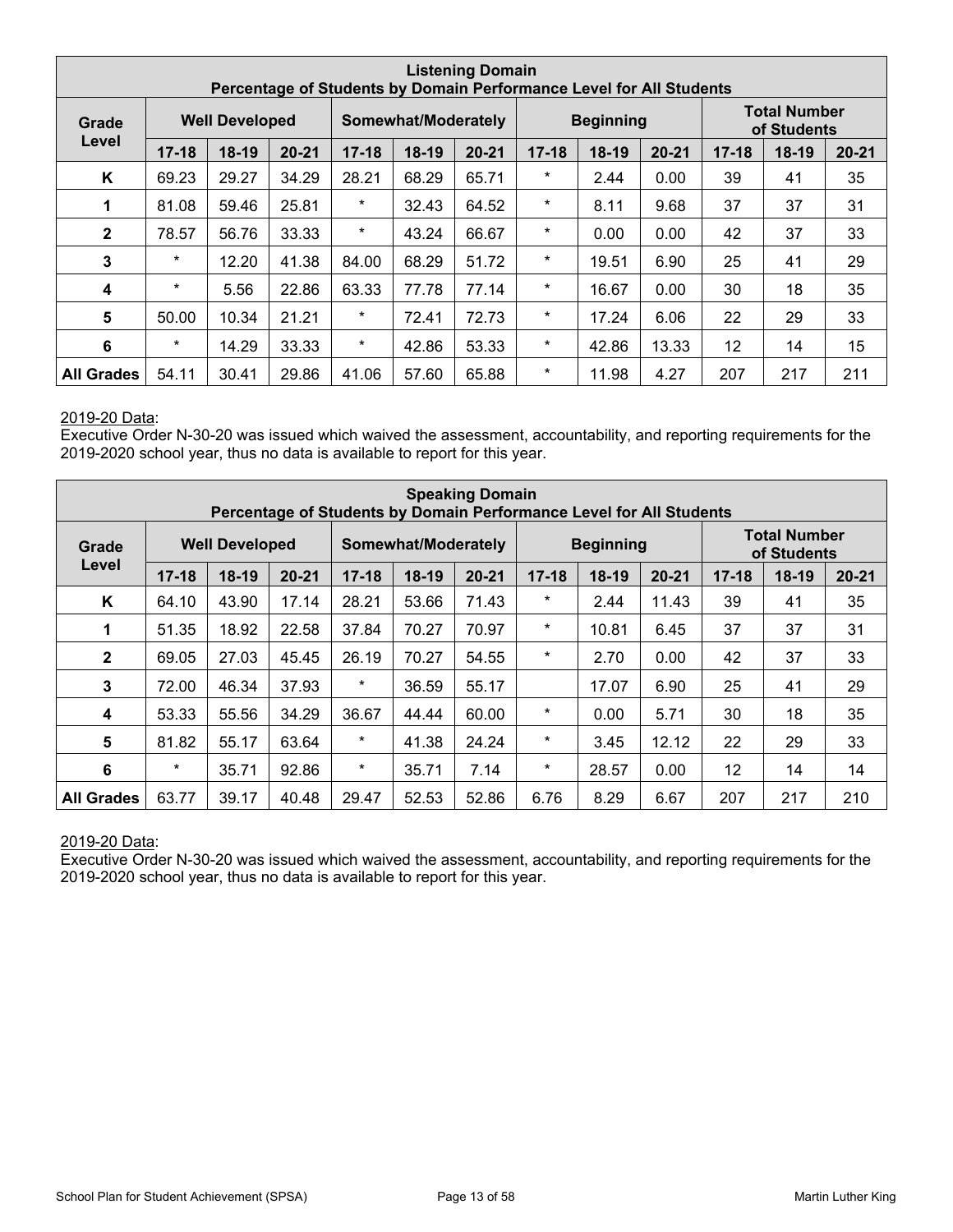| Listening Domain<br>Percentage of Students by Domain Performance Level for All Students | | | | | | | | | | | | |
|---|---|---|---|---|---|---|---|---|---|---|---|---|
| Grade Level | Well Developed | | | Somewhat/Moderately | | | Beginning | | | Total Number of Students | | |
| | 17-18 | 18-19 | 20-21 | 17-18 | 18-19 | 20-21 | 17-18 | 18-19 | 20-21 | 17-18 | 18-19 | 20-21 |
| K | 69.23 | 29.27 | 34.29 | 28.21 | 68.29 | 65.71 | * | 2.44 | 0.00 | 39 | 41 | 35 |
| 1 | 81.08 | 59.46 | 25.81 | * | 32.43 | 64.52 | * | 8.11 | 9.68 | 37 | 37 | 31 |
| 2 | 78.57 | 56.76 | 33.33 | * | 43.24 | 66.67 | * | 0.00 | 0.00 | 42 | 37 | 33 |
| 3 | * | 12.20 | 41.38 | 84.00 | 68.29 | 51.72 | * | 19.51 | 6.90 | 25 | 41 | 29 |
| 4 | * | 5.56 | 22.86 | 63.33 | 77.78 | 77.14 | * | 16.67 | 0.00 | 30 | 18 | 35 |
| 5 | 50.00 | 10.34 | 21.21 | * | 72.41 | 72.73 | * | 17.24 | 6.06 | 22 | 29 | 33 |
| 6 | * | 14.29 | 33.33 | * | 42.86 | 53.33 | * | 42.86 | 13.33 | 12 | 14 | 15 |
| All Grades | 54.11 | 30.41 | 29.86 | 41.06 | 57.60 | 65.88 | * | 11.98 | 4.27 | 207 | 217 | 211 |

2019-20 Data:
Executive Order N-30-20 was issued which waived the assessment, accountability, and reporting requirements for the 2019-2020 school year, thus no data is available to report for this year.

| Speaking Domain<br>Percentage of Students by Domain Performance Level for All Students | | | | | | | | | | | | |
|---|---|---|---|---|---|---|---|---|---|---|---|---|
| Grade Level | Well Developed | | | Somewhat/Moderately | | | Beginning | | | Total Number of Students | | |
| | 17-18 | 18-19 | 20-21 | 17-18 | 18-19 | 20-21 | 17-18 | 18-19 | 20-21 | 17-18 | 18-19 | 20-21 |
| K | 64.10 | 43.90 | 17.14 | 28.21 | 53.66 | 71.43 | * | 2.44 | 11.43 | 39 | 41 | 35 |
| 1 | 51.35 | 18.92 | 22.58 | 37.84 | 70.27 | 70.97 | * | 10.81 | 6.45 | 37 | 37 | 31 |
| 2 | 69.05 | 27.03 | 45.45 | 26.19 | 70.27 | 54.55 | * | 2.70 | 0.00 | 42 | 37 | 33 |
| 3 | 72.00 | 46.34 | 37.93 | * | 36.59 | 55.17 | | 17.07 | 6.90 | 25 | 41 | 29 |
| 4 | 53.33 | 55.56 | 34.29 | 36.67 | 44.44 | 60.00 | * | 0.00 | 5.71 | 30 | 18 | 35 |
| 5 | 81.82 | 55.17 | 63.64 | * | 41.38 | 24.24 | * | 3.45 | 12.12 | 22 | 29 | 33 |
| 6 | * | 35.71 | 92.86 | * | 35.71 | 7.14 | * | 28.57 | 0.00 | 12 | 14 | 14 |
| All Grades | 63.77 | 39.17 | 40.48 | 29.47 | 52.53 | 52.86 | 6.76 | 8.29 | 6.67 | 207 | 217 | 210 |

2019-20 Data:
Executive Order N-30-20 was issued which waived the assessment, accountability, and reporting requirements for the 2019-2020 school year, thus no data is available to report for this year.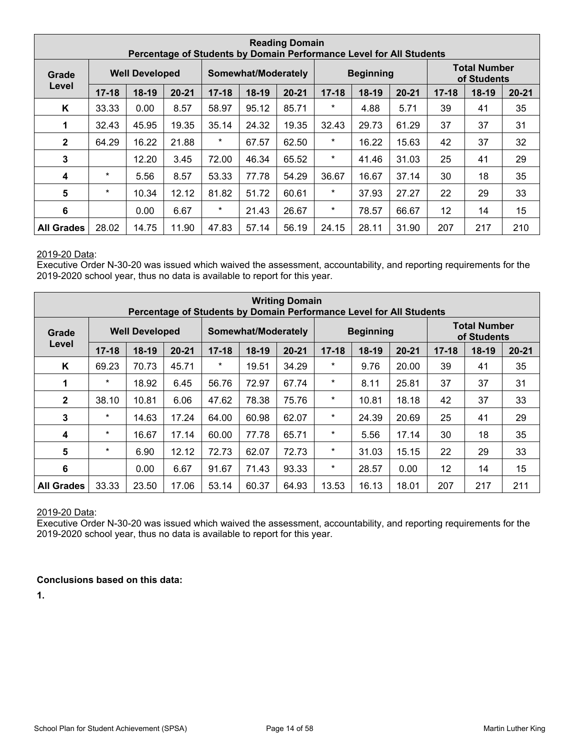| Reading Domain<br>Percentage of Students by Domain Performance Level for All Students | | | | | | | | | | | | |
|---|---|---|---|---|---|---|---|---|---|---|---|---|
| Grade Level | Well Developed | | | Somewhat/Moderately | | | Beginning | | | Total Number of Students | | |
| | 17-18 | 18-19 | 20-21 | 17-18 | 18-19 | 20-21 | 17-18 | 18-19 | 20-21 | 17-18 | 18-19 | 20-21 |
| K | 33.33 | 0.00 | 8.57 | 58.97 | 95.12 | 85.71 | * | 4.88 | 5.71 | 39 | 41 | 35 |
| 1 | 32.43 | 45.95 | 19.35 | 35.14 | 24.32 | 19.35 | 32.43 | 29.73 | 61.29 | 37 | 37 | 31 |
| 2 | 64.29 | 16.22 | 21.88 | * | 67.57 | 62.50 | * | 16.22 | 15.63 | 42 | 37 | 32 |
| 3 | | 12.20 | 3.45 | 72.00 | 46.34 | 65.52 | * | 41.46 | 31.03 | 25 | 41 | 29 |
| 4 | * | 5.56 | 8.57 | 53.33 | 77.78 | 54.29 | 36.67 | 16.67 | 37.14 | 30 | 18 | 35 |
| 5 | * | 10.34 | 12.12 | 81.82 | 51.72 | 60.61 | * | 37.93 | 27.27 | 22 | 29 | 33 |
| 6 | | 0.00 | 6.67 | * | 21.43 | 26.67 | * | 78.57 | 66.67 | 12 | 14 | 15 |
| All Grades | 28.02 | 14.75 | 11.90 | 47.83 | 57.14 | 56.19 | 24.15 | 28.11 | 31.90 | 207 | 217 | 210 |

2019-20 Data:
Executive Order N-30-20 was issued which waived the assessment, accountability, and reporting requirements for the 2019-2020 school year, thus no data is available to report for this year.

| Writing Domain<br>Percentage of Students by Domain Performance Level for All Students | | | | | | | | | | | | |
|---|---|---|---|---|---|---|---|---|---|---|---|---|
| Grade Level | Well Developed | | | Somewhat/Moderately | | | Beginning | | | Total Number of Students | | |
| | 17-18 | 18-19 | 20-21 | 17-18 | 18-19 | 20-21 | 17-18 | 18-19 | 20-21 | 17-18 | 18-19 | 20-21 |
| K | 69.23 | 70.73 | 45.71 | * | 19.51 | 34.29 | * | 9.76 | 20.00 | 39 | 41 | 35 |
| 1 | * | 18.92 | 6.45 | 56.76 | 72.97 | 67.74 | * | 8.11 | 25.81 | 37 | 37 | 31 |
| 2 | 38.10 | 10.81 | 6.06 | 47.62 | 78.38 | 75.76 | * | 10.81 | 18.18 | 42 | 37 | 33 |
| 3 | * | 14.63 | 17.24 | 64.00 | 60.98 | 62.07 | * | 24.39 | 20.69 | 25 | 41 | 29 |
| 4 | * | 16.67 | 17.14 | 60.00 | 77.78 | 65.71 | * | 5.56 | 17.14 | 30 | 18 | 35 |
| 5 | * | 6.90 | 12.12 | 72.73 | 62.07 | 72.73 | * | 31.03 | 15.15 | 22 | 29 | 33 |
| 6 | | 0.00 | 6.67 | 91.67 | 71.43 | 93.33 | * | 28.57 | 0.00 | 12 | 14 | 15 |
| All Grades | 33.33 | 23.50 | 17.06 | 53.14 | 60.37 | 64.93 | 13.53 | 16.13 | 18.01 | 207 | 217 | 211 |

2019-20 Data:
Executive Order N-30-20 was issued which waived the assessment, accountability, and reporting requirements for the 2019-2020 school year, thus no data is available to report for this year.

**Conclusions based on this data:**

**1.**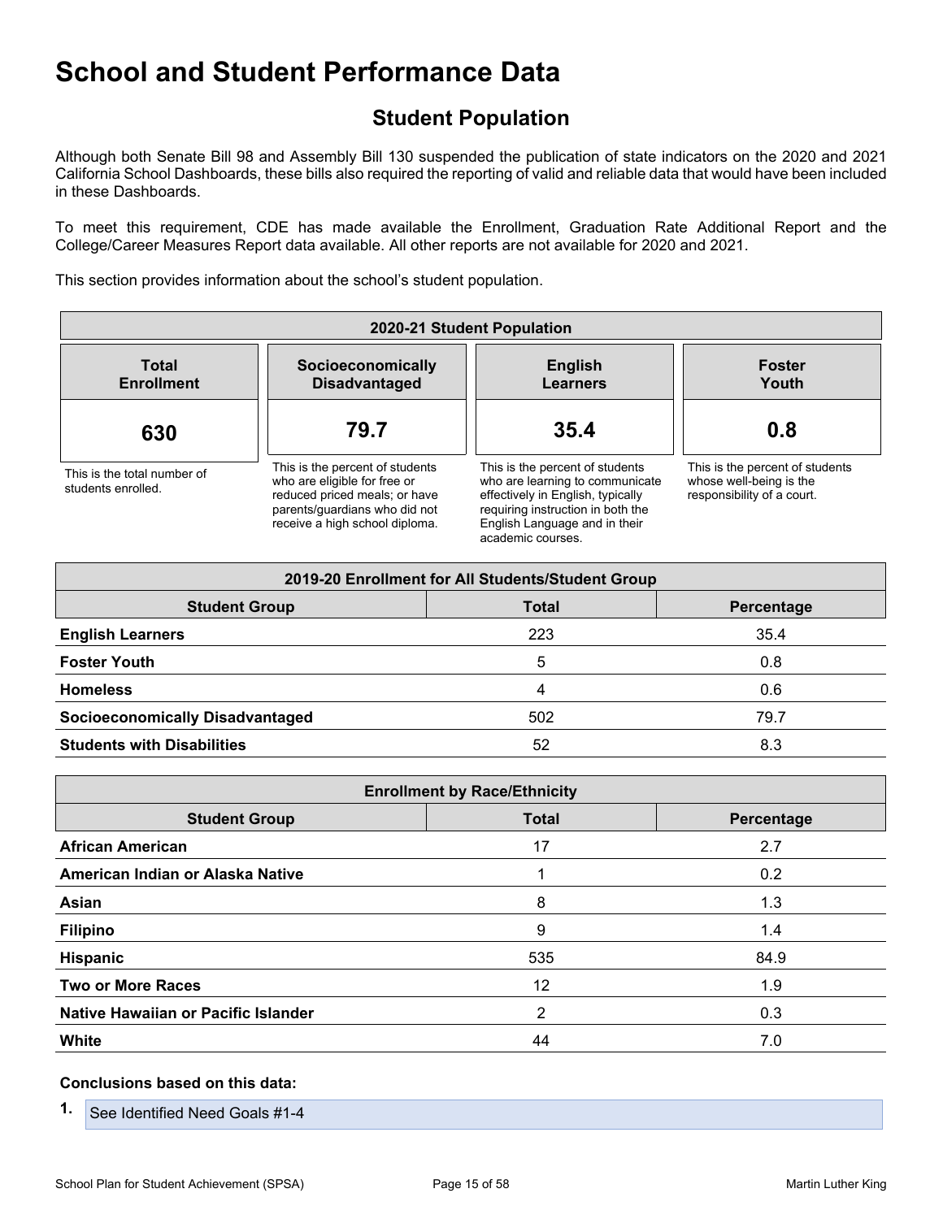# School and Student Performance Data

## Student Population

Although both Senate Bill 98 and Assembly Bill 130 suspended the publication of state indicators on the 2020 and 2021 California School Dashboards, these bills also required the reporting of valid and reliable data that would have been included in these Dashboards.

To meet this requirement, CDE has made available the Enrollment, Graduation Rate Additional Report and the College/Career Measures Report data available. All other reports are not available for 2020 and 2021.

This section provides information about the school's student population.

| 2020-21 Student Population | | | |
|---|---|---|---|
| **Total Enrollment** | **Socioeconomically Disadvantaged** | **English Learners** | **Foster Youth** |
| **630** | **79.7** | **35.4** | **0.8** |
| This is the total number of students enrolled. | This is the percent of students who are eligible for free or reduced priced meals; or have parents/guardians who did not receive a high school diploma. | This is the percent of students who are learning to communicate effectively in English, typically requiring instruction in both the English Language and in their academic courses. | This is the percent of students whose well-being is the responsibility of a court. |

| 2019-20 Enrollment for All Students/Student Group | | |
|---|---|---|
| **Student Group** | **Total** | **Percentage** |
| **English Learners** | 223 | 35.4 |
| **Foster Youth** | 5 | 0.8 |
| **Homeless** | 4 | 0.6 |
| **Socioeconomically Disadvantaged** | 502 | 79.7 |
| **Students with Disabilities** | 52 | 8.3 |

| Enrollment by Race/Ethnicity | | |
|---|---|---|
| **Student Group** | **Total** | **Percentage** |
| **African American** | 17 | 2.7 |
| **American Indian or Alaska Native** | 1 | 0.2 |
| **Asian** | 8 | 1.3 |
| **Filipino** | 9 | 1.4 |
| **Hispanic** | 535 | 84.9 |
| **Two or More Races** | 12 | 1.9 |
| **Native Hawaiian or Pacific Islander** | 2 | 0.3 |
| **White** | 44 | 7.0 |

**Conclusions based on this data:**

1. See Identified Need Goals #1-4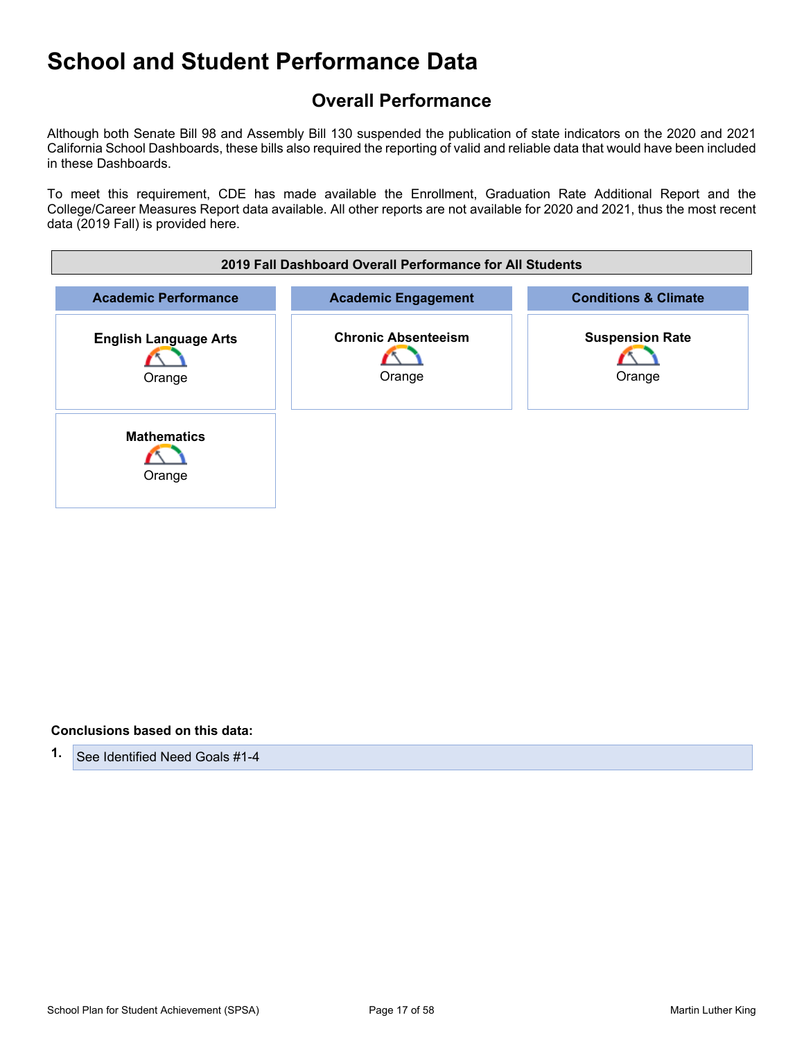# School and Student Performance Data

## Overall Performance

Although both Senate Bill 98 and Assembly Bill 130 suspended the publication of state indicators on the 2020 and 2021 California School Dashboards, these bills also required the reporting of valid and reliable data that would have been included in these Dashboards.

To meet this requirement, CDE has made available the Enrollment, Graduation Rate Additional Report and the College/Career Measures Report data available. All other reports are not available for 2020 and 2021, thus the most recent data (2019 Fall) is provided here.

| 2019 Fall Dashboard Overall Performance for All Students | | |
|---|---|---|
| **Academic Performance** | **Academic Engagement** | **Conditions & Climate** |
| **English Language Arts**<br>Orange | **Chronic Absenteeism**<br>Orange | **Suspension Rate**<br>Orange |
| **Mathematics**<br>Orange | | |

**Conclusions based on this data:**

1. See Identified Need Goals #1-4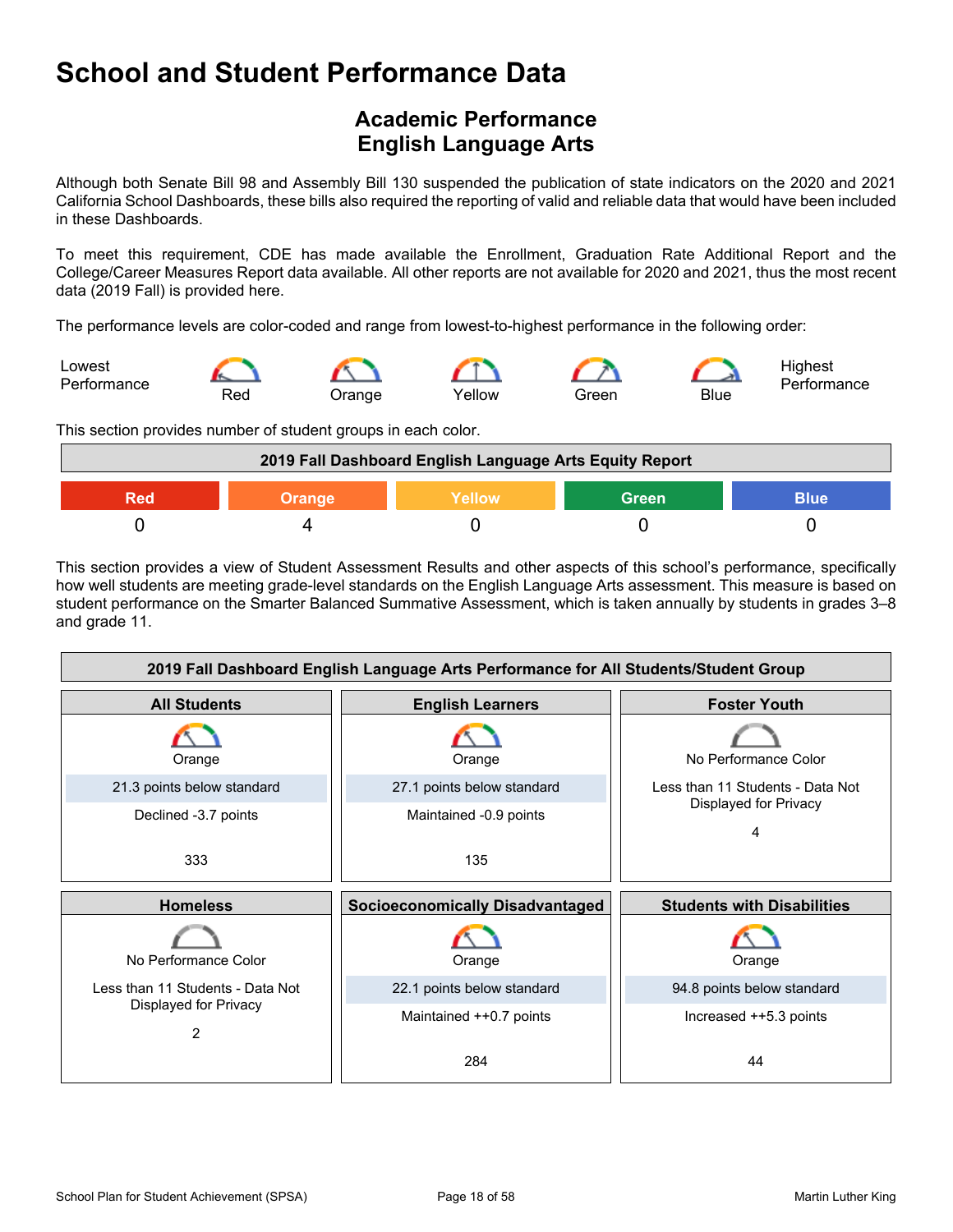# School and Student Performance Data

## Academic Performance
## English Language Arts

Although both Senate Bill 98 and Assembly Bill 130 suspended the publication of state indicators on the 2020 and 2021 California School Dashboards, these bills also required the reporting of valid and reliable data that would have been included in these Dashboards.

To meet this requirement, CDE has made available the Enrollment, Graduation Rate Additional Report and the College/Career Measures Report data available. All other reports are not available for 2020 and 2021, thus the most recent data (2019 Fall) is provided here.

The performance levels are color-coded and range from lowest-to-highest performance in the following order:

Lowest Performance — Red — Orange — Yellow — Green — Blue — Highest Performance

This section provides number of student groups in each color.

| 2019 Fall Dashboard English Language Arts Equity Report | | | | |
|---|---|---|---|---|
| Red | Orange | Yellow | Green | Blue |
| 0 | 4 | 0 | 0 | 0 |

This section provides a view of Student Assessment Results and other aspects of this school's performance, specifically how well students are meeting grade-level standards on the English Language Arts assessment. This measure is based on student performance on the Smarter Balanced Summative Assessment, which is taken annually by students in grades 3–8 and grade 11.

| 2019 Fall Dashboard English Language Arts Performance for All Students/Student Group | | |
|---|---|---|
| **All Students** | **English Learners** | **Foster Youth** |
| Orange | Orange | No Performance Color |
| 21.3 points below standard | 27.1 points below standard | Less than 11 Students - Data Not Displayed for Privacy |
| Declined -3.7 points | Maintained -0.9 points | 4 |
| 333 | 135 | |
| **Homeless** | **Socioeconomically Disadvantaged** | **Students with Disabilities** |
| No Performance Color | Orange | Orange |
| Less than 11 Students - Data Not Displayed for Privacy | 22.1 points below standard | 94.8 points below standard |
| 2 | Maintained ++0.7 points | Increased ++5.3 points |
| | 284 | 44 |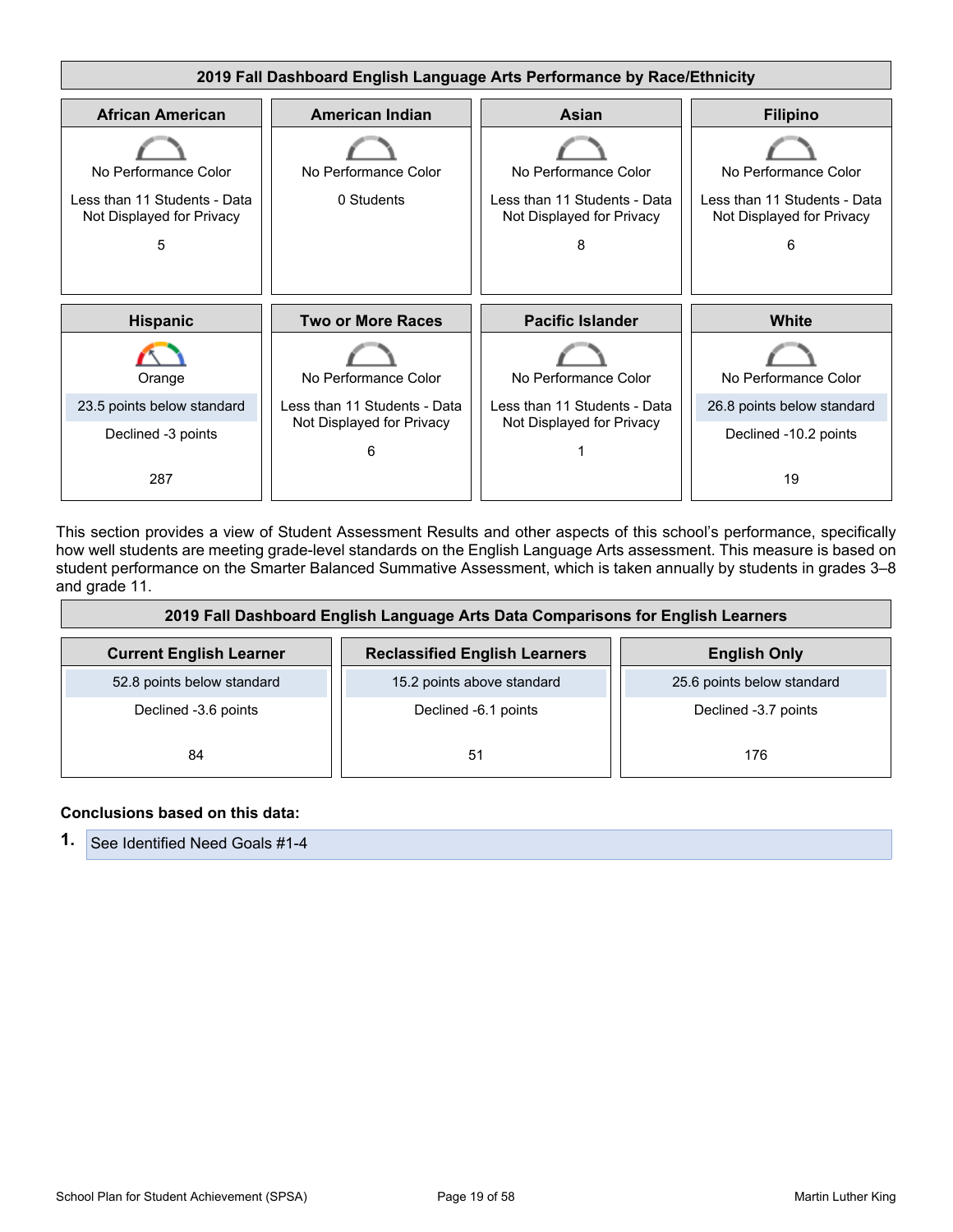| 2019 Fall Dashboard English Language Arts Performance by Race/Ethnicity | | | |
|---|---|---|---|
| **African American** | **American Indian** | **Asian** | **Filipino** |
| No Performance Color<br>Less than 11 Students - Data Not Displayed for Privacy<br>5 | No Performance Color<br>0 Students | No Performance Color<br>Less than 11 Students - Data Not Displayed for Privacy<br>8 | No Performance Color<br>Less than 11 Students - Data Not Displayed for Privacy<br>6 |
| **Hispanic** | **Two or More Races** | **Pacific Islander** | **White** |
| Orange<br>23.5 points below standard<br>Declined -3 points<br>287 | No Performance Color<br>Less than 11 Students - Data Not Displayed for Privacy<br>6 | No Performance Color<br>Less than 11 Students - Data Not Displayed for Privacy<br>1 | No Performance Color<br>26.8 points below standard<br>Declined -10.2 points<br>19 |

This section provides a view of Student Assessment Results and other aspects of this school's performance, specifically how well students are meeting grade-level standards on the English Language Arts assessment. This measure is based on student performance on the Smarter Balanced Summative Assessment, which is taken annually by students in grades 3–8 and grade 11.

| 2019 Fall Dashboard English Language Arts Data Comparisons for English Learners | | |
|---|---|---|
| **Current English Learner** | **Reclassified English Learners** | **English Only** |
| 52.8 points below standard<br>Declined -3.6 points<br>84 | 15.2 points above standard<br>Declined -6.1 points<br>51 | 25.6 points below standard<br>Declined -3.7 points<br>176 |

**Conclusions based on this data:**

1. See Identified Need Goals #1-4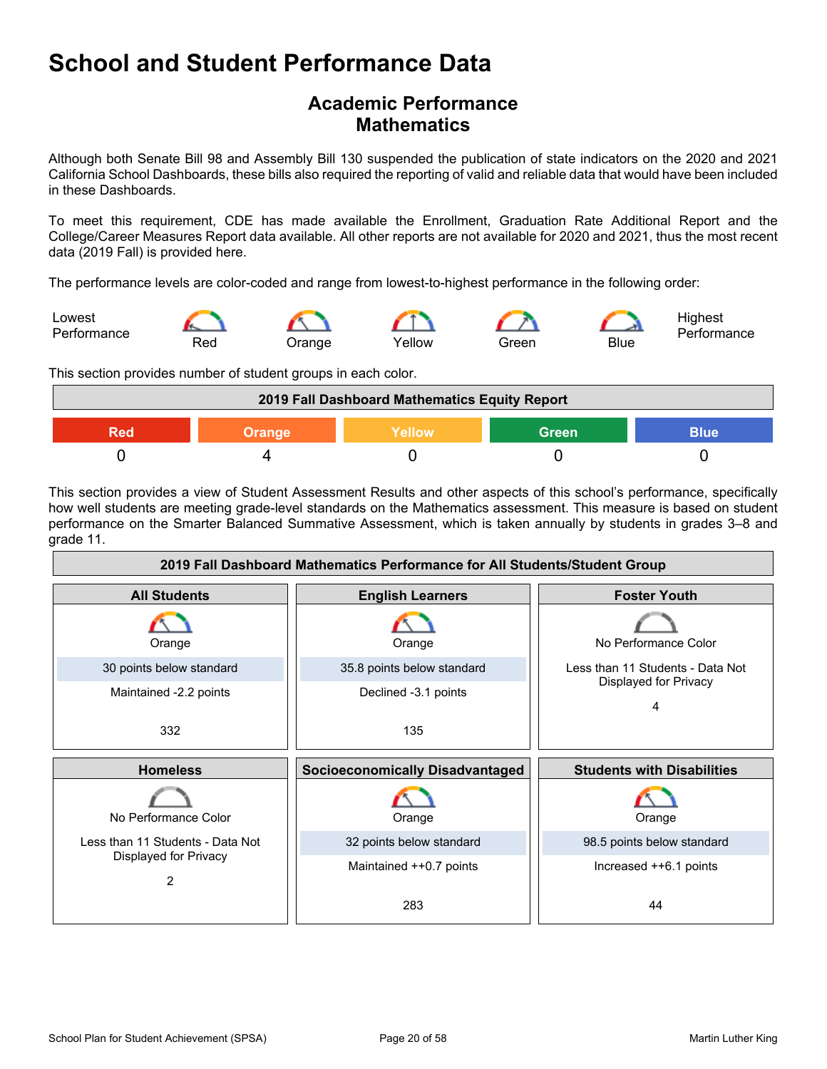# School and Student Performance Data

## Academic Performance
## Mathematics

Although both Senate Bill 98 and Assembly Bill 130 suspended the publication of state indicators on the 2020 and 2021 California School Dashboards, these bills also required the reporting of valid and reliable data that would have been included in these Dashboards.

To meet this requirement, CDE has made available the Enrollment, Graduation Rate Additional Report and the College/Career Measures Report data available. All other reports are not available for 2020 and 2021, thus the most recent data (2019 Fall) is provided here.

The performance levels are color-coded and range from lowest-to-highest performance in the following order:

Lowest Performance — Red — Orange — Yellow — Green — Blue — Highest Performance

This section provides number of student groups in each color.

| 2019 Fall Dashboard Mathematics Equity Report | | | | |
|---|---|---|---|---|
| Red | Orange | Yellow | Green | Blue |
| 0 | 4 | 0 | 0 | 0 |

This section provides a view of Student Assessment Results and other aspects of this school's performance, specifically how well students are meeting grade-level standards on the Mathematics assessment. This measure is based on student performance on the Smarter Balanced Summative Assessment, which is taken annually by students in grades 3–8 and grade 11.

| 2019 Fall Dashboard Mathematics Performance for All Students/Student Group | | |
|---|---|---|
| **All Students** | **English Learners** | **Foster Youth** |
| Orange | Orange | No Performance Color |
| 30 points below standard | 35.8 points below standard | Less than 11 Students - Data Not Displayed for Privacy |
| Maintained -2.2 points | Declined -3.1 points | 4 |
| 332 | 135 | |
| **Homeless** | **Socioeconomically Disadvantaged** | **Students with Disabilities** |
| No Performance Color | Orange | Orange |
| Less than 11 Students - Data Not Displayed for Privacy | 32 points below standard | 98.5 points below standard |
| 2 | Maintained ++0.7 points | Increased ++6.1 points |
| | 283 | 44 |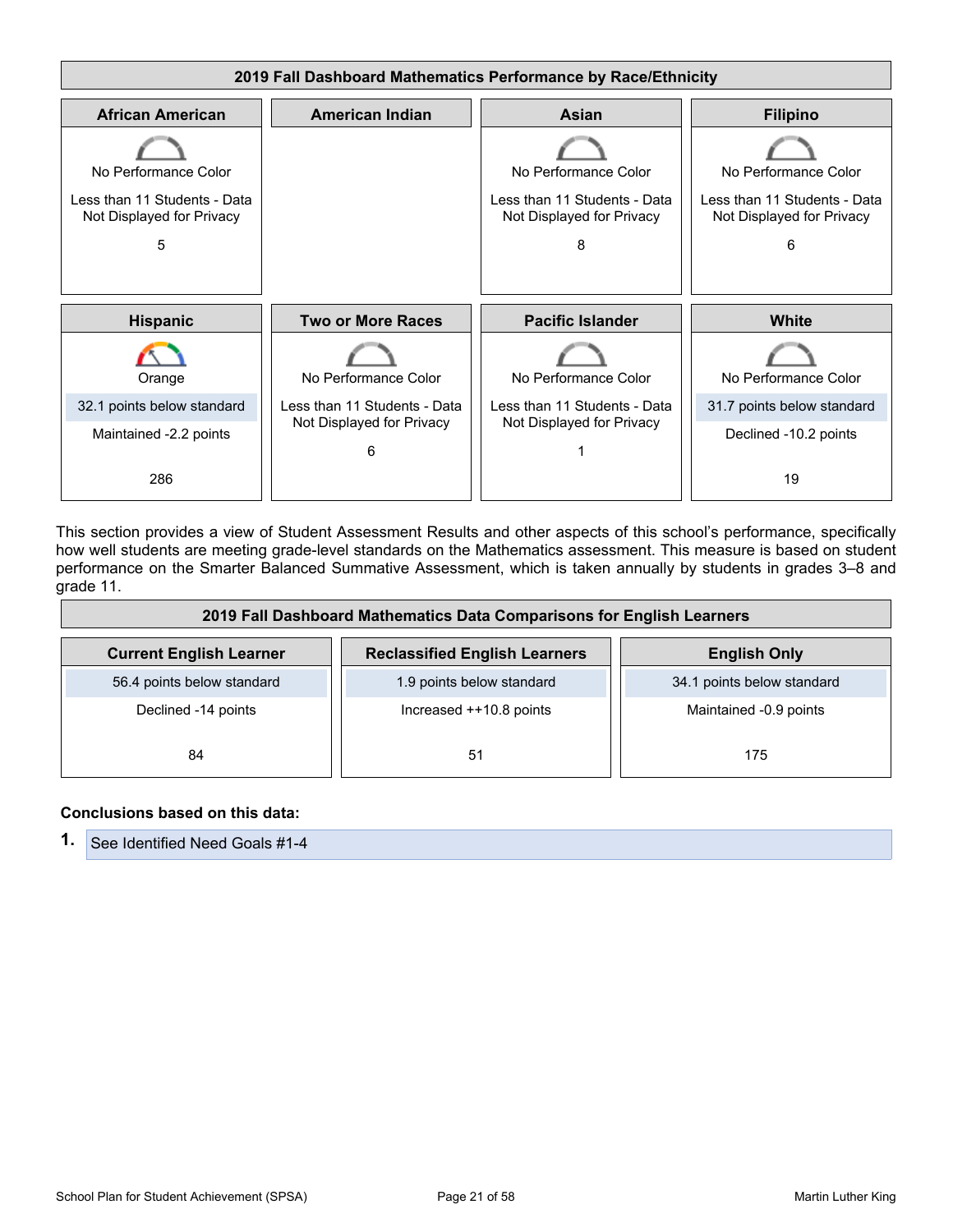| 2019 Fall Dashboard Mathematics Performance by Race/Ethnicity | | | |
|---|---|---|---|
| **African American** | **American Indian** | **Asian** | **Filipino** |
| No Performance Color<br>Less than 11 Students - Data Not Displayed for Privacy<br>5 | | No Performance Color<br>Less than 11 Students - Data Not Displayed for Privacy<br>8 | No Performance Color<br>Less than 11 Students - Data Not Displayed for Privacy<br>6 |
| **Hispanic** | **Two or More Races** | **Pacific Islander** | **White** |
| Orange<br>32.1 points below standard<br>Maintained -2.2 points<br>286 | No Performance Color<br>Less than 11 Students - Data Not Displayed for Privacy<br>6 | No Performance Color<br>Less than 11 Students - Data Not Displayed for Privacy<br>1 | No Performance Color<br>31.7 points below standard<br>Declined -10.2 points<br>19 |

This section provides a view of Student Assessment Results and other aspects of this school's performance, specifically how well students are meeting grade-level standards on the Mathematics assessment. This measure is based on student performance on the Smarter Balanced Summative Assessment, which is taken annually by students in grades 3–8 and grade 11.

| 2019 Fall Dashboard Mathematics Data Comparisons for English Learners | | |
|---|---|---|
| **Current English Learner** | **Reclassified English Learners** | **English Only** |
| 56.4 points below standard | 1.9 points below standard | 34.1 points below standard |
| Declined -14 points | Increased ++10.8 points | Maintained -0.9 points |
| 84 | 51 | 175 |

**Conclusions based on this data:**

1. See Identified Need Goals #1-4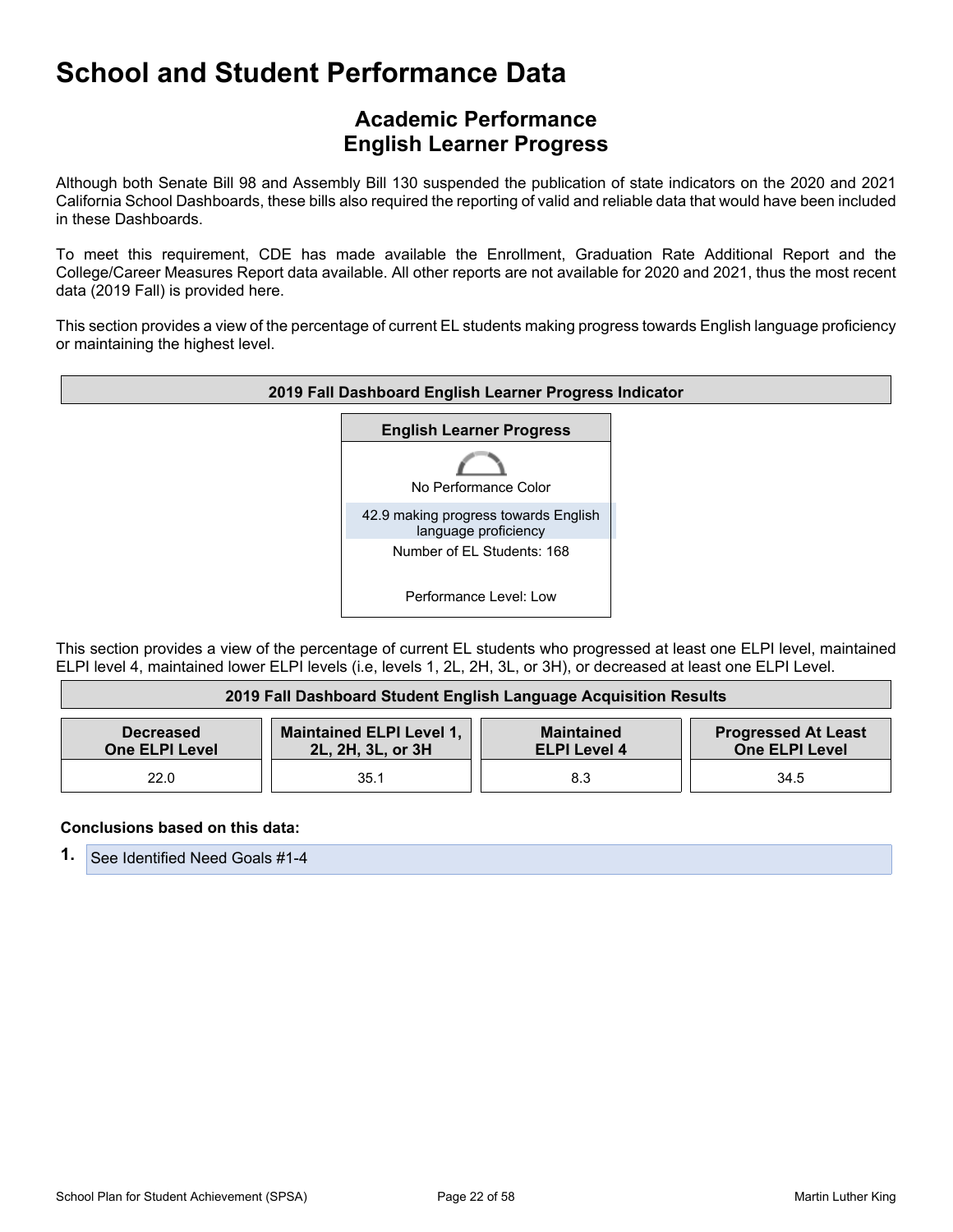# School and Student Performance Data

## Academic Performance
## English Learner Progress

Although both Senate Bill 98 and Assembly Bill 130 suspended the publication of state indicators on the 2020 and 2021 California School Dashboards, these bills also required the reporting of valid and reliable data that would have been included in these Dashboards.

To meet this requirement, CDE has made available the Enrollment, Graduation Rate Additional Report and the College/Career Measures Report data available. All other reports are not available for 2020 and 2021, thus the most recent data (2019 Fall) is provided here.

This section provides a view of the percentage of current EL students making progress towards English language proficiency or maintaining the highest level.

| 2019 Fall Dashboard English Learner Progress Indicator |
|---|
| **English Learner Progress** |
| No Performance Color |
| 42.9 making progress towards English language proficiency |
| Number of EL Students: 168 |
| Performance Level: Low |

This section provides a view of the percentage of current EL students who progressed at least one ELPI level, maintained ELPI level 4, maintained lower ELPI levels (i.e, levels 1, 2L, 2H, 3L, or 3H), or decreased at least one ELPI Level.

| 2019 Fall Dashboard Student English Language Acquisition Results | | | |
|---|---|---|---|
| **Decreased One ELPI Level** | **Maintained ELPI Level 1, 2L, 2H, 3L, or 3H** | **Maintained ELPI Level 4** | **Progressed At Least One ELPI Level** |
| 22.0 | 35.1 | 8.3 | 34.5 |

**Conclusions based on this data:**

1. See Identified Need Goals #1-4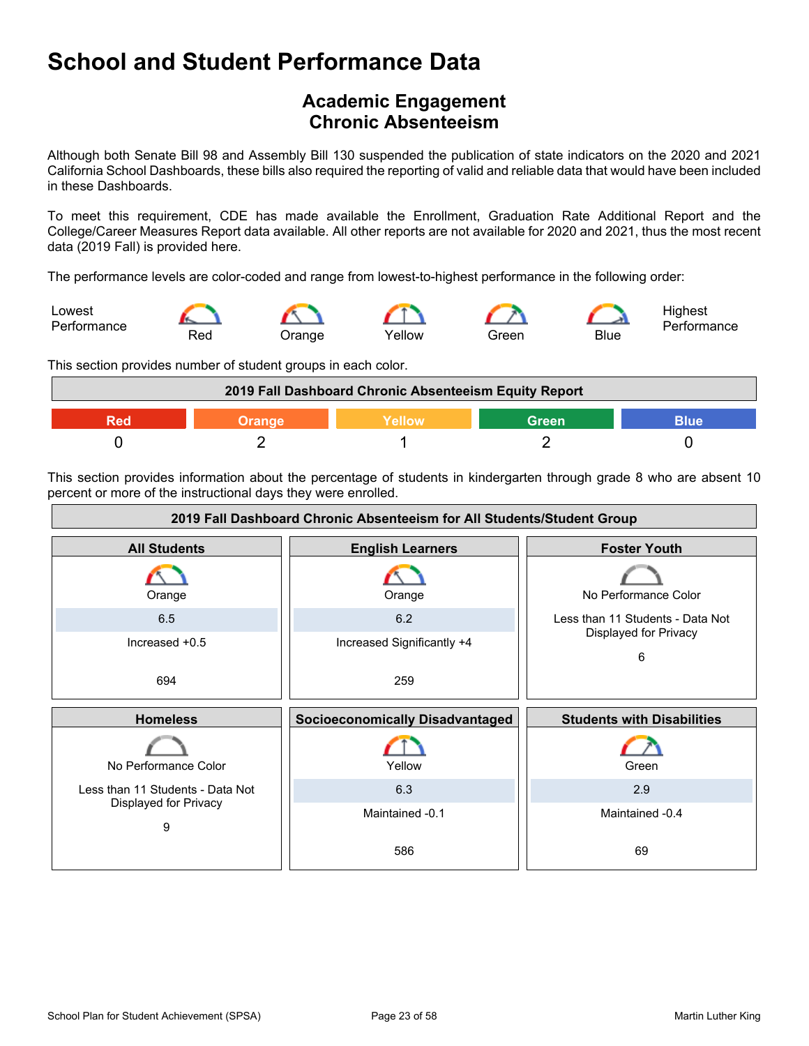# School and Student Performance Data

## Academic Engagement
## Chronic Absenteeism

Although both Senate Bill 98 and Assembly Bill 130 suspended the publication of state indicators on the 2020 and 2021 California School Dashboards, these bills also required the reporting of valid and reliable data that would have been included in these Dashboards.

To meet this requirement, CDE has made available the Enrollment, Graduation Rate Additional Report and the College/Career Measures Report data available. All other reports are not available for 2020 and 2021, thus the most recent data (2019 Fall) is provided here.

The performance levels are color-coded and range from lowest-to-highest performance in the following order:

Lowest Performance — Red — Orange — Yellow — Green — Blue — Highest Performance

This section provides number of student groups in each color.

| 2019 Fall Dashboard Chronic Absenteeism Equity Report | | | | |
|---|---|---|---|---|
| Red | Orange | Yellow | Green | Blue |
| 0 | 2 | 1 | 2 | 0 |

This section provides information about the percentage of students in kindergarten through grade 8 who are absent 10 percent or more of the instructional days they were enrolled.

**2019 Fall Dashboard Chronic Absenteeism for All Students/Student Group**

| All Students | English Learners | Foster Youth |
|---|---|---|
| Orange | Orange | No Performance Color |
| 6.5 | 6.2 | Less than 11 Students - Data Not Displayed for Privacy |
| Increased +0.5 | Increased Significantly +4 | |
| 694 | 259 | 6 |

| Homeless | Socioeconomically Disadvantaged | Students with Disabilities |
|---|---|---|
| No Performance Color | Yellow | Green |
| Less than 11 Students - Data Not Displayed for Privacy | 6.3 | 2.9 |
| | Maintained -0.1 | Maintained -0.4 |
| 9 | 586 | 69 |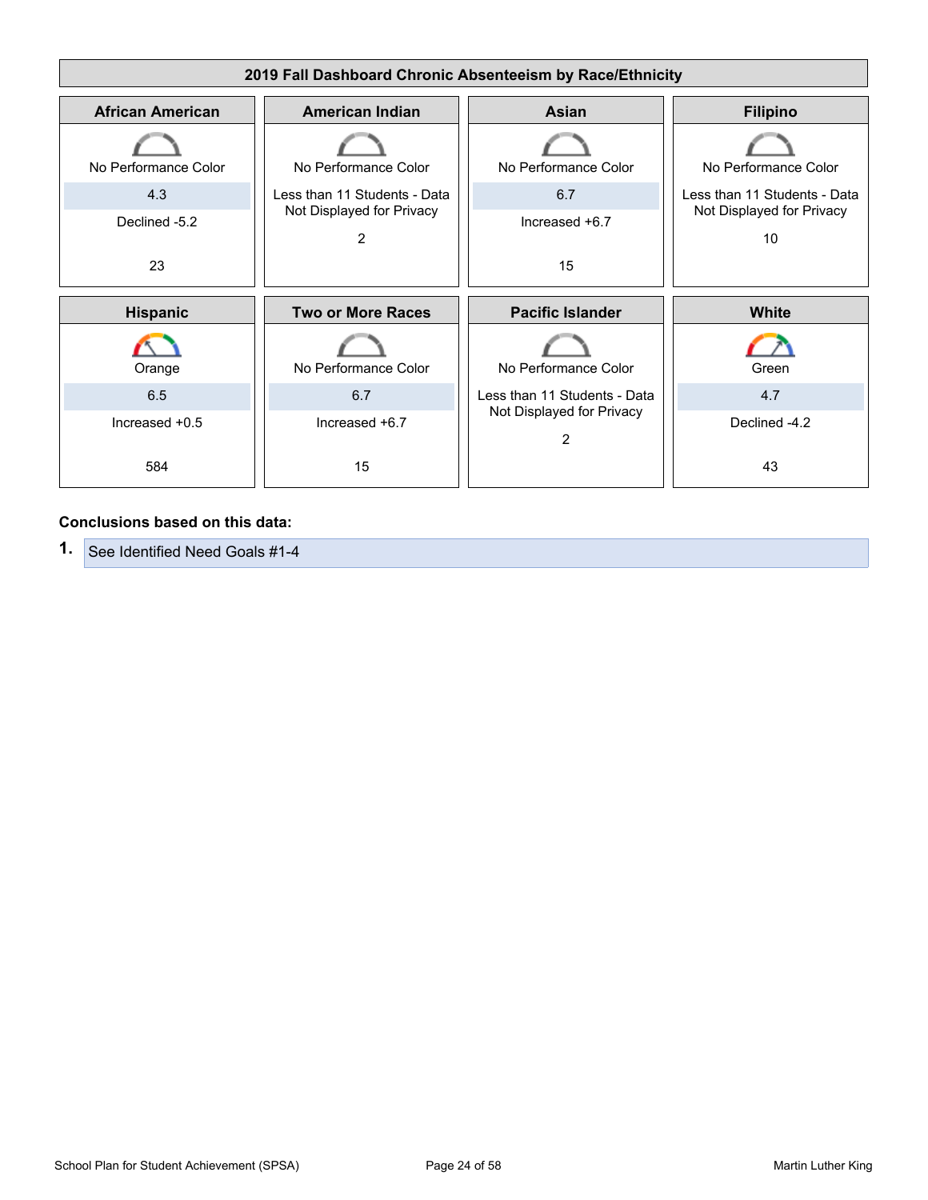## 2019 Fall Dashboard Chronic Absenteeism by Race/Ethnicity

| African American | American Indian | Asian | Filipino |
|---|---|---|---|
| No Performance Color | No Performance Color | No Performance Color | No Performance Color |
| 4.3 | Less than 11 Students - Data Not Displayed for Privacy | 6.7 | Less than 11 Students - Data Not Displayed for Privacy |
| Declined -5.2 | | Increased +6.7 | |
| 23 | 2 | 15 | 10 |

| Hispanic | Two or More Races | Pacific Islander | White |
|---|---|---|---|
| Orange | No Performance Color | No Performance Color | Green |
| 6.5 | 6.7 | Less than 11 Students - Data Not Displayed for Privacy | 4.7 |
| Increased +0.5 | Increased +6.7 | | Declined -4.2 |
| 584 | 15 | 2 | 43 |

**Conclusions based on this data:**

1. See Identified Need Goals #1-4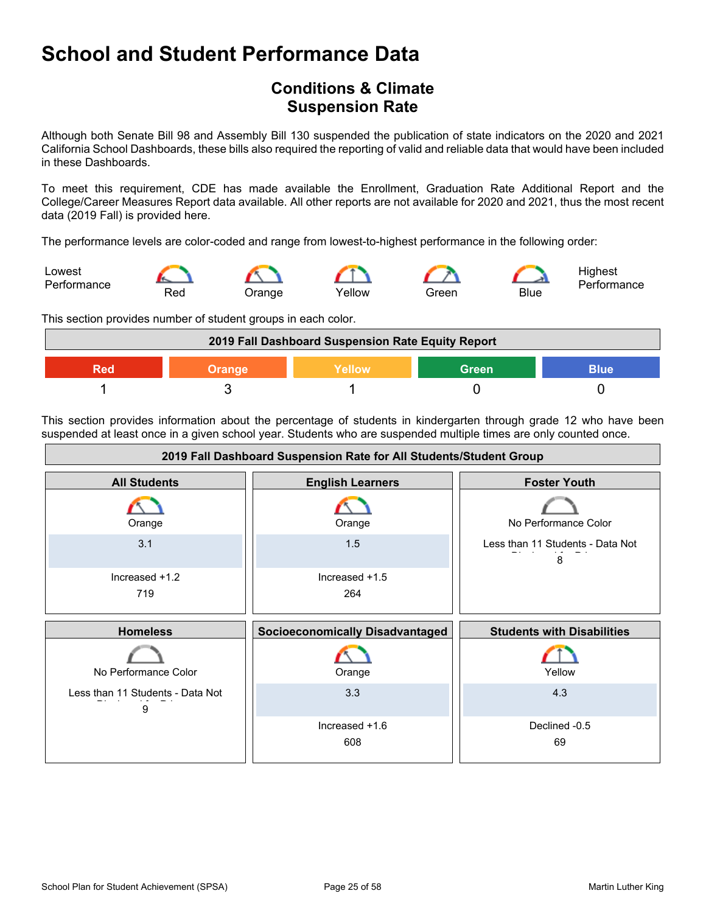# School and Student Performance Data

## Conditions & Climate
## Suspension Rate

Although both Senate Bill 98 and Assembly Bill 130 suspended the publication of state indicators on the 2020 and 2021 California School Dashboards, these bills also required the reporting of valid and reliable data that would have been included in these Dashboards.

To meet this requirement, CDE has made available the Enrollment, Graduation Rate Additional Report and the College/Career Measures Report data available. All other reports are not available for 2020 and 2021, thus the most recent data (2019 Fall) is provided here.

The performance levels are color-coded and range from lowest-to-highest performance in the following order:

Lowest Performance — Red — Orange — Yellow — Green — Blue — Highest Performance

This section provides number of student groups in each color.

| 2019 Fall Dashboard Suspension Rate Equity Report | | | | |
|---|---|---|---|---|
| Red | Orange | Yellow | Green | Blue |
| 1 | 3 | 1 | 0 | 0 |

This section provides information about the percentage of students in kindergarten through grade 12 who have been suspended at least once in a given school year. Students who are suspended multiple times are only counted once.

| 2019 Fall Dashboard Suspension Rate for All Students/Student Group | | |
|---|---|---|
| **All Students** | **English Learners** | **Foster Youth** |
| Orange<br>3.1<br>Increased +1.2<br>719 | Orange<br>1.5<br>Increased +1.5<br>264 | No Performance Color<br>Less than 11 Students - Data Not Displayed for Privacy<br>8 |
| **Homeless** | **Socioeconomically Disadvantaged** | **Students with Disabilities** |
| No Performance Color<br>Less than 11 Students - Data Not Displayed for Privacy<br>9 | Orange<br>3.3<br>Increased +1.6<br>608 | Yellow<br>4.3<br>Declined -0.5<br>69 |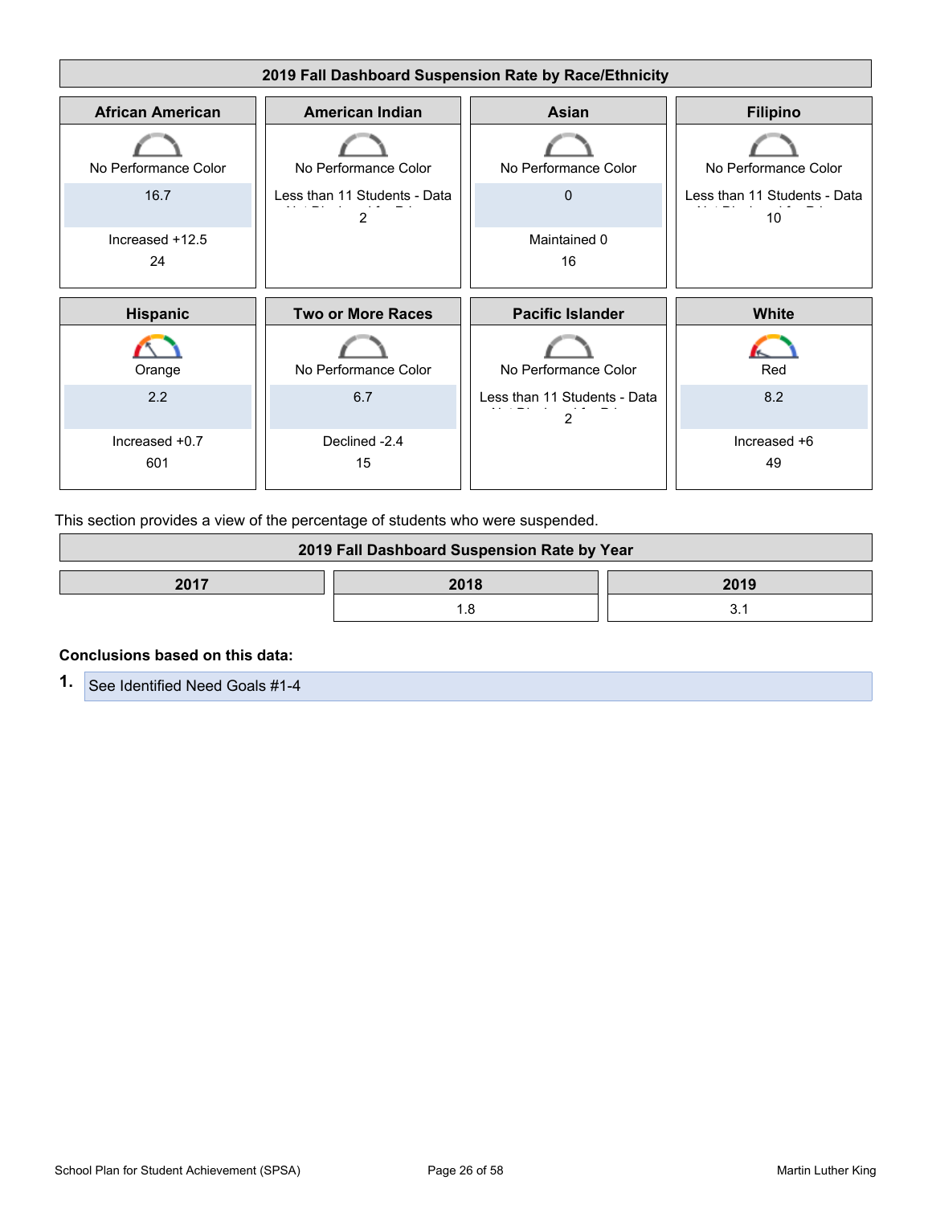## 2019 Fall Dashboard Suspension Rate by Race/Ethnicity

| African American | American Indian | Asian | Filipino |
|---|---|---|---|
| No Performance Color | No Performance Color | No Performance Color | No Performance Color |
| 16.7 | Less than 11 Students - Data Not Displayed for Privacy | 0 | Less than 11 Students - Data Not Displayed for Privacy |
| Increased +12.5 | 2 | Maintained 0 | 10 |
| 24 | | 16 | |

| Hispanic | Two or More Races | Pacific Islander | White |
|---|---|---|---|
| Orange | No Performance Color | No Performance Color | Red |
| 2.2 | 6.7 | Less than 11 Students - Data Not Displayed for Privacy | 8.2 |
| Increased +0.7 | Declined -2.4 | 2 | Increased +6 |
| 601 | 15 | | 49 |

This section provides a view of the percentage of students who were suspended.

## 2019 Fall Dashboard Suspension Rate by Year

| 2017 | 2018 | 2019 |
|---|---|---|
| | 1.8 | 3.1 |

**Conclusions based on this data:**

1. See Identified Need Goals #1-4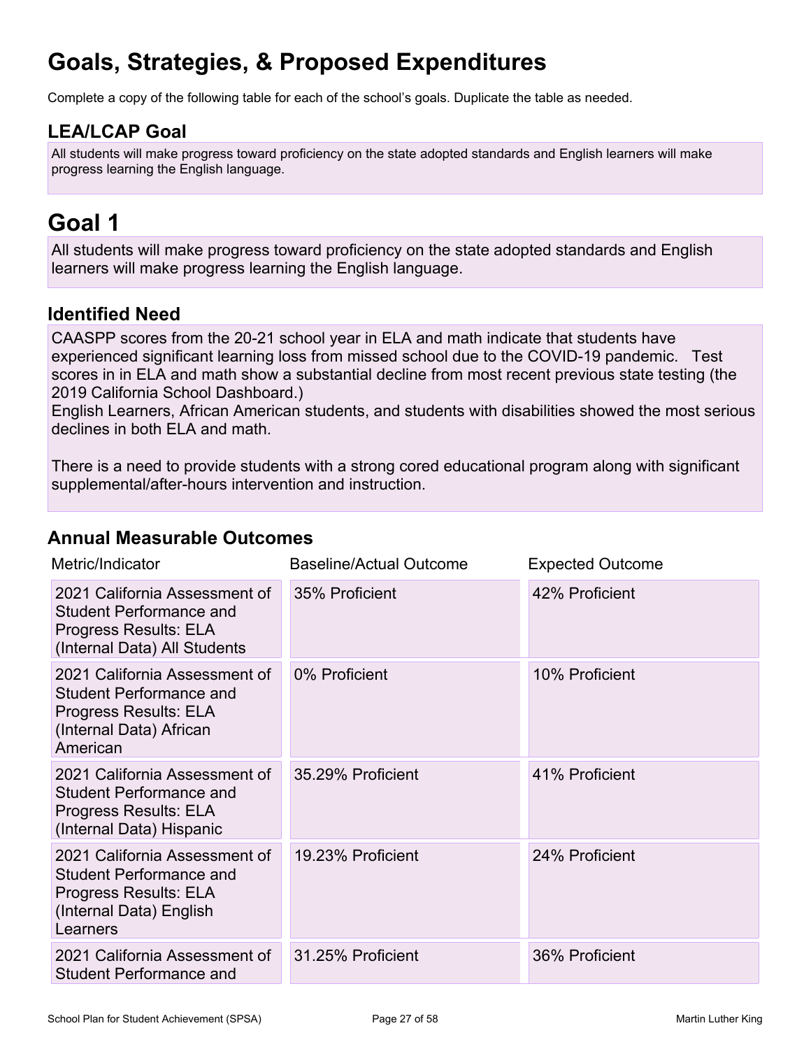# Goals, Strategies, & Proposed Expenditures

Complete a copy of the following table for each of the school's goals. Duplicate the table as needed.

## LEA/LCAP Goal

All students will make progress toward proficiency on the state adopted standards and English learners will make progress learning the English language.

# Goal 1

All students will make progress toward proficiency on the state adopted standards and English learners will make progress learning the English language.

## Identified Need

CAASPP scores from the 20-21 school year in ELA and math indicate that students have experienced significant learning loss from missed school due to the COVID-19 pandemic. Test scores in in ELA and math show a substantial decline from most recent previous state testing (the 2019 California School Dashboard.)
English Learners, African American students, and students with disabilities showed the most serious declines in both ELA and math.

There is a need to provide students with a strong cored educational program along with significant supplemental/after-hours intervention and instruction.

## Annual Measurable Outcomes

| Metric/Indicator | Baseline/Actual Outcome | Expected Outcome |
|---|---|---|
| 2021 California Assessment of Student Performance and Progress Results: ELA (Internal Data) All Students | 35% Proficient | 42% Proficient |
| 2021 California Assessment of Student Performance and Progress Results: ELA (Internal Data) African American | 0% Proficient | 10% Proficient |
| 2021 California Assessment of Student Performance and Progress Results: ELA (Internal Data) Hispanic | 35.29% Proficient | 41% Proficient |
| 2021 California Assessment of Student Performance and Progress Results: ELA (Internal Data) English Learners | 19.23% Proficient | 24% Proficient |
| 2021 California Assessment of Student Performance and | 31.25% Proficient | 36% Proficient |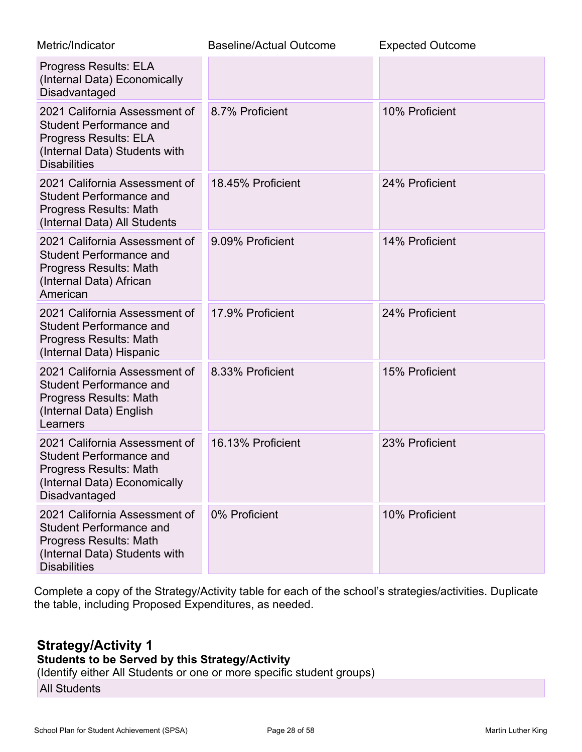| Metric/Indicator | Baseline/Actual Outcome | Expected Outcome |
|---|---|---|
| Progress Results: ELA (Internal Data) Economically Disadvantaged | | |
| 2021 California Assessment of Student Performance and Progress Results: ELA (Internal Data) Students with Disabilities | 8.7% Proficient | 10% Proficient |
| 2021 California Assessment of Student Performance and Progress Results: Math (Internal Data) All Students | 18.45% Proficient | 24% Proficient |
| 2021 California Assessment of Student Performance and Progress Results: Math (Internal Data) African American | 9.09% Proficient | 14% Proficient |
| 2021 California Assessment of Student Performance and Progress Results: Math (Internal Data) Hispanic | 17.9% Proficient | 24% Proficient |
| 2021 California Assessment of Student Performance and Progress Results: Math (Internal Data) English Learners | 8.33% Proficient | 15% Proficient |
| 2021 California Assessment of Student Performance and Progress Results: Math (Internal Data) Economically Disadvantaged | 16.13% Proficient | 23% Proficient |
| 2021 California Assessment of Student Performance and Progress Results: Math (Internal Data) Students with Disabilities | 0% Proficient | 10% Proficient |

Complete a copy of the Strategy/Activity table for each of the school's strategies/activities. Duplicate the table, including Proposed Expenditures, as needed.

## Strategy/Activity 1

**Students to be Served by this Strategy/Activity**

(Identify either All Students or one or more specific student groups)

All Students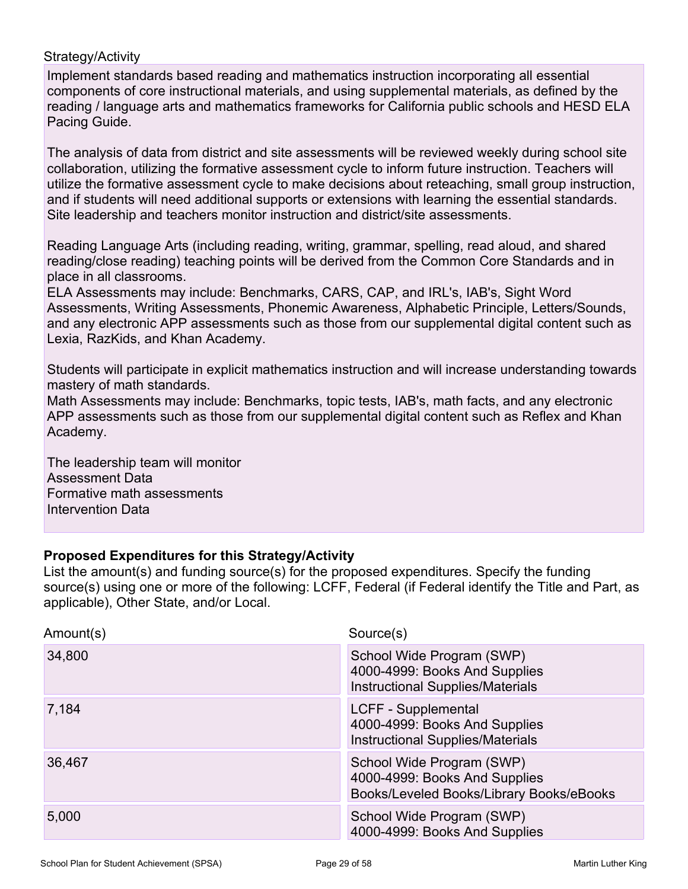Strategy/Activity

Implement standards based reading and mathematics instruction incorporating all essential components of core instructional materials, and using supplemental materials, as defined by the reading / language arts and mathematics frameworks for California public schools and HESD ELA Pacing Guide.

The analysis of data from district and site assessments will be reviewed weekly during school site collaboration, utilizing the formative assessment cycle to inform future instruction. Teachers will utilize the formative assessment cycle to make decisions about reteaching, small group instruction, and if students will need additional supports or extensions with learning the essential standards. Site leadership and teachers monitor instruction and district/site assessments.

Reading Language Arts (including reading, writing, grammar, spelling, read aloud, and shared reading/close reading) teaching points will be derived from the Common Core Standards and in place in all classrooms.
ELA Assessments may include: Benchmarks, CARS, CAP, and IRL's, IAB's, Sight Word Assessments, Writing Assessments, Phonemic Awareness, Alphabetic Principle, Letters/Sounds, and any electronic APP assessments such as those from our supplemental digital content such as Lexia, RazKids, and Khan Academy.

Students will participate in explicit mathematics instruction and will increase understanding towards mastery of math standards.
Math Assessments may include: Benchmarks, topic tests, IAB's, math facts, and any electronic APP assessments such as those from our supplemental digital content such as Reflex and Khan Academy.

The leadership team will monitor
Assessment Data
Formative math assessments
Intervention Data

**Proposed Expenditures for this Strategy/Activity**

List the amount(s) and funding source(s) for the proposed expenditures. Specify the funding source(s) using one or more of the following: LCFF, Federal (if Federal identify the Title and Part, as applicable), Other State, and/or Local.

| Amount(s) | Source(s) |
|---|---|
| 34,800 | School Wide Program (SWP)<br>4000-4999: Books And Supplies<br>Instructional Supplies/Materials |
| 7,184 | LCFF - Supplemental<br>4000-4999: Books And Supplies<br>Instructional Supplies/Materials |
| 36,467 | School Wide Program (SWP)<br>4000-4999: Books And Supplies<br>Books/Leveled Books/Library Books/eBooks |
| 5,000 | School Wide Program (SWP)<br>4000-4999: Books And Supplies |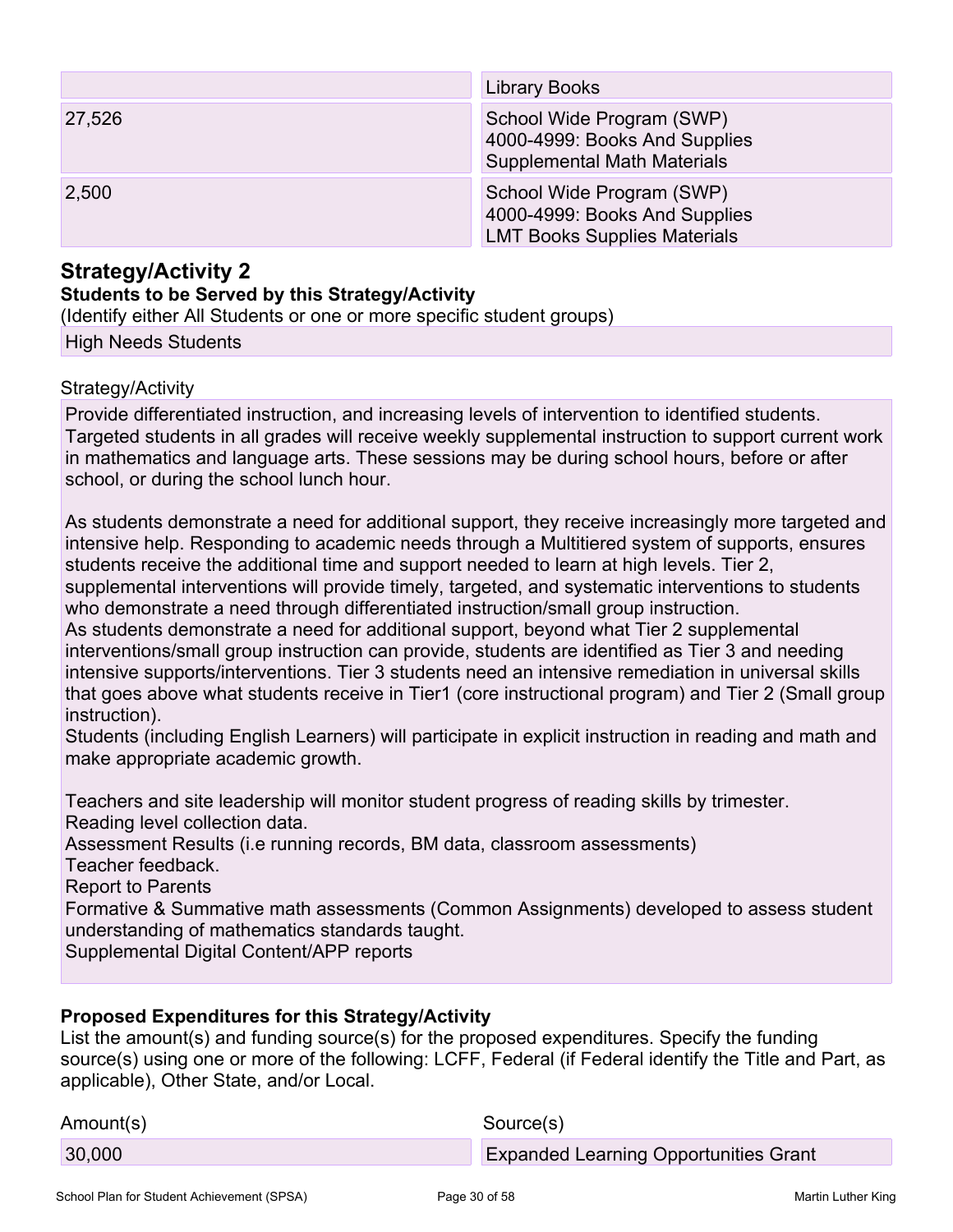| | |
|---|---|
| | Library Books |
| 27,526 | School Wide Program (SWP)<br>4000-4999: Books And Supplies<br>Supplemental Math Materials |
| 2,500 | School Wide Program (SWP)<br>4000-4999: Books And Supplies<br>LMT Books Supplies Materials |

## Strategy/Activity 2

**Students to be Served by this Strategy/Activity**

(Identify either All Students or one or more specific student groups)

High Needs Students

Strategy/Activity

Provide differentiated instruction, and increasing levels of intervention to identified students. Targeted students in all grades will receive weekly supplemental instruction to support current work in mathematics and language arts. These sessions may be during school hours, before or after school, or during the school lunch hour.

As students demonstrate a need for additional support, they receive increasingly more targeted and intensive help. Responding to academic needs through a Multitiered system of supports, ensures students receive the additional time and support needed to learn at high levels. Tier 2, supplemental interventions will provide timely, targeted, and systematic interventions to students who demonstrate a need through differentiated instruction/small group instruction.
As students demonstrate a need for additional support, beyond what Tier 2 supplemental interventions/small group instruction can provide, students are identified as Tier 3 and needing intensive supports/interventions. Tier 3 students need an intensive remediation in universal skills that goes above what students receive in Tier1 (core instructional program) and Tier 2 (Small group instruction).
Students (including English Learners) will participate in explicit instruction in reading and math and make appropriate academic growth.

Teachers and site leadership will monitor student progress of reading skills by trimester.
Reading level collection data.
Assessment Results (i.e running records, BM data, classroom assessments)
Teacher feedback.
Report to Parents
Formative & Summative math assessments (Common Assignments) developed to assess student understanding of mathematics standards taught.
Supplemental Digital Content/APP reports

**Proposed Expenditures for this Strategy/Activity**

List the amount(s) and funding source(s) for the proposed expenditures. Specify the funding source(s) using one or more of the following: LCFF, Federal (if Federal identify the Title and Part, as applicable), Other State, and/or Local.

| Amount(s) | Source(s) |
|---|---|
| 30,000 | Expanded Learning Opportunities Grant |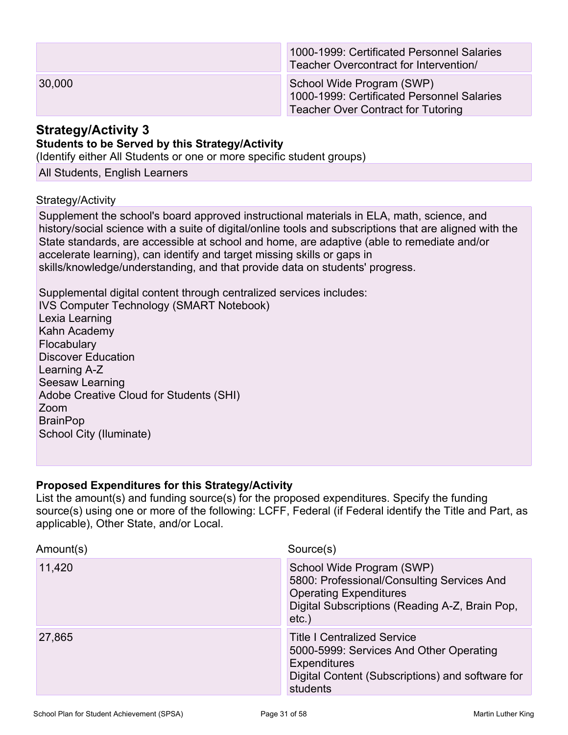| Amount(s) | Source(s) |
| --- | --- |
| | 1000-1999: Certificated Personnel Salaries<br>Teacher Overcontract for Intervention/ |
| 30,000 | School Wide Program (SWP)<br>1000-1999: Certificated Personnel Salaries<br>Teacher Over Contract for Tutoring |

## Strategy/Activity 3

**Students to be Served by this Strategy/Activity**

(Identify either All Students or one or more specific student groups)

All Students, English Learners

Strategy/Activity

Supplement the school's board approved instructional materials in ELA, math, science, and history/social science with a suite of digital/online tools and subscriptions that are aligned with the State standards, are accessible at school and home, are adaptive (able to remediate and/or accelerate learning), can identify and target missing skills or gaps in skills/knowledge/understanding, and that provide data on students' progress.

Supplemental digital content through centralized services includes:
IVS Computer Technology (SMART Notebook)
Lexia Learning
Kahn Academy
Flocabulary
Discover Education
Learning A-Z
Seesaw Learning
Adobe Creative Cloud for Students (SHI)
Zoom
BrainPop
School City (Iluminate)

**Proposed Expenditures for this Strategy/Activity**

List the amount(s) and funding source(s) for the proposed expenditures. Specify the funding source(s) using one or more of the following: LCFF, Federal (if Federal identify the Title and Part, as applicable), Other State, and/or Local.

| Amount(s) | Source(s) |
| --- | --- |
| 11,420 | School Wide Program (SWP)<br>5800: Professional/Consulting Services And Operating Expenditures<br>Digital Subscriptions (Reading A-Z, Brain Pop, etc.) |
| 27,865 | Title I Centralized Service<br>5000-5999: Services And Other Operating Expenditures<br>Digital Content (Subscriptions) and software for students |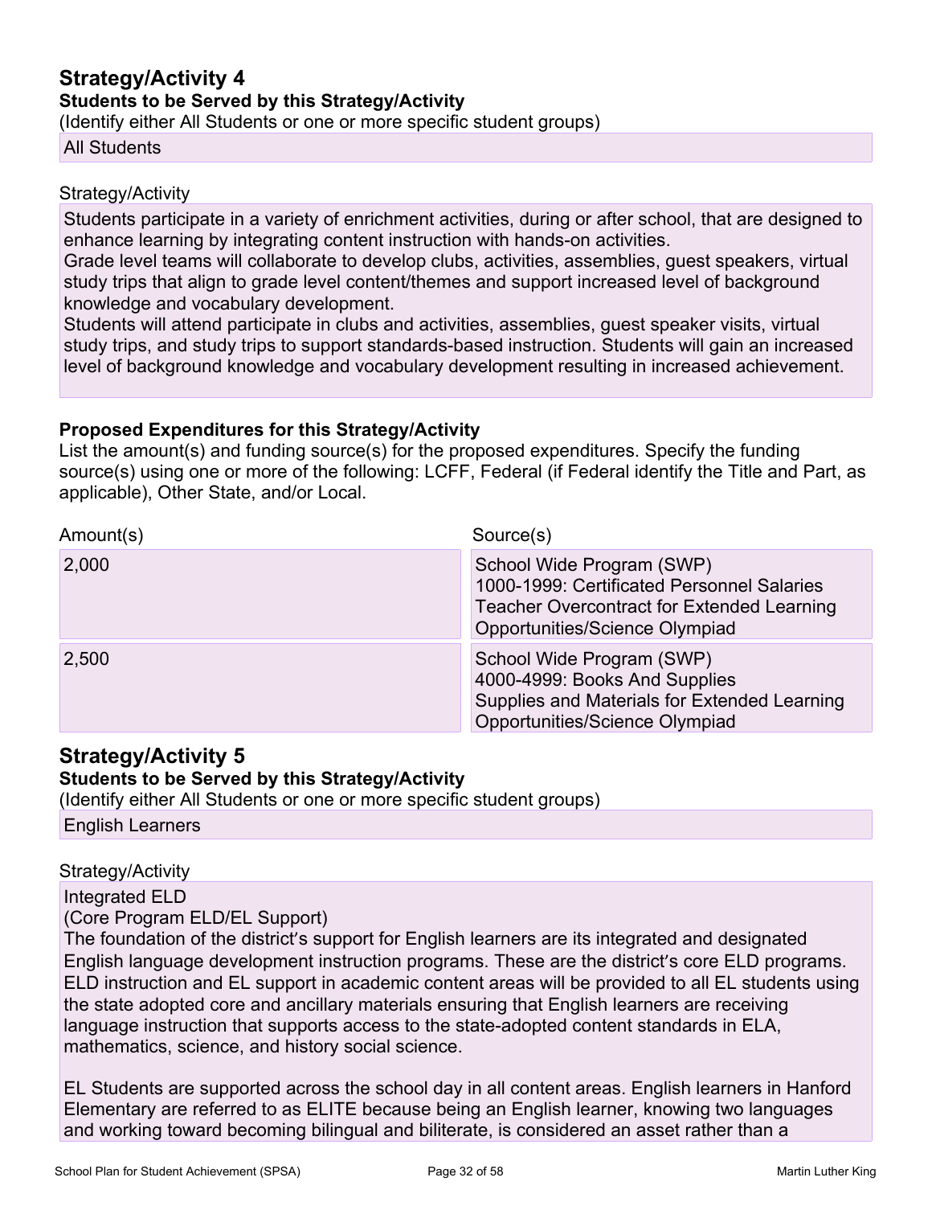## Strategy/Activity 4

### Students to be Served by this Strategy/Activity

(Identify either All Students or one or more specific student groups)

All Students

Strategy/Activity

Students participate in a variety of enrichment activities, during or after school, that are designed to enhance learning by integrating content instruction with hands-on activities.
Grade level teams will collaborate to develop clubs, activities, assemblies, guest speakers, virtual study trips that align to grade level content/themes and support increased level of background knowledge and vocabulary development.
Students will attend participate in clubs and activities, assemblies, guest speaker visits, virtual study trips, and study trips to support standards-based instruction. Students will gain an increased level of background knowledge and vocabulary development resulting in increased achievement.

### Proposed Expenditures for this Strategy/Activity

List the amount(s) and funding source(s) for the proposed expenditures. Specify the funding source(s) using one or more of the following: LCFF, Federal (if Federal identify the Title and Part, as applicable), Other State, and/or Local.

| Amount(s) | Source(s) |
|---|---|
| 2,000 | School Wide Program (SWP)<br>1000-1999: Certificated Personnel Salaries<br>Teacher Overcontract for Extended Learning Opportunities/Science Olympiad |
| 2,500 | School Wide Program (SWP)<br>4000-4999: Books And Supplies<br>Supplies and Materials for Extended Learning Opportunities/Science Olympiad |

## Strategy/Activity 5

### Students to be Served by this Strategy/Activity

(Identify either All Students or one or more specific student groups)

English Learners

Strategy/Activity

Integrated ELD
(Core Program ELD/EL Support)
The foundation of the district's support for English learners are its integrated and designated English language development instruction programs. These are the district's core ELD programs. ELD instruction and EL support in academic content areas will be provided to all EL students using the state adopted core and ancillary materials ensuring that English learners are receiving language instruction that supports access to the state-adopted content standards in ELA, mathematics, science, and history social science.

EL Students are supported across the school day in all content areas. English learners in Hanford Elementary are referred to as ELITE because being an English learner, knowing two languages and working toward becoming bilingual and biliterate, is considered an asset rather than a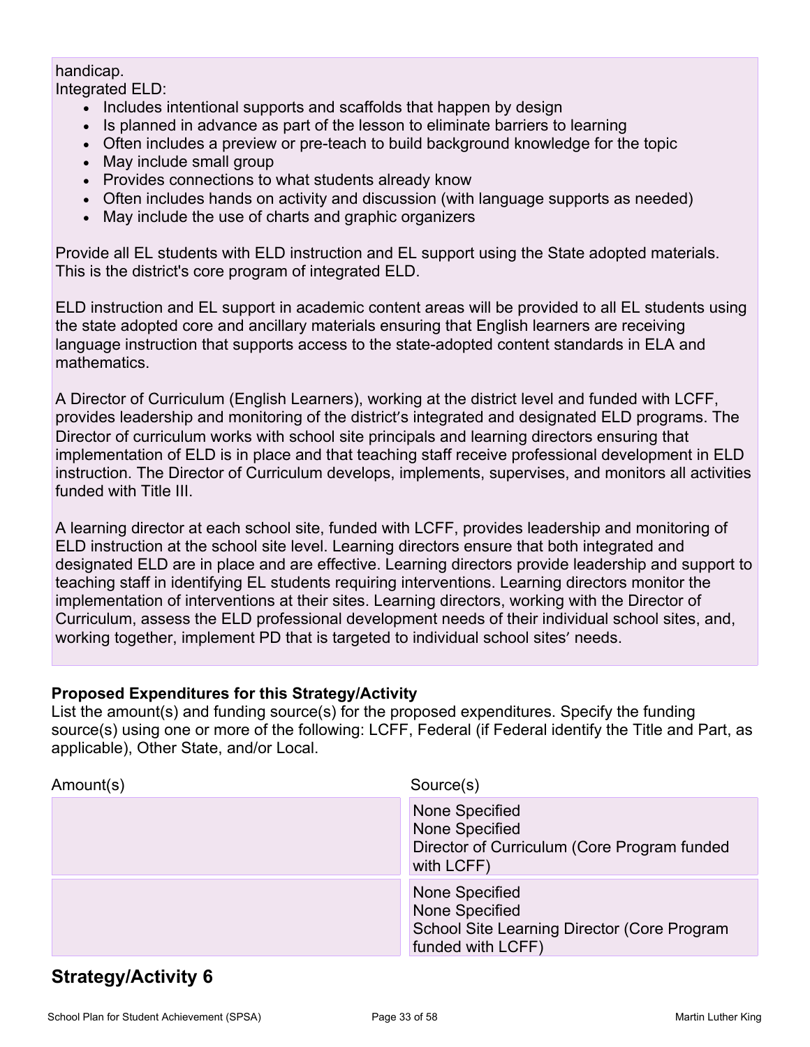handicap.
Integrated ELD:

- Includes intentional supports and scaffolds that happen by design
- Is planned in advance as part of the lesson to eliminate barriers to learning
- Often includes a preview or pre-teach to build background knowledge for the topic
- May include small group
- Provides connections to what students already know
- Often includes hands on activity and discussion (with language supports as needed)
- May include the use of charts and graphic organizers

Provide all EL students with ELD instruction and EL support using the State adopted materials. This is the district's core program of integrated ELD.

ELD instruction and EL support in academic content areas will be provided to all EL students using the state adopted core and ancillary materials ensuring that English learners are receiving language instruction that supports access to the state-adopted content standards in ELA and mathematics.

A Director of Curriculum (English Learners), working at the district level and funded with LCFF, provides leadership and monitoring of the district's integrated and designated ELD programs. The Director of curriculum works with school site principals and learning directors ensuring that implementation of ELD is in place and that teaching staff receive professional development in ELD instruction. The Director of Curriculum develops, implements, supervises, and monitors all activities funded with Title III.

A learning director at each school site, funded with LCFF, provides leadership and monitoring of ELD instruction at the school site level. Learning directors ensure that both integrated and designated ELD are in place and are effective. Learning directors provide leadership and support to teaching staff in identifying EL students requiring interventions. Learning directors monitor the implementation of interventions at their sites. Learning directors, working with the Director of Curriculum, assess the ELD professional development needs of their individual school sites, and, working together, implement PD that is targeted to individual school sites' needs.

**Proposed Expenditures for this Strategy/Activity**

List the amount(s) and funding source(s) for the proposed expenditures. Specify the funding source(s) using one or more of the following: LCFF, Federal (if Federal identify the Title and Part, as applicable), Other State, and/or Local.

| Amount(s) | Source(s) |
|---|---|
| | None Specified<br>None Specified<br>Director of Curriculum (Core Program funded with LCFF) |
| | None Specified<br>None Specified<br>School Site Learning Director (Core Program funded with LCFF) |

## Strategy/Activity 6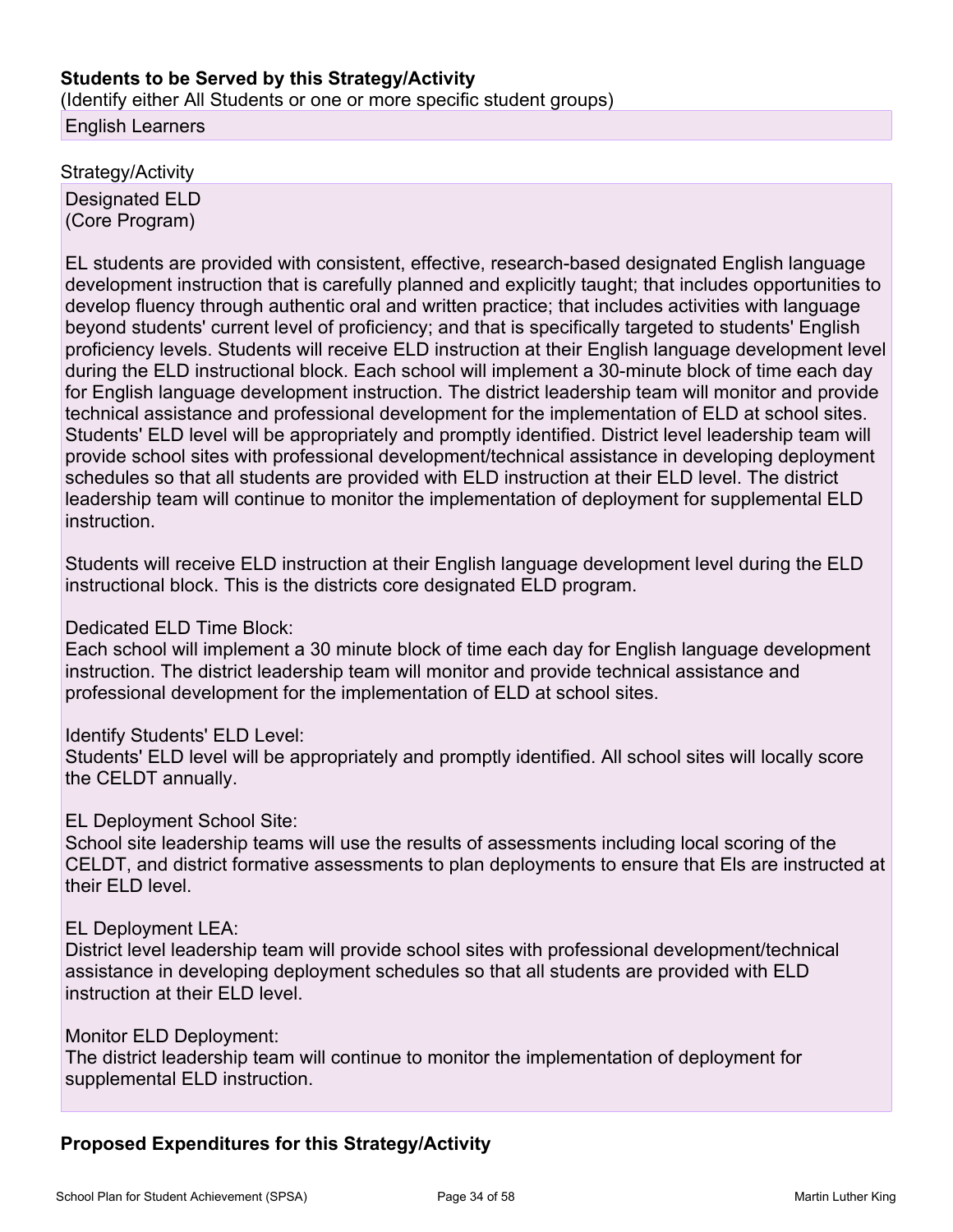**Students to be Served by this Strategy/Activity**

(Identify either All Students or one or more specific student groups)

English Learners

Strategy/Activity

Designated ELD
(Core Program)

EL students are provided with consistent, effective, research-based designated English language development instruction that is carefully planned and explicitly taught; that includes opportunities to develop fluency through authentic oral and written practice; that includes activities with language beyond students' current level of proficiency; and that is specifically targeted to students' English proficiency levels. Students will receive ELD instruction at their English language development level during the ELD instructional block. Each school will implement a 30-minute block of time each day for English language development instruction. The district leadership team will monitor and provide technical assistance and professional development for the implementation of ELD at school sites. Students' ELD level will be appropriately and promptly identified. District level leadership team will provide school sites with professional development/technical assistance in developing deployment schedules so that all students are provided with ELD instruction at their ELD level. The district leadership team will continue to monitor the implementation of deployment for supplemental ELD instruction.

Students will receive ELD instruction at their English language development level during the ELD instructional block. This is the districts core designated ELD program.

Dedicated ELD Time Block:
Each school will implement a 30 minute block of time each day for English language development instruction. The district leadership team will monitor and provide technical assistance and professional development for the implementation of ELD at school sites.

Identify Students' ELD Level:
Students' ELD level will be appropriately and promptly identified. All school sites will locally score the CELDT annually.

EL Deployment School Site:
School site leadership teams will use the results of assessments including local scoring of the CELDT, and district formative assessments to plan deployments to ensure that Els are instructed at their ELD level.

EL Deployment LEA:
District level leadership team will provide school sites with professional development/technical assistance in developing deployment schedules so that all students are provided with ELD instruction at their ELD level.

Monitor ELD Deployment:
The district leadership team will continue to monitor the implementation of deployment for supplemental ELD instruction.

**Proposed Expenditures for this Strategy/Activity**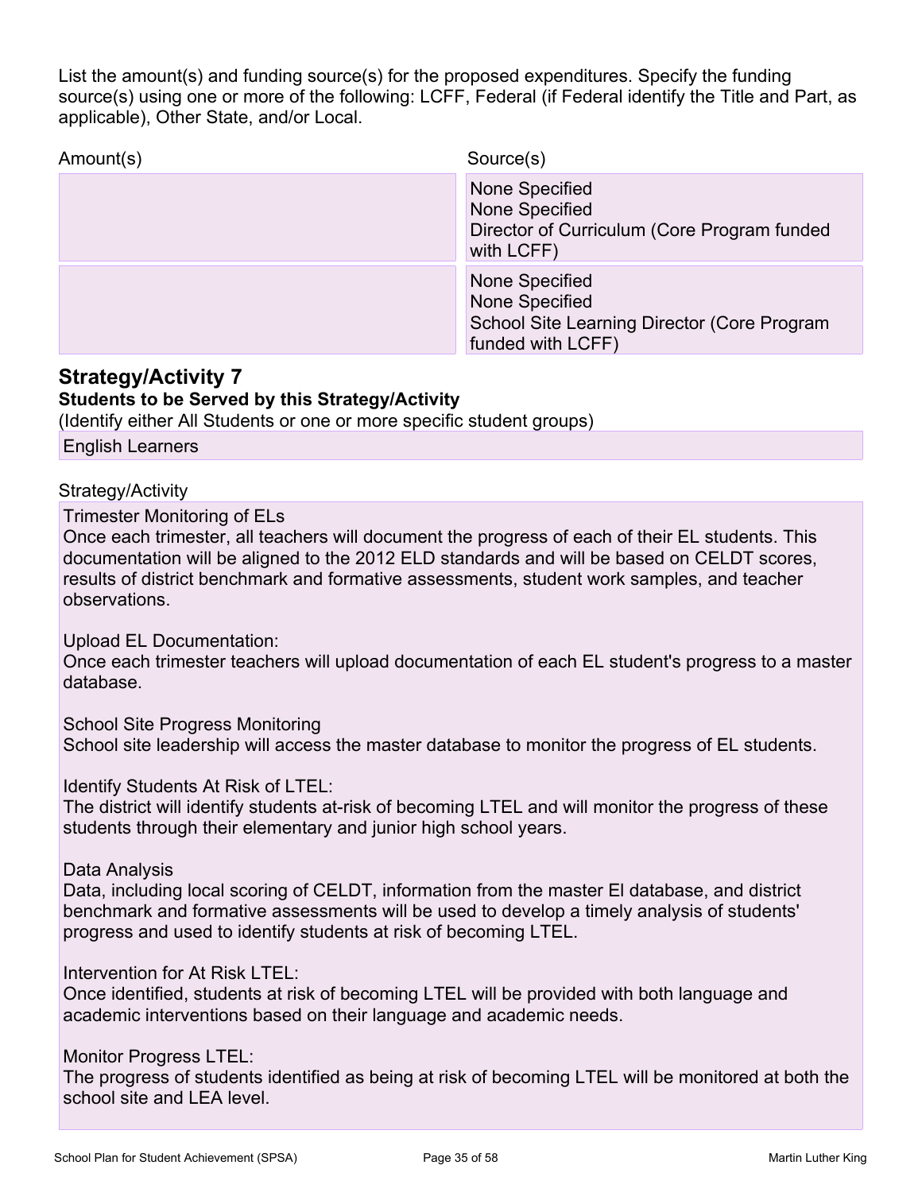List the amount(s) and funding source(s) for the proposed expenditures. Specify the funding source(s) using one or more of the following: LCFF, Federal (if Federal identify the Title and Part, as applicable), Other State, and/or Local.

| Amount(s) | Source(s) |
|---|---|
| | None Specified<br>None Specified<br>Director of Curriculum (Core Program funded with LCFF) |
| | None Specified<br>None Specified<br>School Site Learning Director (Core Program funded with LCFF) |

## Strategy/Activity 7

**Students to be Served by this Strategy/Activity**

(Identify either All Students or one or more specific student groups)

English Learners

Strategy/Activity

Trimester Monitoring of ELs
Once each trimester, all teachers will document the progress of each of their EL students. This documentation will be aligned to the 2012 ELD standards and will be based on CELDT scores, results of district benchmark and formative assessments, student work samples, and teacher observations.

Upload EL Documentation:
Once each trimester teachers will upload documentation of each EL student's progress to a master database.

School Site Progress Monitoring
School site leadership will access the master database to monitor the progress of EL students.

Identify Students At Risk of LTEL:
The district will identify students at-risk of becoming LTEL and will monitor the progress of these students through their elementary and junior high school years.

Data Analysis
Data, including local scoring of CELDT, information from the master El database, and district benchmark and formative assessments will be used to develop a timely analysis of students' progress and used to identify students at risk of becoming LTEL.

Intervention for At Risk LTEL:
Once identified, students at risk of becoming LTEL will be provided with both language and academic interventions based on their language and academic needs.

Monitor Progress LTEL:
The progress of students identified as being at risk of becoming LTEL will be monitored at both the school site and LEA level.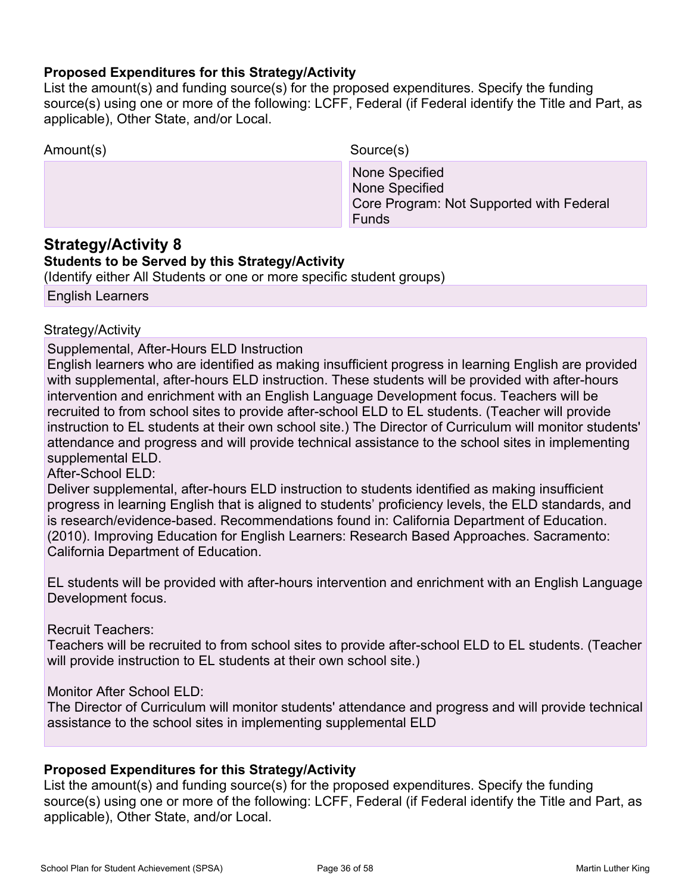**Proposed Expenditures for this Strategy/Activity**

List the amount(s) and funding source(s) for the proposed expenditures. Specify the funding source(s) using one or more of the following: LCFF, Federal (if Federal identify the Title and Part, as applicable), Other State, and/or Local.

| Amount(s) | Source(s) |
| --- | --- |
| | None Specified<br>None Specified<br>Core Program: Not Supported with Federal Funds |

## Strategy/Activity 8

**Students to be Served by this Strategy/Activity**

(Identify either All Students or one or more specific student groups)

English Learners

Strategy/Activity

Supplemental, After-Hours ELD Instruction
English learners who are identified as making insufficient progress in learning English are provided with supplemental, after-hours ELD instruction. These students will be provided with after-hours intervention and enrichment with an English Language Development focus. Teachers will be recruited to from school sites to provide after-school ELD to EL students. (Teacher will provide instruction to EL students at their own school site.) The Director of Curriculum will monitor students' attendance and progress and will provide technical assistance to the school sites in implementing supplemental ELD.
After-School ELD:
Deliver supplemental, after-hours ELD instruction to students identified as making insufficient progress in learning English that is aligned to students' proficiency levels, the ELD standards, and is research/evidence-based. Recommendations found in: California Department of Education. (2010). Improving Education for English Learners: Research Based Approaches. Sacramento: California Department of Education.

EL students will be provided with after-hours intervention and enrichment with an English Language Development focus.

Recruit Teachers:
Teachers will be recruited to from school sites to provide after-school ELD to EL students. (Teacher will provide instruction to EL students at their own school site.)

Monitor After School ELD:
The Director of Curriculum will monitor students' attendance and progress and will provide technical assistance to the school sites in implementing supplemental ELD

**Proposed Expenditures for this Strategy/Activity**

List the amount(s) and funding source(s) for the proposed expenditures. Specify the funding source(s) using one or more of the following: LCFF, Federal (if Federal identify the Title and Part, as applicable), Other State, and/or Local.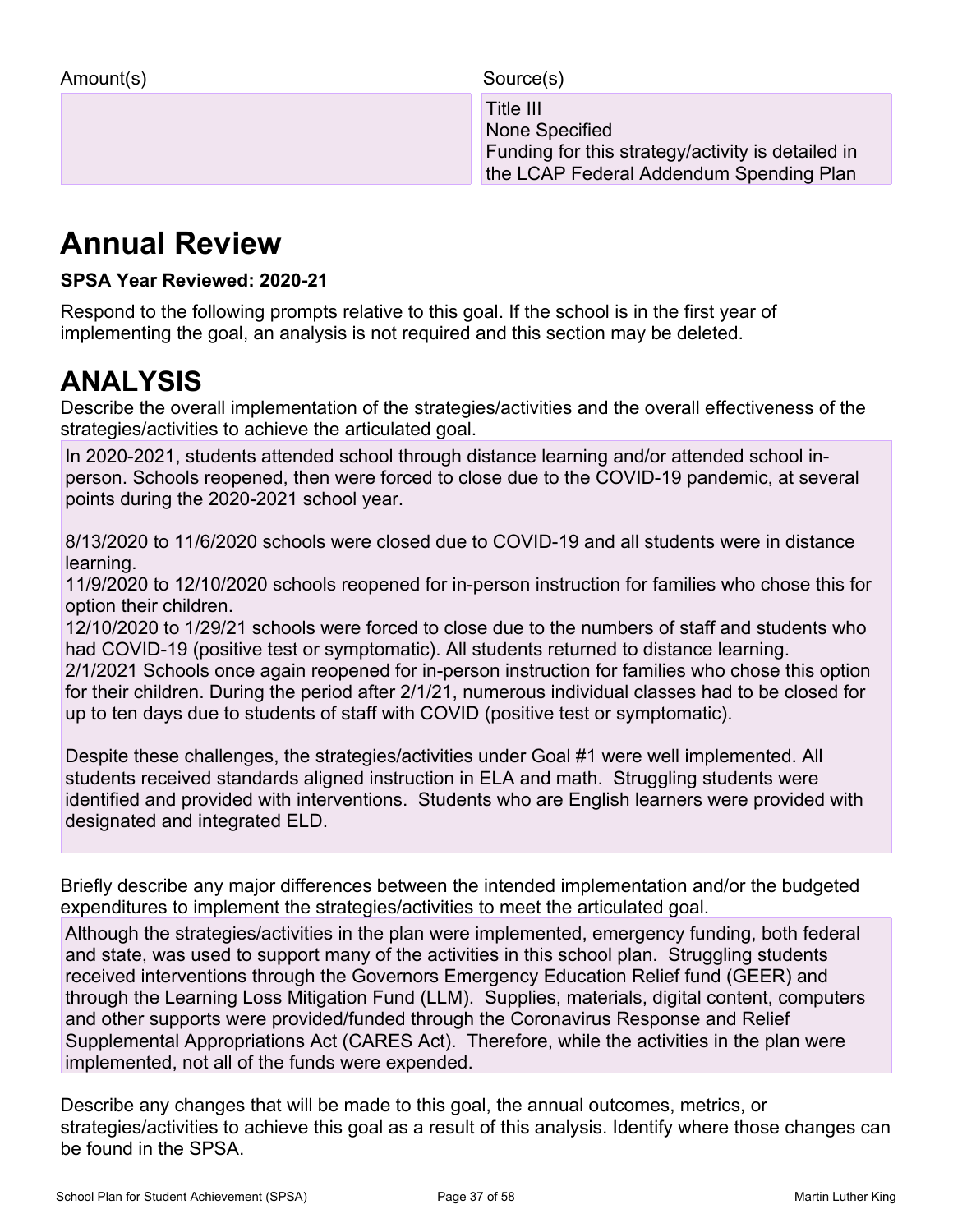| Amount(s) | Source(s) |
| --- | --- |
| | Title III<br>None Specified<br>Funding for this strategy/activity is detailed in the LCAP Federal Addendum Spending Plan |

# Annual Review

**SPSA Year Reviewed: 2020-21**

Respond to the following prompts relative to this goal. If the school is in the first year of implementing the goal, an analysis is not required and this section may be deleted.

# ANALYSIS

Describe the overall implementation of the strategies/activities and the overall effectiveness of the strategies/activities to achieve the articulated goal.

In 2020-2021, students attended school through distance learning and/or attended school in-person. Schools reopened, then were forced to close due to the COVID-19 pandemic, at several points during the 2020-2021 school year.

8/13/2020 to 11/6/2020 schools were closed due to COVID-19 and all students were in distance learning.
11/9/2020 to 12/10/2020 schools reopened for in-person instruction for families who chose this for option their children.
12/10/2020 to 1/29/21 schools were forced to close due to the numbers of staff and students who had COVID-19 (positive test or symptomatic). All students returned to distance learning.
2/1/2021 Schools once again reopened for in-person instruction for families who chose this option for their children. During the period after 2/1/21, numerous individual classes had to be closed for up to ten days due to students of staff with COVID (positive test or symptomatic).

Despite these challenges, the strategies/activities under Goal #1 were well implemented. All students received standards aligned instruction in ELA and math. Struggling students were identified and provided with interventions. Students who are English learners were provided with designated and integrated ELD.

Briefly describe any major differences between the intended implementation and/or the budgeted expenditures to implement the strategies/activities to meet the articulated goal.

Although the strategies/activities in the plan were implemented, emergency funding, both federal and state, was used to support many of the activities in this school plan. Struggling students received interventions through the Governors Emergency Education Relief fund (GEER) and through the Learning Loss Mitigation Fund (LLM). Supplies, materials, digital content, computers and other supports were provided/funded through the Coronavirus Response and Relief Supplemental Appropriations Act (CARES Act). Therefore, while the activities in the plan were implemented, not all of the funds were expended.

Describe any changes that will be made to this goal, the annual outcomes, metrics, or strategies/activities to achieve this goal as a result of this analysis. Identify where those changes can be found in the SPSA.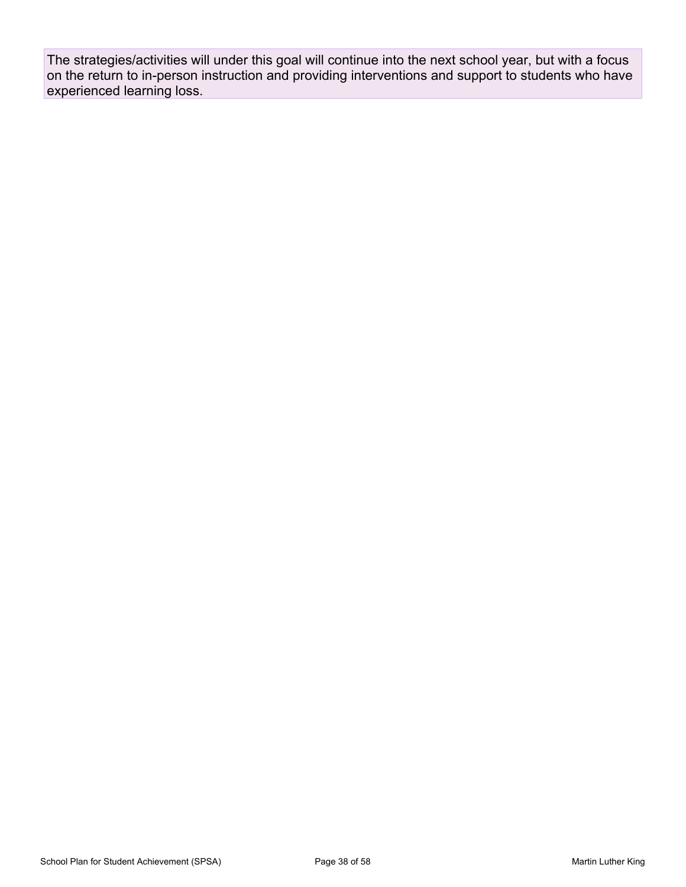The strategies/activities will under this goal will continue into the next school year, but with a focus on the return to in-person instruction and providing interventions and support to students who have experienced learning loss.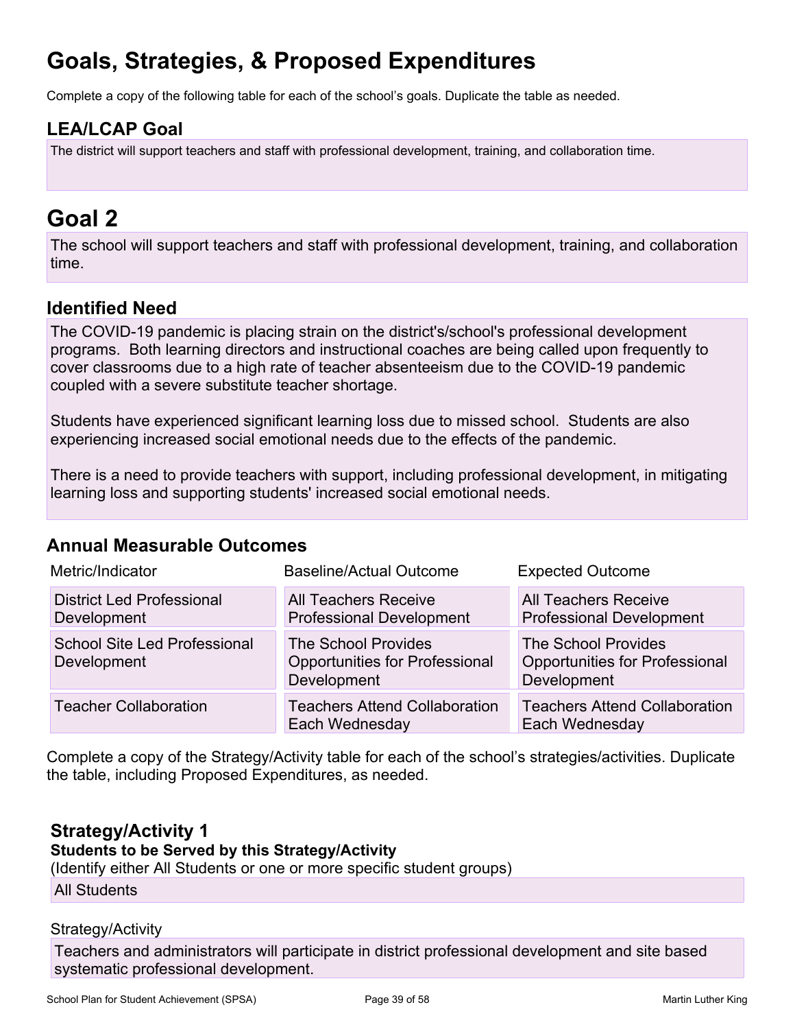# Goals, Strategies, & Proposed Expenditures

Complete a copy of the following table for each of the school's goals. Duplicate the table as needed.

## LEA/LCAP Goal

The district will support teachers and staff with professional development, training, and collaboration time.

# Goal 2

The school will support teachers and staff with professional development, training, and collaboration time.

## Identified Need

The COVID-19 pandemic is placing strain on the district's/school's professional development programs. Both learning directors and instructional coaches are being called upon frequently to cover classrooms due to a high rate of teacher absenteeism due to the COVID-19 pandemic coupled with a severe substitute teacher shortage.

Students have experienced significant learning loss due to missed school. Students are also experiencing increased social emotional needs due to the effects of the pandemic.

There is a need to provide teachers with support, including professional development, in mitigating learning loss and supporting students' increased social emotional needs.

## Annual Measurable Outcomes

| Metric/Indicator | Baseline/Actual Outcome | Expected Outcome |
|---|---|---|
| District Led Professional Development | All Teachers Receive Professional Development | All Teachers Receive Professional Development |
| School Site Led Professional Development | The School Provides Opportunities for Professional Development | The School Provides Opportunities for Professional Development |
| Teacher Collaboration | Teachers Attend Collaboration Each Wednesday | Teachers Attend Collaboration Each Wednesday |

Complete a copy of the Strategy/Activity table for each of the school's strategies/activities. Duplicate the table, including Proposed Expenditures, as needed.

### Strategy/Activity 1

**Students to be Served by this Strategy/Activity**

(Identify either All Students or one or more specific student groups)

All Students

Strategy/Activity

Teachers and administrators will participate in district professional development and site based systematic professional development.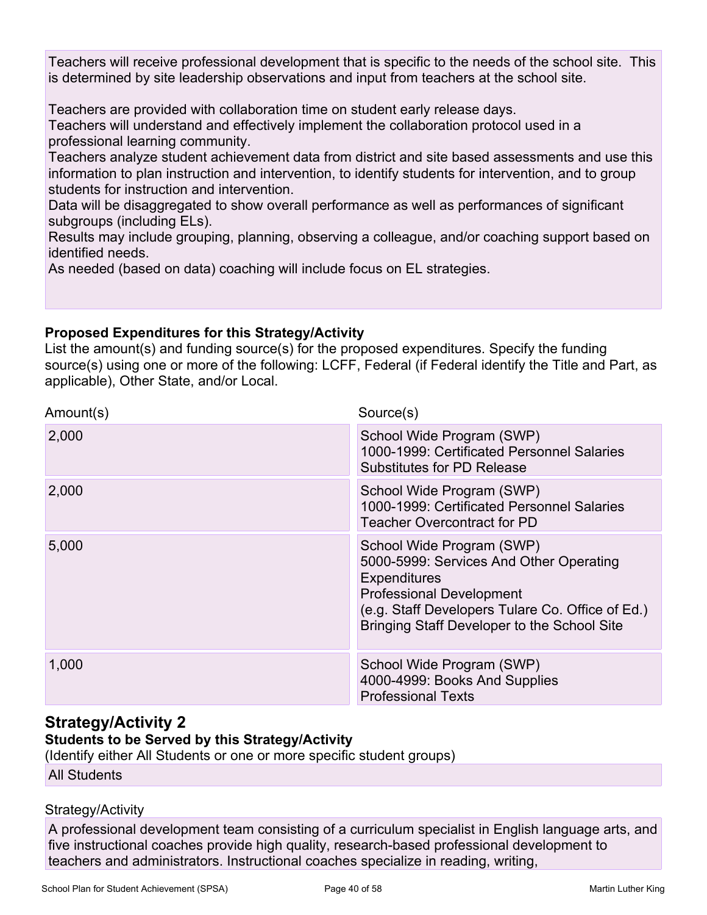Teachers will receive professional development that is specific to the needs of the school site. This is determined by site leadership observations and input from teachers at the school site.

Teachers are provided with collaboration time on student early release days.
Teachers will understand and effectively implement the collaboration protocol used in a professional learning community.
Teachers analyze student achievement data from district and site based assessments and use this information to plan instruction and intervention, to identify students for intervention, and to group students for instruction and intervention.
Data will be disaggregated to show overall performance as well as performances of significant subgroups (including ELs).
Results may include grouping, planning, observing a colleague, and/or coaching support based on identified needs.
As needed (based on data) coaching will include focus on EL strategies.

**Proposed Expenditures for this Strategy/Activity**
List the amount(s) and funding source(s) for the proposed expenditures. Specify the funding source(s) using one or more of the following: LCFF, Federal (if Federal identify the Title and Part, as applicable), Other State, and/or Local.

| Amount(s) | Source(s) |
|---|---|
| 2,000 | School Wide Program (SWP)<br>1000-1999: Certificated Personnel Salaries<br>Substitutes for PD Release |
| 2,000 | School Wide Program (SWP)<br>1000-1999: Certificated Personnel Salaries<br>Teacher Overcontract for PD |
| 5,000 | School Wide Program (SWP)<br>5000-5999: Services And Other Operating Expenditures<br>Professional Development<br>(e.g. Staff Developers Tulare Co. Office of Ed.)<br>Bringing Staff Developer to the School Site |
| 1,000 | School Wide Program (SWP)<br>4000-4999: Books And Supplies<br>Professional Texts |

## Strategy/Activity 2

**Students to be Served by this Strategy/Activity**
(Identify either All Students or one or more specific student groups)

All Students

Strategy/Activity

A professional development team consisting of a curriculum specialist in English language arts, and five instructional coaches provide high quality, research-based professional development to teachers and administrators. Instructional coaches specialize in reading, writing,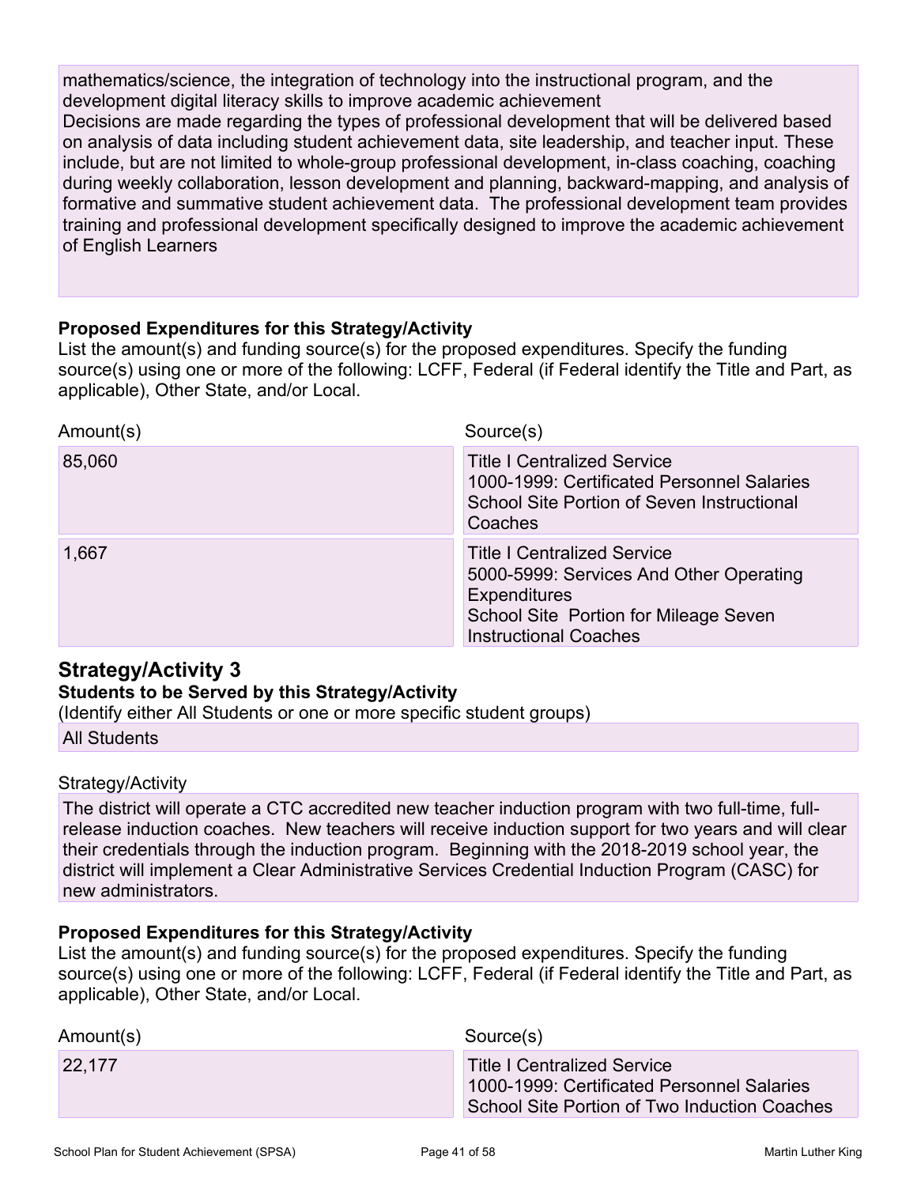mathematics/science, the integration of technology into the instructional program, and the development digital literacy skills to improve academic achievement
Decisions are made regarding the types of professional development that will be delivered based on analysis of data including student achievement data, site leadership, and teacher input. These include, but are not limited to whole-group professional development, in-class coaching, coaching during weekly collaboration, lesson development and planning, backward-mapping, and analysis of formative and summative student achievement data. The professional development team provides training and professional development specifically designed to improve the academic achievement of English Learners

**Proposed Expenditures for this Strategy/Activity**
List the amount(s) and funding source(s) for the proposed expenditures. Specify the funding source(s) using one or more of the following: LCFF, Federal (if Federal identify the Title and Part, as applicable), Other State, and/or Local.

| Amount(s) | Source(s) |
| --- | --- |
| 85,060 | Title I Centralized Service<br>1000-1999: Certificated Personnel Salaries<br>School Site Portion of Seven Instructional Coaches |
| 1,667 | Title I Centralized Service<br>5000-5999: Services And Other Operating Expenditures<br>School Site Portion for Mileage Seven Instructional Coaches |

## Strategy/Activity 3

**Students to be Served by this Strategy/Activity**
(Identify either All Students or one or more specific student groups)

All Students

Strategy/Activity

The district will operate a CTC accredited new teacher induction program with two full-time, full-release induction coaches. New teachers will receive induction support for two years and will clear their credentials through the induction program. Beginning with the 2018-2019 school year, the district will implement a Clear Administrative Services Credential Induction Program (CASC) for new administrators.

**Proposed Expenditures for this Strategy/Activity**
List the amount(s) and funding source(s) for the proposed expenditures. Specify the funding source(s) using one or more of the following: LCFF, Federal (if Federal identify the Title and Part, as applicable), Other State, and/or Local.

| Amount(s) | Source(s) |
| --- | --- |
| 22,177 | Title I Centralized Service<br>1000-1999: Certificated Personnel Salaries<br>School Site Portion of Two Induction Coaches |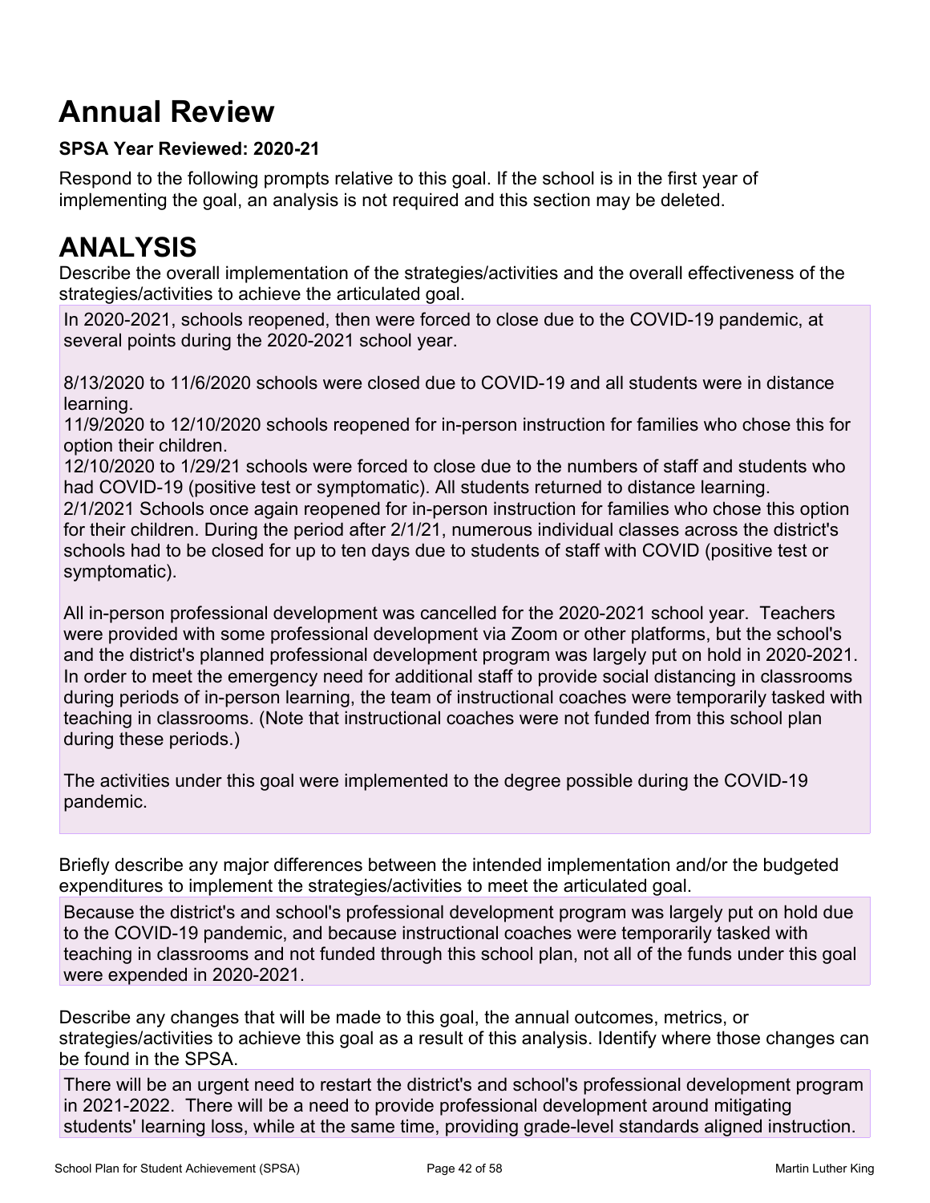# Annual Review

**SPSA Year Reviewed: 2020-21**

Respond to the following prompts relative to this goal. If the school is in the first year of implementing the goal, an analysis is not required and this section may be deleted.

# ANALYSIS

Describe the overall implementation of the strategies/activities and the overall effectiveness of the strategies/activities to achieve the articulated goal.

In 2020-2021, schools reopened, then were forced to close due to the COVID-19 pandemic, at several points during the 2020-2021 school year.

8/13/2020 to 11/6/2020 schools were closed due to COVID-19 and all students were in distance learning.
11/9/2020 to 12/10/2020 schools reopened for in-person instruction for families who chose this for option their children.
12/10/2020 to 1/29/21 schools were forced to close due to the numbers of staff and students who had COVID-19 (positive test or symptomatic). All students returned to distance learning.
2/1/2021 Schools once again reopened for in-person instruction for families who chose this option for their children. During the period after 2/1/21, numerous individual classes across the district's schools had to be closed for up to ten days due to students of staff with COVID (positive test or symptomatic).

All in-person professional development was cancelled for the 2020-2021 school year. Teachers were provided with some professional development via Zoom or other platforms, but the school's and the district's planned professional development program was largely put on hold in 2020-2021. In order to meet the emergency need for additional staff to provide social distancing in classrooms during periods of in-person learning, the team of instructional coaches were temporarily tasked with teaching in classrooms. (Note that instructional coaches were not funded from this school plan during these periods.)

The activities under this goal were implemented to the degree possible during the COVID-19 pandemic.

Briefly describe any major differences between the intended implementation and/or the budgeted expenditures to implement the strategies/activities to meet the articulated goal.

Because the district's and school's professional development program was largely put on hold due to the COVID-19 pandemic, and because instructional coaches were temporarily tasked with teaching in classrooms and not funded through this school plan, not all of the funds under this goal were expended in 2020-2021.

Describe any changes that will be made to this goal, the annual outcomes, metrics, or strategies/activities to achieve this goal as a result of this analysis. Identify where those changes can be found in the SPSA.

There will be an urgent need to restart the district's and school's professional development program in 2021-2022. There will be a need to provide professional development around mitigating students' learning loss, while at the same time, providing grade-level standards aligned instruction.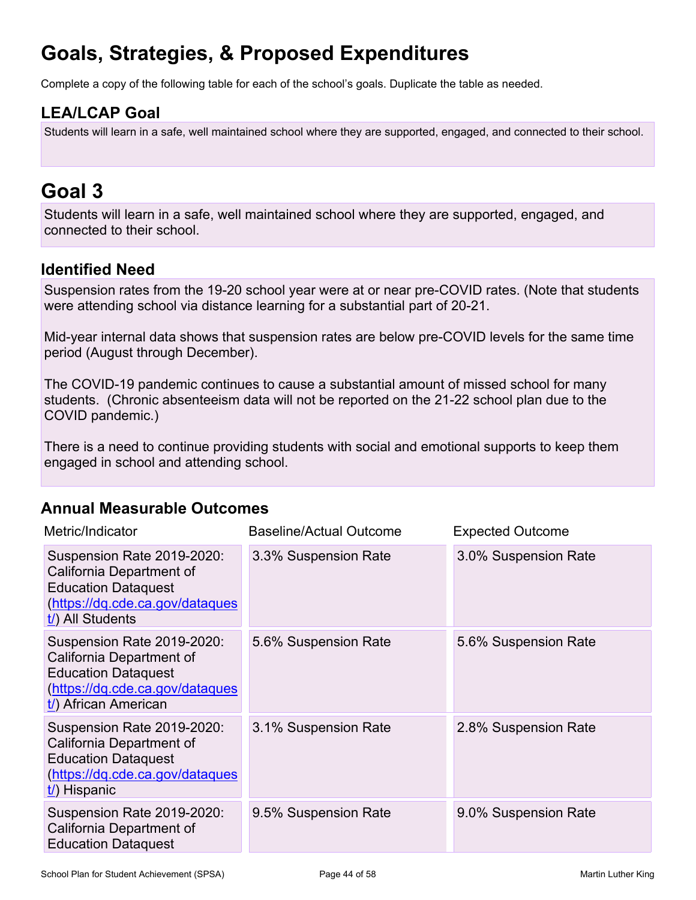# Goals, Strategies, & Proposed Expenditures

Complete a copy of the following table for each of the school's goals. Duplicate the table as needed.

## LEA/LCAP Goal

Students will learn in a safe, well maintained school where they are supported, engaged, and connected to their school.

# Goal 3

Students will learn in a safe, well maintained school where they are supported, engaged, and connected to their school.

## Identified Need

Suspension rates from the 19-20 school year were at or near pre-COVID rates. (Note that students were attending school via distance learning for a substantial part of 20-21.

Mid-year internal data shows that suspension rates are below pre-COVID levels for the same time period (August through December).

The COVID-19 pandemic continues to cause a substantial amount of missed school for many students. (Chronic absenteeism data will not be reported on the 21-22 school plan due to the COVID pandemic.)

There is a need to continue providing students with social and emotional supports to keep them engaged in school and attending school.

## Annual Measurable Outcomes

| Metric/Indicator | Baseline/Actual Outcome | Expected Outcome |
|---|---|---|
| Suspension Rate 2019-2020: California Department of Education Dataquest (https://dq.cde.ca.gov/dataquest/) All Students | 3.3% Suspension Rate | 3.0% Suspension Rate |
| Suspension Rate 2019-2020: California Department of Education Dataquest (https://dq.cde.ca.gov/dataquest/) African American | 5.6% Suspension Rate | 5.6% Suspension Rate |
| Suspension Rate 2019-2020: California Department of Education Dataquest (https://dq.cde.ca.gov/dataquest/) Hispanic | 3.1% Suspension Rate | 2.8% Suspension Rate |
| Suspension Rate 2019-2020: California Department of Education Dataquest | 9.5% Suspension Rate | 9.0% Suspension Rate |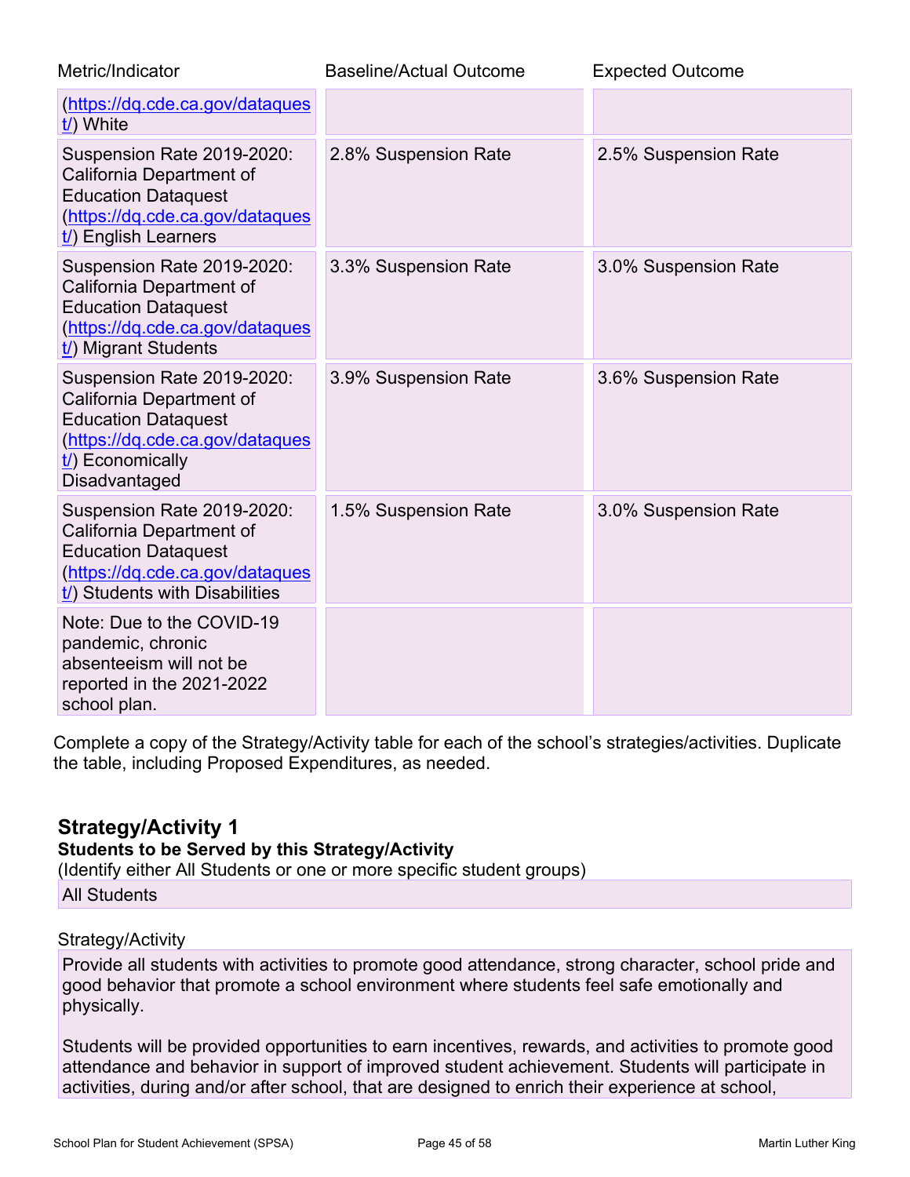| Metric/Indicator | Baseline/Actual Outcome | Expected Outcome |
| --- | --- | --- |
| (https://dq.cde.ca.gov/dataquest/) White | | |
| Suspension Rate 2019-2020: California Department of Education Dataquest (https://dq.cde.ca.gov/dataquest/) English Learners | 2.8% Suspension Rate | 2.5% Suspension Rate |
| Suspension Rate 2019-2020: California Department of Education Dataquest (https://dq.cde.ca.gov/dataquest/) Migrant Students | 3.3% Suspension Rate | 3.0% Suspension Rate |
| Suspension Rate 2019-2020: California Department of Education Dataquest (https://dq.cde.ca.gov/dataquest/) Economically Disadvantaged | 3.9% Suspension Rate | 3.6% Suspension Rate |
| Suspension Rate 2019-2020: California Department of Education Dataquest (https://dq.cde.ca.gov/dataquest/) Students with Disabilities | 1.5% Suspension Rate | 3.0% Suspension Rate |
| Note: Due to the COVID-19 pandemic, chronic absenteeism will not be reported in the 2021-2022 school plan. | | |

Complete a copy of the Strategy/Activity table for each of the school's strategies/activities. Duplicate the table, including Proposed Expenditures, as needed.

## Strategy/Activity 1

**Students to be Served by this Strategy/Activity**

(Identify either All Students or one or more specific student groups)

All Students

Strategy/Activity

Provide all students with activities to promote good attendance, strong character, school pride and good behavior that promote a school environment where students feel safe emotionally and physically.

Students will be provided opportunities to earn incentives, rewards, and activities to promote good attendance and behavior in support of improved student achievement. Students will participate in activities, during and/or after school, that are designed to enrich their experience at school,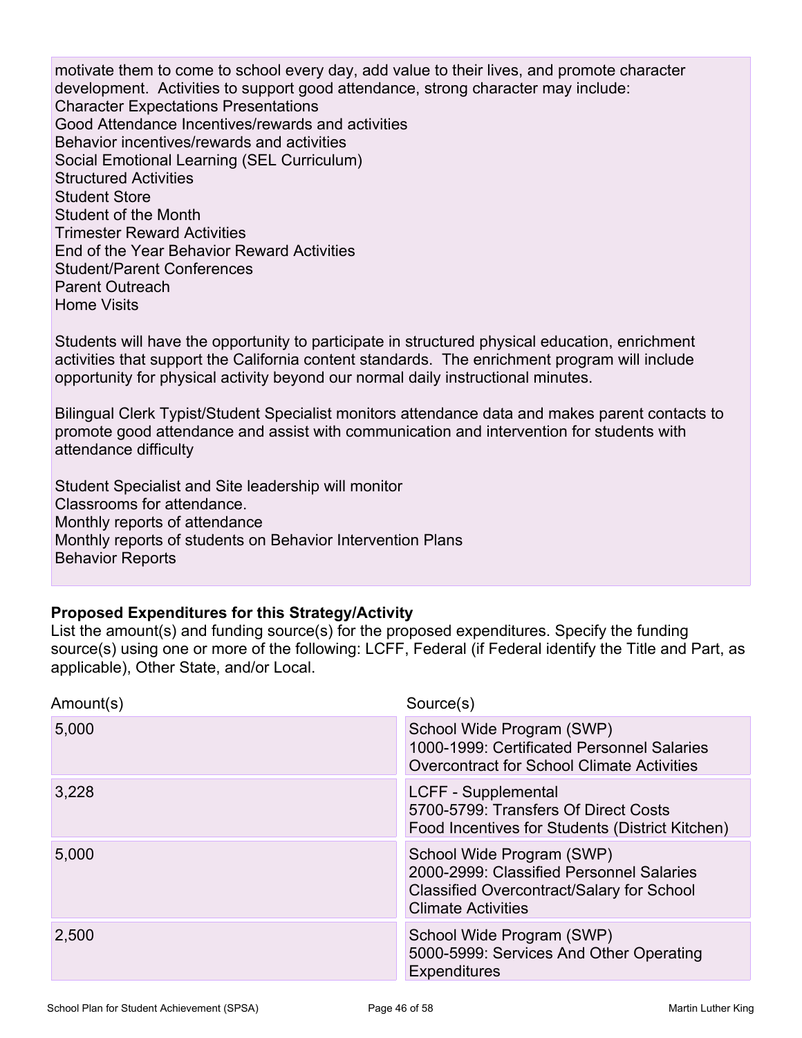motivate them to come to school every day, add value to their lives, and promote character development. Activities to support good attendance, strong character may include:
Character Expectations Presentations
Good Attendance Incentives/rewards and activities
Behavior incentives/rewards and activities
Social Emotional Learning (SEL Curriculum)
Structured Activities
Student Store
Student of the Month
Trimester Reward Activities
End of the Year Behavior Reward Activities
Student/Parent Conferences
Parent Outreach
Home Visits

Students will have the opportunity to participate in structured physical education, enrichment activities that support the California content standards. The enrichment program will include opportunity for physical activity beyond our normal daily instructional minutes.

Bilingual Clerk Typist/Student Specialist monitors attendance data and makes parent contacts to promote good attendance and assist with communication and intervention for students with attendance difficulty

Student Specialist and Site leadership will monitor
Classrooms for attendance.
Monthly reports of attendance
Monthly reports of students on Behavior Intervention Plans
Behavior Reports

**Proposed Expenditures for this Strategy/Activity**

List the amount(s) and funding source(s) for the proposed expenditures. Specify the funding source(s) using one or more of the following: LCFF, Federal (if Federal identify the Title and Part, as applicable), Other State, and/or Local.

| Amount(s) | Source(s) |
| --- | --- |
| 5,000 | School Wide Program (SWP)<br>1000-1999: Certificated Personnel Salaries<br>Overcontract for School Climate Activities |
| 3,228 | LCFF - Supplemental<br>5700-5799: Transfers Of Direct Costs<br>Food Incentives for Students (District Kitchen) |
| 5,000 | School Wide Program (SWP)<br>2000-2999: Classified Personnel Salaries<br>Classified Overcontract/Salary for School Climate Activities |
| 2,500 | School Wide Program (SWP)<br>5000-5999: Services And Other Operating Expenditures |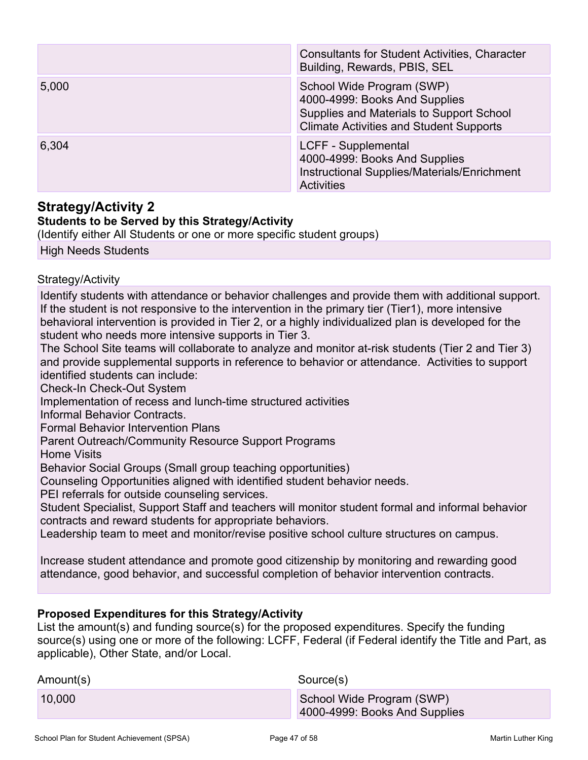| | |
|---|---|
| | Consultants for Student Activities, Character Building, Rewards, PBIS, SEL |
| 5,000 | School Wide Program (SWP)<br>4000-4999: Books And Supplies<br>Supplies and Materials to Support School Climate Activities and Student Supports |
| 6,304 | LCFF - Supplemental<br>4000-4999: Books And Supplies<br>Instructional Supplies/Materials/Enrichment Activities |

## Strategy/Activity 2

**Students to be Served by this Strategy/Activity**

(Identify either All Students or one or more specific student groups)

High Needs Students

Strategy/Activity

Identify students with attendance or behavior challenges and provide them with additional support. If the student is not responsive to the intervention in the primary tier (Tier1), more intensive behavioral intervention is provided in Tier 2, or a highly individualized plan is developed for the student who needs more intensive supports in Tier 3.
The School Site teams will collaborate to analyze and monitor at-risk students (Tier 2 and Tier 3) and provide supplemental supports in reference to behavior or attendance. Activities to support identified students can include:
Check-In Check-Out System
Implementation of recess and lunch-time structured activities
Informal Behavior Contracts.
Formal Behavior Intervention Plans
Parent Outreach/Community Resource Support Programs
Home Visits
Behavior Social Groups (Small group teaching opportunities)
Counseling Opportunities aligned with identified student behavior needs.
PEI referrals for outside counseling services.
Student Specialist, Support Staff and teachers will monitor student formal and informal behavior contracts and reward students for appropriate behaviors.
Leadership team to meet and monitor/revise positive school culture structures on campus.

Increase student attendance and promote good citizenship by monitoring and rewarding good attendance, good behavior, and successful completion of behavior intervention contracts.

**Proposed Expenditures for this Strategy/Activity**

List the amount(s) and funding source(s) for the proposed expenditures. Specify the funding source(s) using one or more of the following: LCFF, Federal (if Federal identify the Title and Part, as applicable), Other State, and/or Local.

| Amount(s) | Source(s) |
|---|---|
| 10,000 | School Wide Program (SWP)<br>4000-4999: Books And Supplies |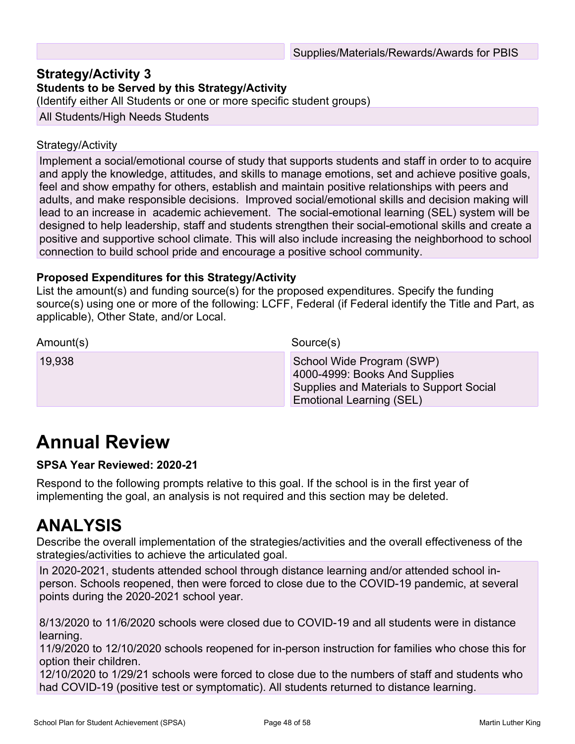| | Supplies/Materials/Rewards/Awards for PBIS |
|---|---|

### Strategy/Activity 3

**Students to be Served by this Strategy/Activity**

(Identify either All Students or one or more specific student groups)

All Students/High Needs Students

Strategy/Activity

Implement a social/emotional course of study that supports students and staff in order to to acquire and apply the knowledge, attitudes, and skills to manage emotions, set and achieve positive goals, feel and show empathy for others, establish and maintain positive relationships with peers and adults, and make responsible decisions. Improved social/emotional skills and decision making will lead to an increase in academic achievement. The social-emotional learning (SEL) system will be designed to help leadership, staff and students strengthen their social-emotional skills and create a positive and supportive school climate. This will also include increasing the neighborhood to school connection to build school pride and encourage a positive school community.

**Proposed Expenditures for this Strategy/Activity**

List the amount(s) and funding source(s) for the proposed expenditures. Specify the funding source(s) using one or more of the following: LCFF, Federal (if Federal identify the Title and Part, as applicable), Other State, and/or Local.

| Amount(s) | Source(s) |
|---|---|
| 19,938 | School Wide Program (SWP)<br>4000-4999: Books And Supplies<br>Supplies and Materials to Support Social Emotional Learning (SEL) |

# Annual Review

**SPSA Year Reviewed: 2020-21**

Respond to the following prompts relative to this goal. If the school is in the first year of implementing the goal, an analysis is not required and this section may be deleted.

# ANALYSIS

Describe the overall implementation of the strategies/activities and the overall effectiveness of the strategies/activities to achieve the articulated goal.

In 2020-2021, students attended school through distance learning and/or attended school in-person. Schools reopened, then were forced to close due to the COVID-19 pandemic, at several points during the 2020-2021 school year.

8/13/2020 to 11/6/2020 schools were closed due to COVID-19 and all students were in distance learning.
11/9/2020 to 12/10/2020 schools reopened for in-person instruction for families who chose this for option their children.
12/10/2020 to 1/29/21 schools were forced to close due to the numbers of staff and students who had COVID-19 (positive test or symptomatic). All students returned to distance learning.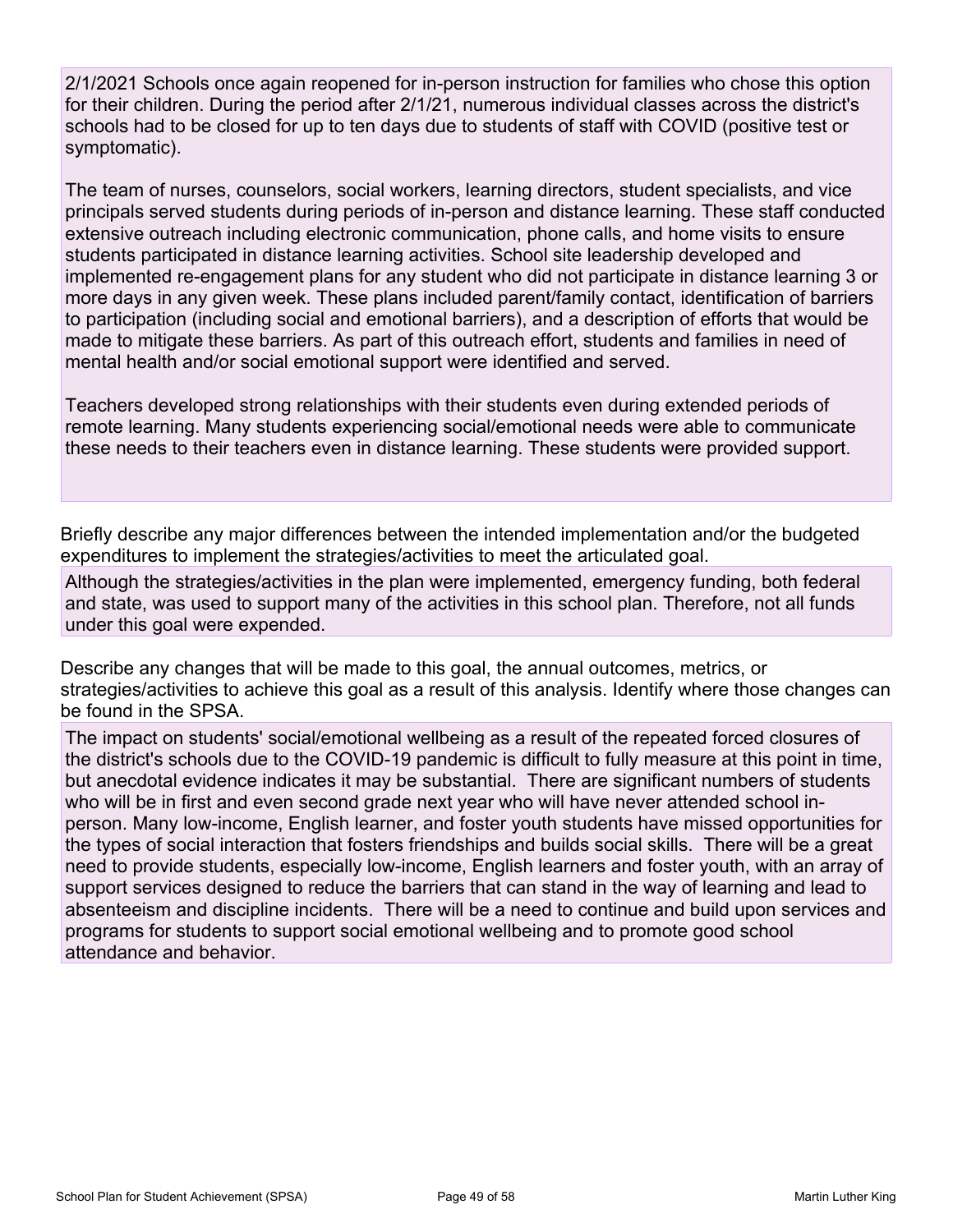2/1/2021 Schools once again reopened for in-person instruction for families who chose this option for their children. During the period after 2/1/21, numerous individual classes across the district's schools had to be closed for up to ten days due to students of staff with COVID (positive test or symptomatic).

The team of nurses, counselors, social workers, learning directors, student specialists, and vice principals served students during periods of in-person and distance learning. These staff conducted extensive outreach including electronic communication, phone calls, and home visits to ensure students participated in distance learning activities. School site leadership developed and implemented re-engagement plans for any student who did not participate in distance learning 3 or more days in any given week. These plans included parent/family contact, identification of barriers to participation (including social and emotional barriers), and a description of efforts that would be made to mitigate these barriers. As part of this outreach effort, students and families in need of mental health and/or social emotional support were identified and served.

Teachers developed strong relationships with their students even during extended periods of remote learning. Many students experiencing social/emotional needs were able to communicate these needs to their teachers even in distance learning. These students were provided support.

Briefly describe any major differences between the intended implementation and/or the budgeted expenditures to implement the strategies/activities to meet the articulated goal.

Although the strategies/activities in the plan were implemented, emergency funding, both federal and state, was used to support many of the activities in this school plan. Therefore, not all funds under this goal were expended.

Describe any changes that will be made to this goal, the annual outcomes, metrics, or strategies/activities to achieve this goal as a result of this analysis. Identify where those changes can be found in the SPSA.

The impact on students' social/emotional wellbeing as a result of the repeated forced closures of the district's schools due to the COVID-19 pandemic is difficult to fully measure at this point in time, but anecdotal evidence indicates it may be substantial. There are significant numbers of students who will be in first and even second grade next year who will have never attended school in-person. Many low-income, English learner, and foster youth students have missed opportunities for the types of social interaction that fosters friendships and builds social skills. There will be a great need to provide students, especially low-income, English learners and foster youth, with an array of support services designed to reduce the barriers that can stand in the way of learning and lead to absenteeism and discipline incidents. There will be a need to continue and build upon services and programs for students to support social emotional wellbeing and to promote good school attendance and behavior.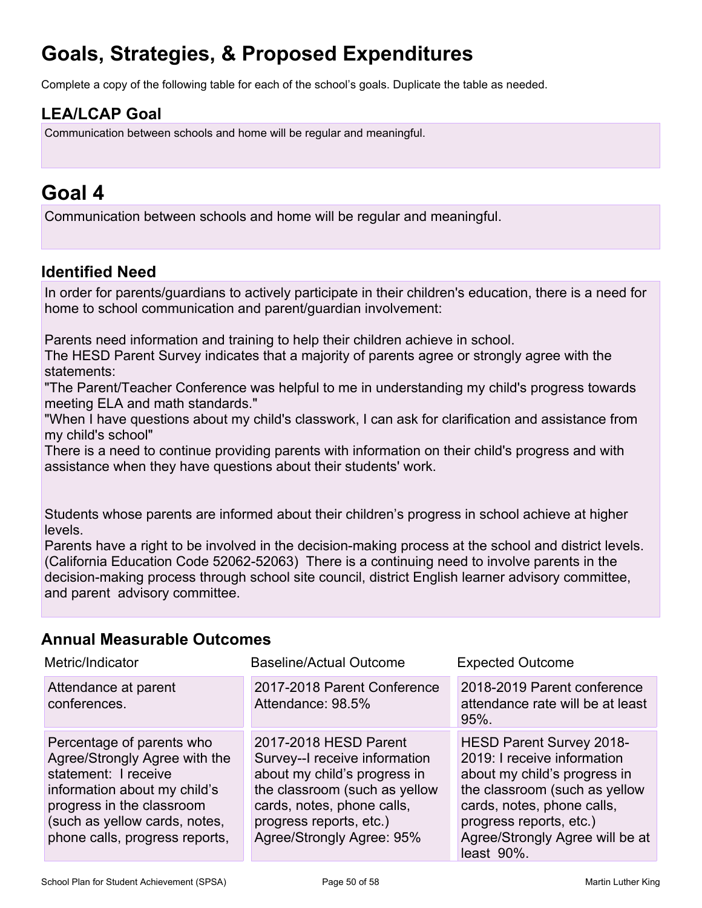# Goals, Strategies, & Proposed Expenditures

Complete a copy of the following table for each of the school's goals. Duplicate the table as needed.

## LEA/LCAP Goal

Communication between schools and home will be regular and meaningful.

# Goal 4

Communication between schools and home will be regular and meaningful.

## Identified Need

In order for parents/guardians to actively participate in their children's education, there is a need for home to school communication and parent/guardian involvement:

Parents need information and training to help their children achieve in school.
The HESD Parent Survey indicates that a majority of parents agree or strongly agree with the statements:
"The Parent/Teacher Conference was helpful to me in understanding my child's progress towards meeting ELA and math standards."
"When I have questions about my child's classwork, I can ask for clarification and assistance from my child's school"
There is a need to continue providing parents with information on their child's progress and with assistance when they have questions about their students' work.

Students whose parents are informed about their children's progress in school achieve at higher levels.
Parents have a right to be involved in the decision-making process at the school and district levels. (California Education Code 52062-52063) There is a continuing need to involve parents in the decision-making process through school site council, district English learner advisory committee, and parent advisory committee.

## Annual Measurable Outcomes

| Metric/Indicator | Baseline/Actual Outcome | Expected Outcome |
|---|---|---|
| Attendance at parent conferences. | 2017-2018 Parent Conference Attendance: 98.5% | 2018-2019 Parent conference attendance rate will be at least 95%. |
| Percentage of parents who Agree/Strongly Agree with the statement: I receive information about my child's progress in the classroom (such as yellow cards, notes, phone calls, progress reports, | 2017-2018 HESD Parent Survey--I receive information about my child's progress in the classroom (such as yellow cards, notes, phone calls, progress reports, etc.) Agree/Strongly Agree: 95% | HESD Parent Survey 2018-2019: I receive information about my child's progress in the classroom (such as yellow cards, notes, phone calls, progress reports, etc.) Agree/Strongly Agree will be at least 90%. |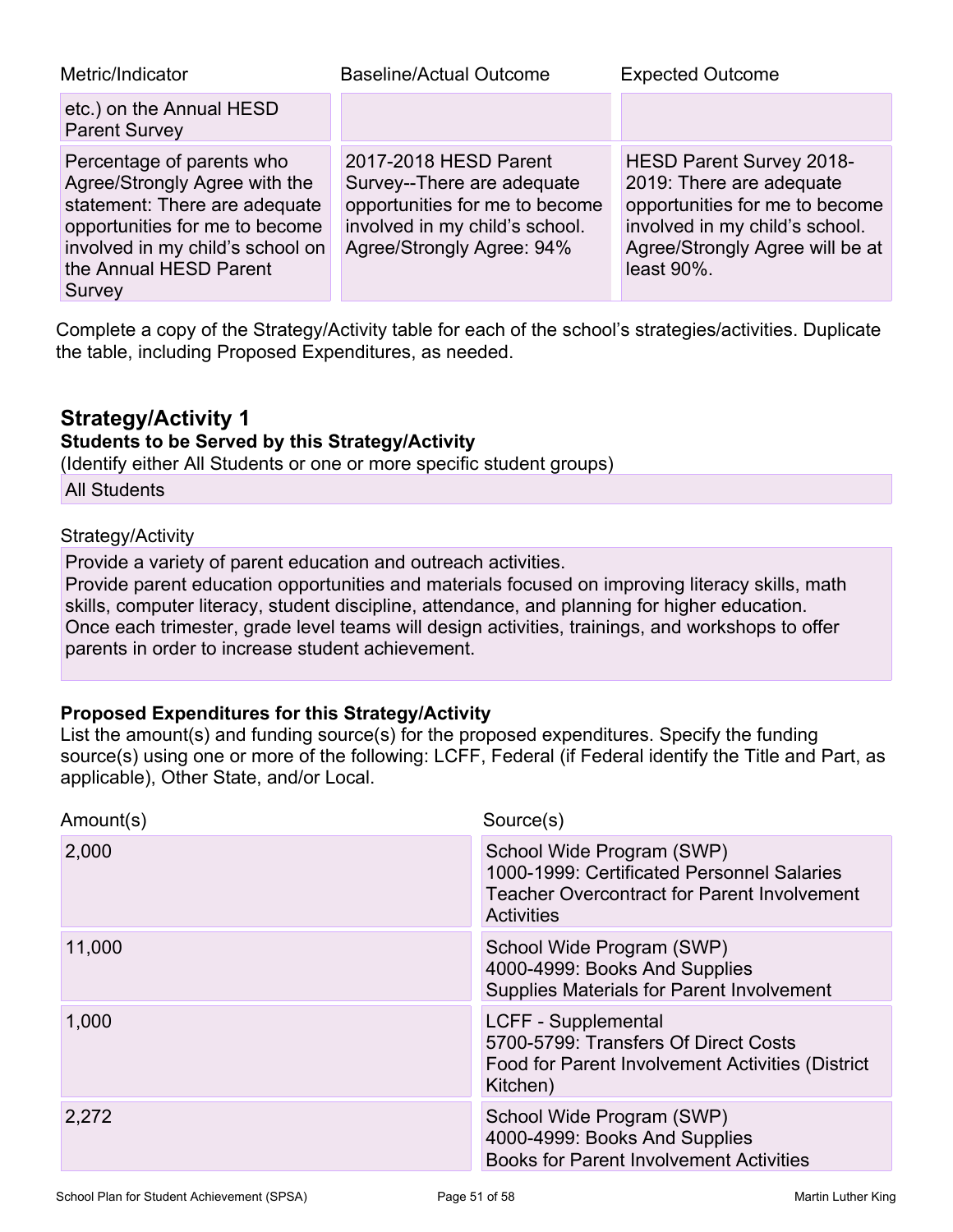| Metric/Indicator | Baseline/Actual Outcome | Expected Outcome |
|---|---|---|
| etc.) on the Annual HESD Parent Survey | | |
| Percentage of parents who Agree/Strongly Agree with the statement: There are adequate opportunities for me to become involved in my child's school on the Annual HESD Parent Survey | 2017-2018 HESD Parent Survey--There are adequate opportunities for me to become involved in my child's school. Agree/Strongly Agree: 94% | HESD Parent Survey 2018-2019: There are adequate opportunities for me to become involved in my child's school. Agree/Strongly Agree will be at least 90%. |

Complete a copy of the Strategy/Activity table for each of the school's strategies/activities. Duplicate the table, including Proposed Expenditures, as needed.

## Strategy/Activity 1

**Students to be Served by this Strategy/Activity**

(Identify either All Students or one or more specific student groups)

All Students

Strategy/Activity

Provide a variety of parent education and outreach activities.
Provide parent education opportunities and materials focused on improving literacy skills, math skills, computer literacy, student discipline, attendance, and planning for higher education.
Once each trimester, grade level teams will design activities, trainings, and workshops to offer parents in order to increase student achievement.

**Proposed Expenditures for this Strategy/Activity**

List the amount(s) and funding source(s) for the proposed expenditures. Specify the funding source(s) using one or more of the following: LCFF, Federal (if Federal identify the Title and Part, as applicable), Other State, and/or Local.

| Amount(s) | Source(s) |
|---|---|
| 2,000 | School Wide Program (SWP)<br>1000-1999: Certificated Personnel Salaries<br>Teacher Overcontract for Parent Involvement Activities |
| 11,000 | School Wide Program (SWP)<br>4000-4999: Books And Supplies<br>Supplies Materials for Parent Involvement |
| 1,000 | LCFF - Supplemental<br>5700-5799: Transfers Of Direct Costs<br>Food for Parent Involvement Activities (District Kitchen) |
| 2,272 | School Wide Program (SWP)<br>4000-4999: Books And Supplies<br>Books for Parent Involvement Activities |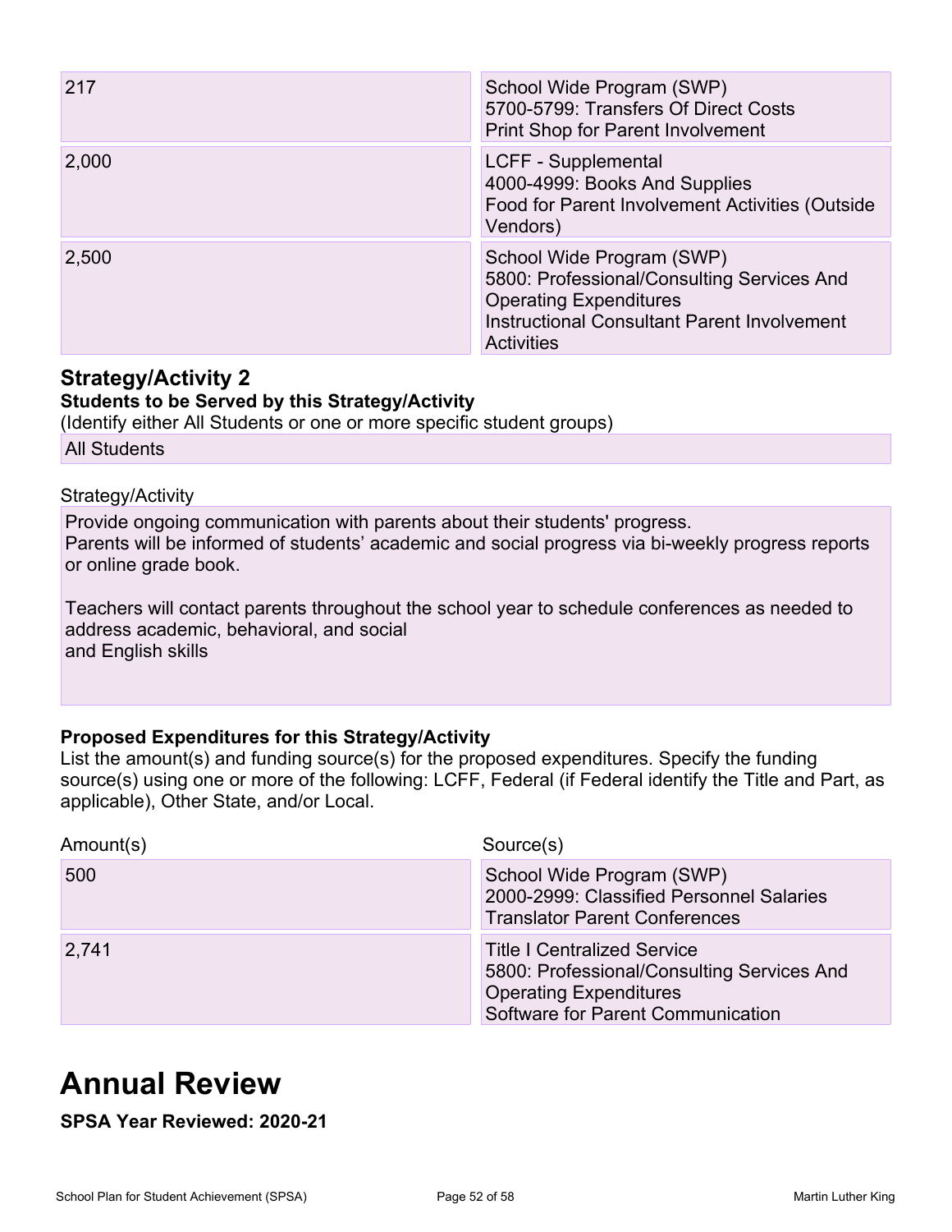| Amount(s) | Source(s) |
|---|---|
| 217 | School Wide Program (SWP)<br>5700-5799: Transfers Of Direct Costs<br>Print Shop for Parent Involvement |
| 2,000 | LCFF - Supplemental<br>4000-4999: Books And Supplies<br>Food for Parent Involvement Activities (Outside Vendors) |
| 2,500 | School Wide Program (SWP)<br>5800: Professional/Consulting Services And Operating Expenditures<br>Instructional Consultant Parent Involvement Activities |

### Strategy/Activity 2

**Students to be Served by this Strategy/Activity**

(Identify either All Students or one or more specific student groups)

All Students

Strategy/Activity

Provide ongoing communication with parents about their students' progress.
Parents will be informed of students' academic and social progress via bi-weekly progress reports or online grade book.

Teachers will contact parents throughout the school year to schedule conferences as needed to address academic, behavioral, and social
and English skills

**Proposed Expenditures for this Strategy/Activity**

List the amount(s) and funding source(s) for the proposed expenditures. Specify the funding source(s) using one or more of the following: LCFF, Federal (if Federal identify the Title and Part, as applicable), Other State, and/or Local.

| Amount(s) | Source(s) |
|---|---|
| 500 | School Wide Program (SWP)<br>2000-2999: Classified Personnel Salaries<br>Translator Parent Conferences |
| 2,741 | Title I Centralized Service<br>5800: Professional/Consulting Services And Operating Expenditures<br>Software for Parent Communication |

# Annual Review

**SPSA Year Reviewed: 2020-21**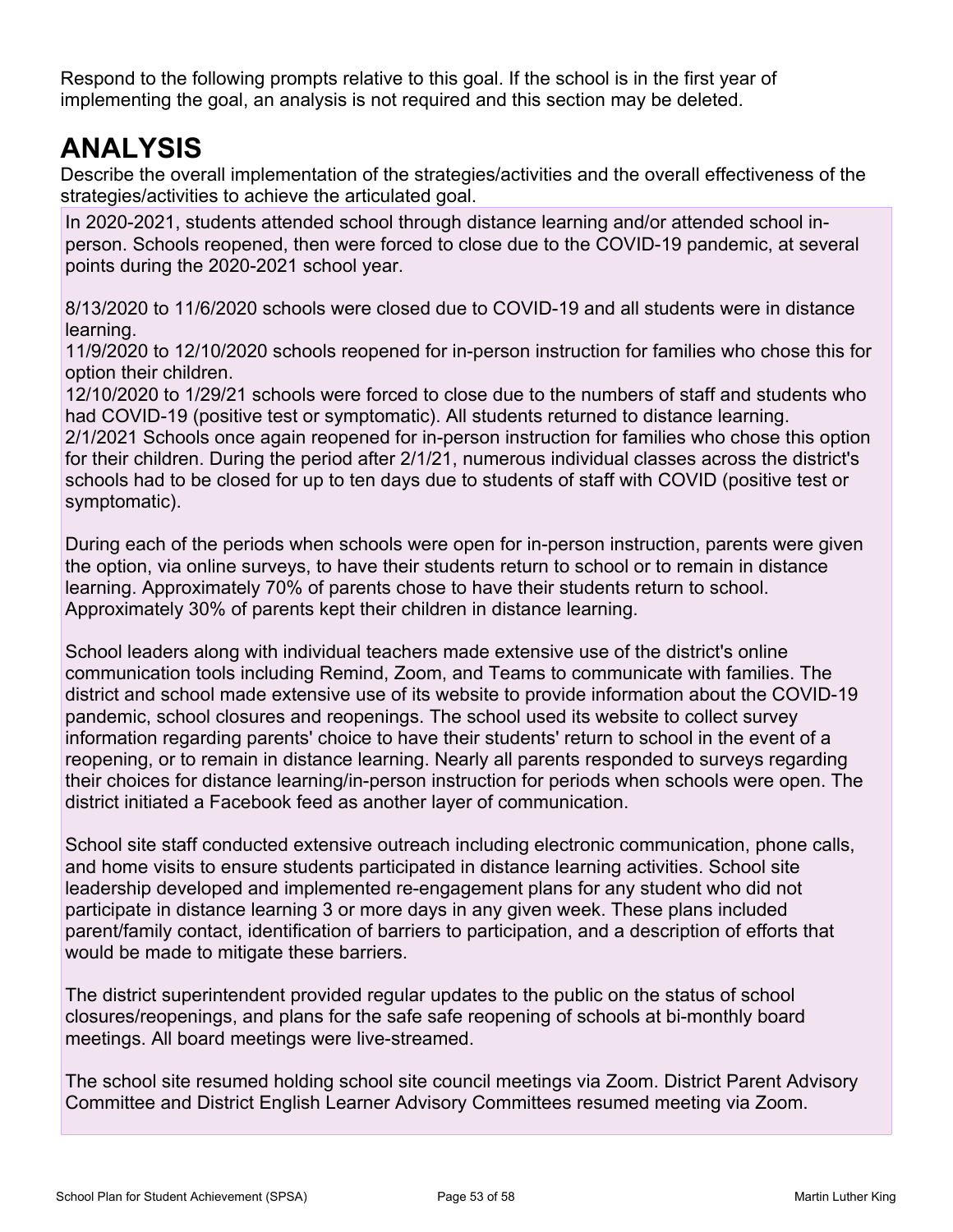Respond to the following prompts relative to this goal. If the school is in the first year of implementing the goal, an analysis is not required and this section may be deleted.

# ANALYSIS

Describe the overall implementation of the strategies/activities and the overall effectiveness of the strategies/activities to achieve the articulated goal.

In 2020-2021, students attended school through distance learning and/or attended school in-person. Schools reopened, then were forced to close due to the COVID-19 pandemic, at several points during the 2020-2021 school year.

8/13/2020 to 11/6/2020 schools were closed due to COVID-19 and all students were in distance learning.
11/9/2020 to 12/10/2020 schools reopened for in-person instruction for families who chose this for option their children.
12/10/2020 to 1/29/21 schools were forced to close due to the numbers of staff and students who had COVID-19 (positive test or symptomatic). All students returned to distance learning.
2/1/2021 Schools once again reopened for in-person instruction for families who chose this option for their children. During the period after 2/1/21, numerous individual classes across the district's schools had to be closed for up to ten days due to students of staff with COVID (positive test or symptomatic).

During each of the periods when schools were open for in-person instruction, parents were given the option, via online surveys, to have their students return to school or to remain in distance learning. Approximately 70% of parents chose to have their students return to school. Approximately 30% of parents kept their children in distance learning.

School leaders along with individual teachers made extensive use of the district's online communication tools including Remind, Zoom, and Teams to communicate with families. The district and school made extensive use of its website to provide information about the COVID-19 pandemic, school closures and reopenings. The school used its website to collect survey information regarding parents' choice to have their students' return to school in the event of a reopening, or to remain in distance learning. Nearly all parents responded to surveys regarding their choices for distance learning/in-person instruction for periods when schools were open. The district initiated a Facebook feed as another layer of communication.

School site staff conducted extensive outreach including electronic communication, phone calls, and home visits to ensure students participated in distance learning activities. School site leadership developed and implemented re-engagement plans for any student who did not participate in distance learning 3 or more days in any given week. These plans included parent/family contact, identification of barriers to participation, and a description of efforts that would be made to mitigate these barriers.

The district superintendent provided regular updates to the public on the status of school closures/reopenings, and plans for the safe safe reopening of schools at bi-monthly board meetings. All board meetings were live-streamed.

The school site resumed holding school site council meetings via Zoom. District Parent Advisory Committee and District English Learner Advisory Committees resumed meeting via Zoom.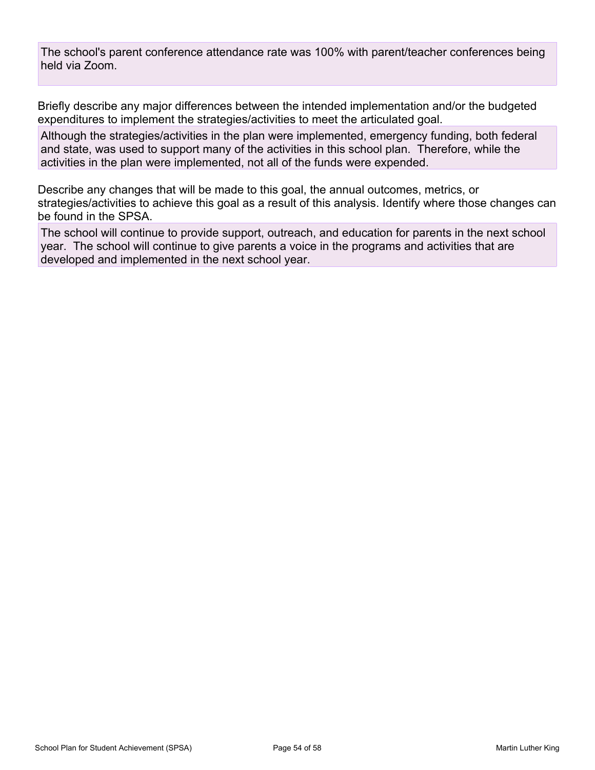The school's parent conference attendance rate was 100% with parent/teacher conferences being held via Zoom.

Briefly describe any major differences between the intended implementation and/or the budgeted expenditures to implement the strategies/activities to meet the articulated goal.

Although the strategies/activities in the plan were implemented, emergency funding, both federal and state, was used to support many of the activities in this school plan. Therefore, while the activities in the plan were implemented, not all of the funds were expended.

Describe any changes that will be made to this goal, the annual outcomes, metrics, or strategies/activities to achieve this goal as a result of this analysis. Identify where those changes can be found in the SPSA.

The school will continue to provide support, outreach, and education for parents in the next school year. The school will continue to give parents a voice in the programs and activities that are developed and implemented in the next school year.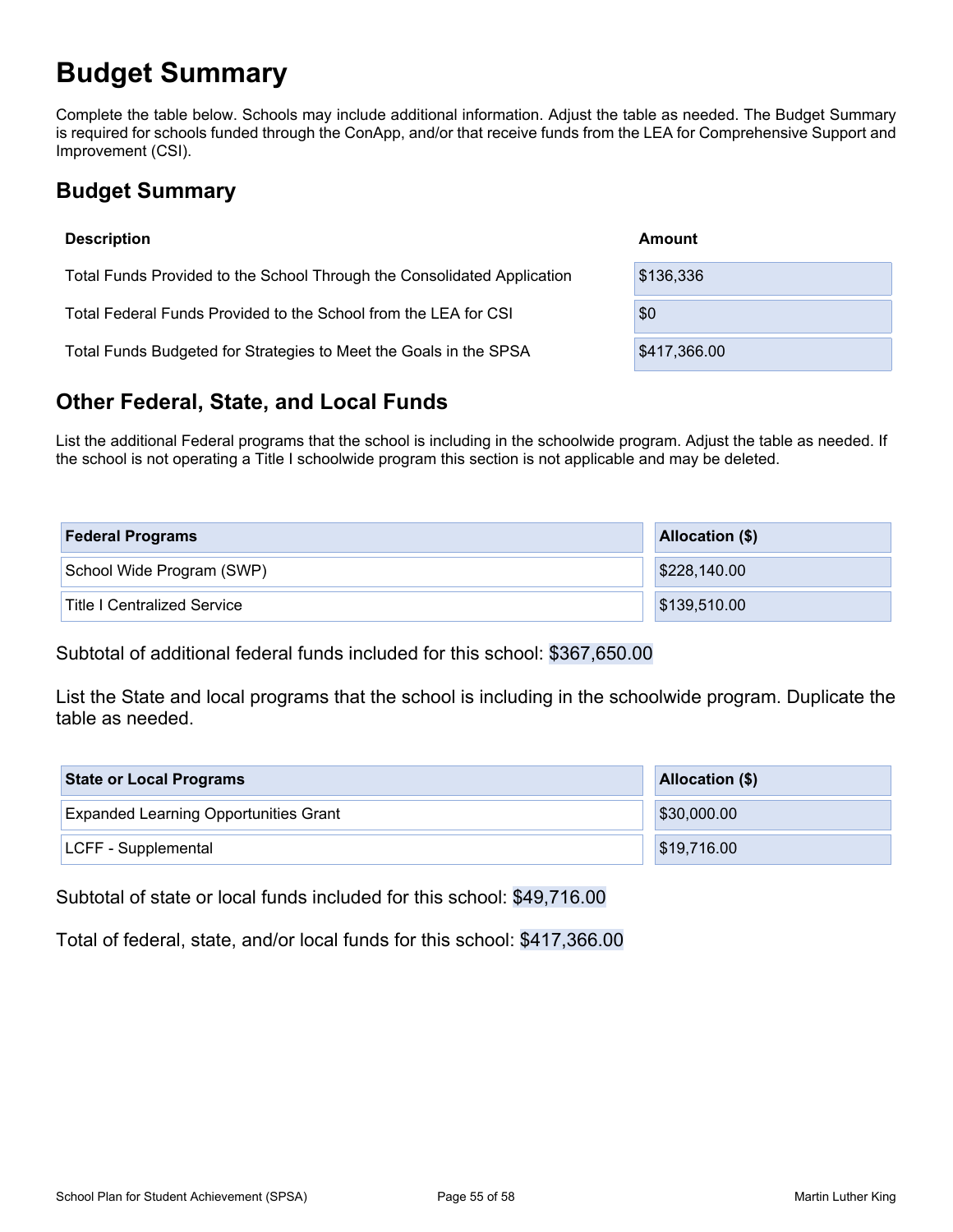# Budget Summary

Complete the table below. Schools may include additional information. Adjust the table as needed. The Budget Summary is required for schools funded through the ConApp, and/or that receive funds from the LEA for Comprehensive Support and Improvement (CSI).

## Budget Summary

| Description | Amount |
| --- | --- |
| Total Funds Provided to the School Through the Consolidated Application | $136,336 |
| Total Federal Funds Provided to the School from the LEA for CSI | $0 |
| Total Funds Budgeted for Strategies to Meet the Goals in the SPSA | $417,366.00 |

## Other Federal, State, and Local Funds

List the additional Federal programs that the school is including in the schoolwide program. Adjust the table as needed. If the school is not operating a Title I schoolwide program this section is not applicable and may be deleted.

| Federal Programs | Allocation ($) |
| --- | --- |
| School Wide Program (SWP) | $228,140.00 |
| Title I Centralized Service | $139,510.00 |

Subtotal of additional federal funds included for this school: $367,650.00

List the State and local programs that the school is including in the schoolwide program. Duplicate the table as needed.

| State or Local Programs | Allocation ($) |
| --- | --- |
| Expanded Learning Opportunities Grant | $30,000.00 |
| LCFF - Supplemental | $19,716.00 |

Subtotal of state or local funds included for this school: $49,716.00

Total of federal, state, and/or local funds for this school: $417,366.00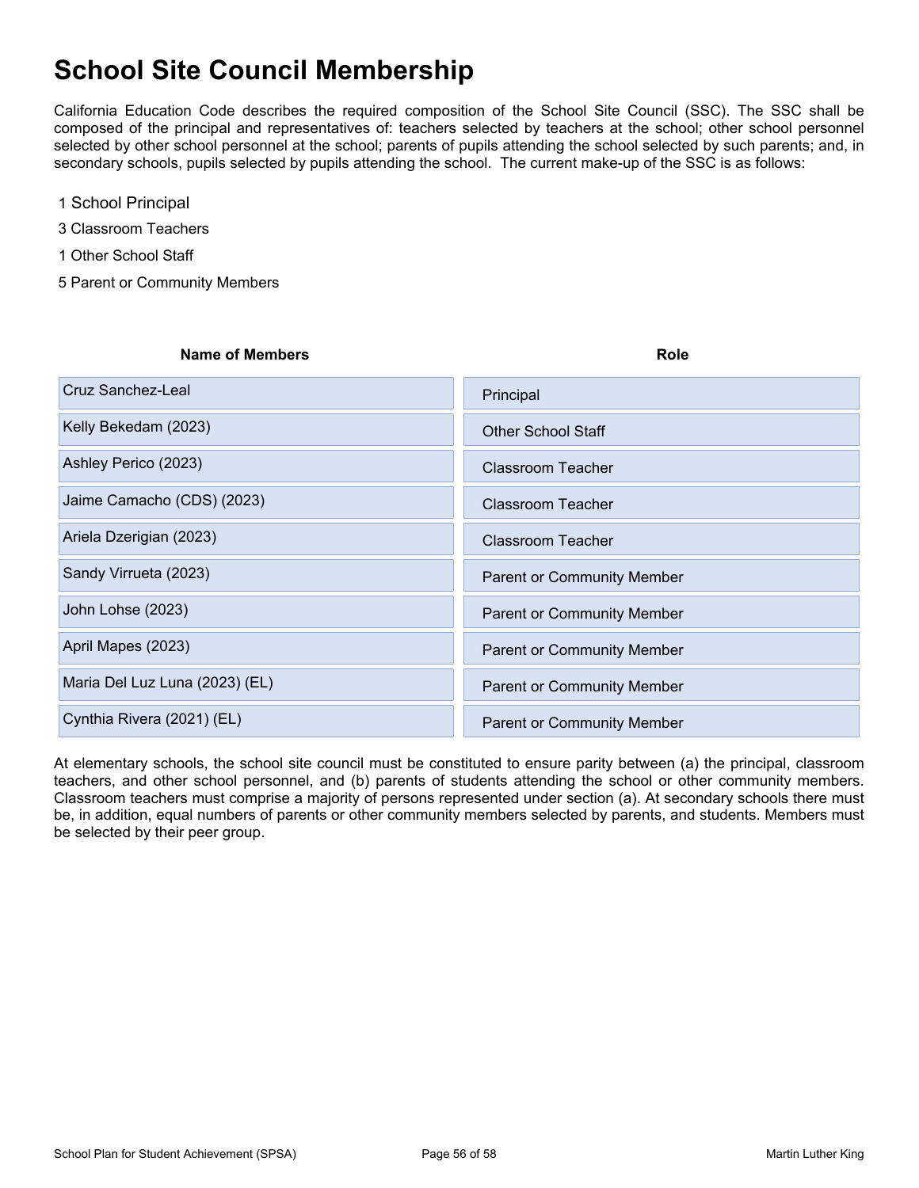# School Site Council Membership

California Education Code describes the required composition of the School Site Council (SSC). The SSC shall be composed of the principal and representatives of: teachers selected by teachers at the school; other school personnel selected by other school personnel at the school; parents of pupils attending the school selected by such parents; and, in secondary schools, pupils selected by pupils attending the school. The current make-up of the SSC is as follows:

1 School Principal

3 Classroom Teachers

1 Other School Staff

5 Parent or Community Members

| Name of Members | Role |
|---|---|
| Cruz Sanchez-Leal | Principal |
| Kelly Bekedam (2023) | Other School Staff |
| Ashley Perico (2023) | Classroom Teacher |
| Jaime Camacho (CDS) (2023) | Classroom Teacher |
| Ariela Dzerigian (2023) | Classroom Teacher |
| Sandy Virrueta (2023) | Parent or Community Member |
| John Lohse (2023) | Parent or Community Member |
| April Mapes (2023) | Parent or Community Member |
| Maria Del Luz Luna (2023) (EL) | Parent or Community Member |
| Cynthia Rivera (2021) (EL) | Parent or Community Member |

At elementary schools, the school site council must be constituted to ensure parity between (a) the principal, classroom teachers, and other school personnel, and (b) parents of students attending the school or other community members. Classroom teachers must comprise a majority of persons represented under section (a). At secondary schools there must be, in addition, equal numbers of parents or other community members selected by parents, and students. Members must be selected by their peer group.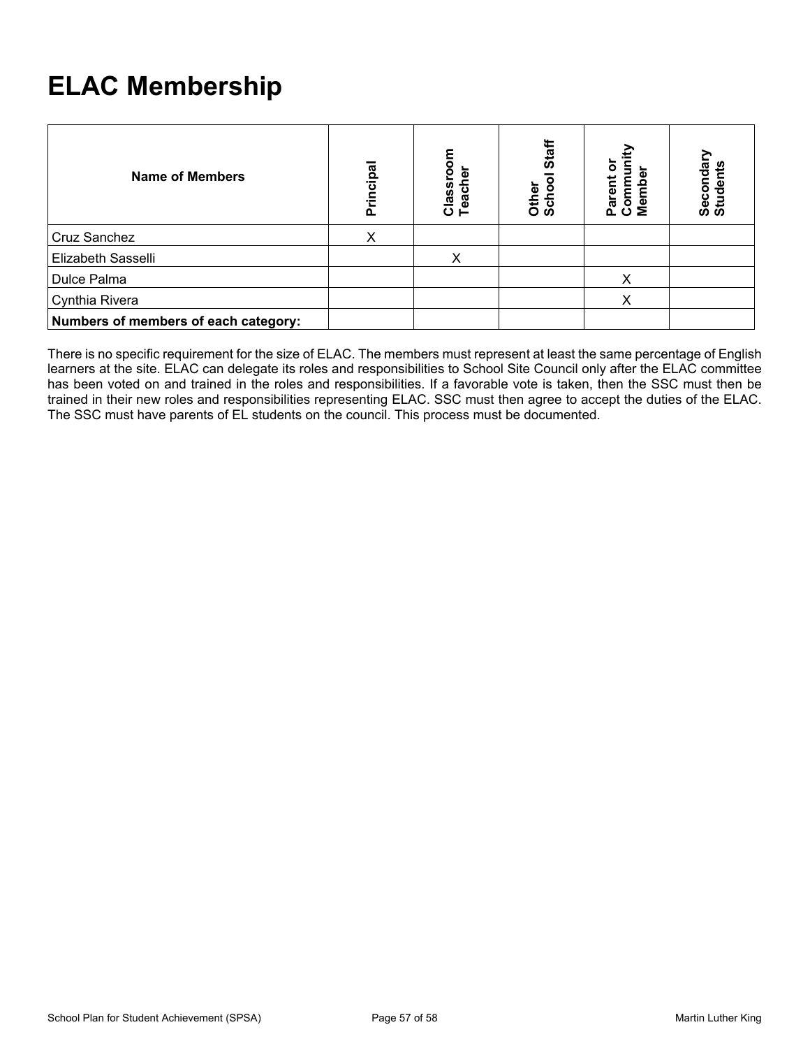# ELAC Membership

| Name of Members | Principal | Classroom Teacher | Other School Staff | Parent or Community Member | Secondary Students |
|---|---|---|---|---|---|
| Cruz Sanchez | X | | | | |
| Elizabeth Sasselli | | X | | | |
| Dulce Palma | | | | X | |
| Cynthia Rivera | | | | X | |
| **Numbers of members of each category:** | | | | | |

There is no specific requirement for the size of ELAC. The members must represent at least the same percentage of English learners at the site. ELAC can delegate its roles and responsibilities to School Site Council only after the ELAC committee has been voted on and trained in the roles and responsibilities. If a favorable vote is taken, then the SSC must then be trained in their new roles and responsibilities representing ELAC. SSC must then agree to accept the duties of the ELAC. The SSC must have parents of EL students on the council. This process must be documented.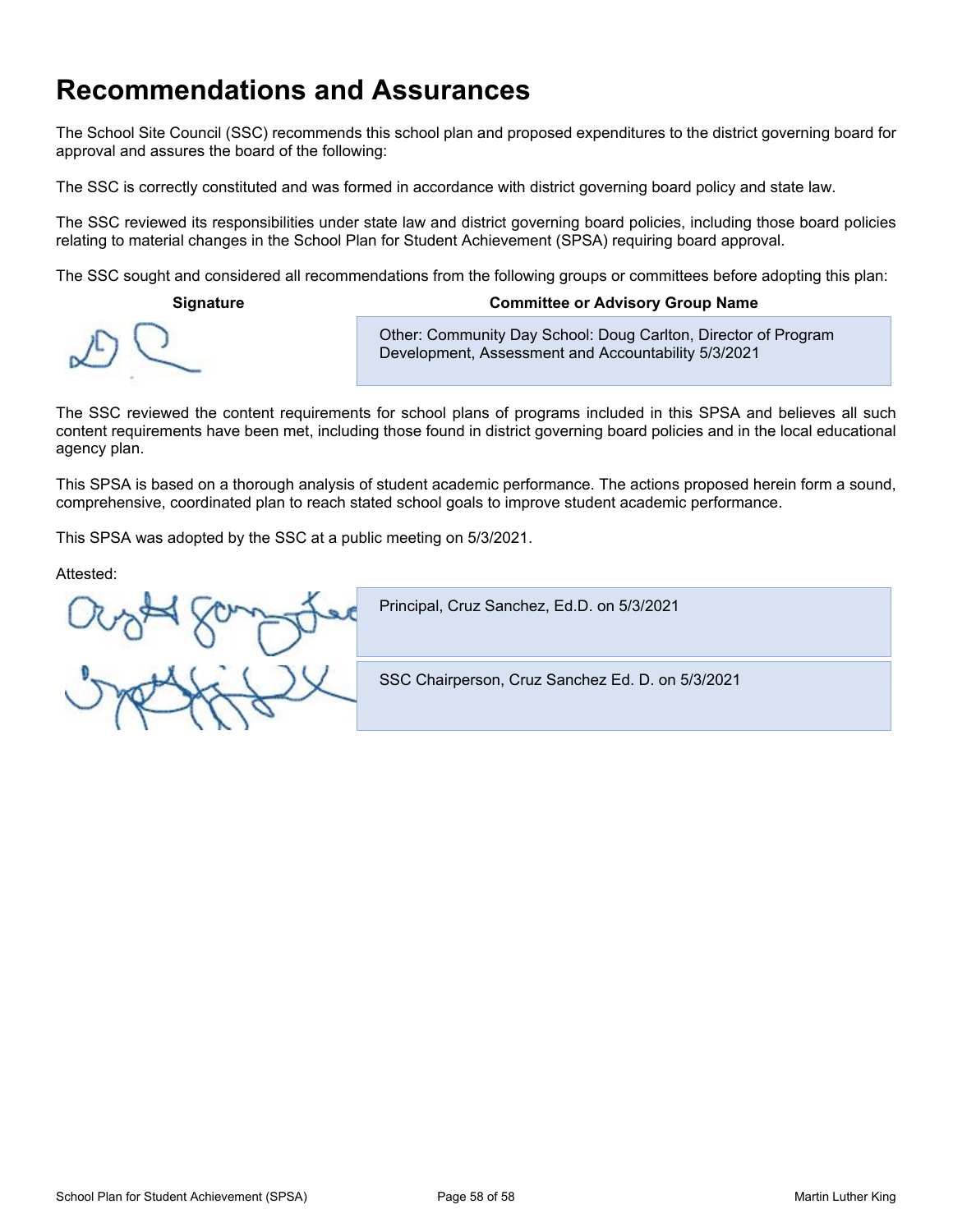# Recommendations and Assurances

The School Site Council (SSC) recommends this school plan and proposed expenditures to the district governing board for approval and assures the board of the following:

The SSC is correctly constituted and was formed in accordance with district governing board policy and state law.

The SSC reviewed its responsibilities under state law and district governing board policies, including those board policies relating to material changes in the School Plan for Student Achievement (SPSA) requiring board approval.

The SSC sought and considered all recommendations from the following groups or committees before adopting this plan:

| Signature | Committee or Advisory Group Name |
|---|---|
| | Other: Community Day School: Doug Carlton, Director of Program Development, Assessment and Accountability 5/3/2021 |

The SSC reviewed the content requirements for school plans of programs included in this SPSA and believes all such content requirements have been met, including those found in district governing board policies and in the local educational agency plan.

This SPSA is based on a thorough analysis of student academic performance. The actions proposed herein form a sound, comprehensive, coordinated plan to reach stated school goals to improve student academic performance.

This SPSA was adopted by the SSC at a public meeting on 5/3/2021.

Attested:

| | |
|---|---|
| | Principal, Cruz Sanchez, Ed.D. on 5/3/2021 |
| | SSC Chairperson, Cruz Sanchez Ed. D. on 5/3/2021 |